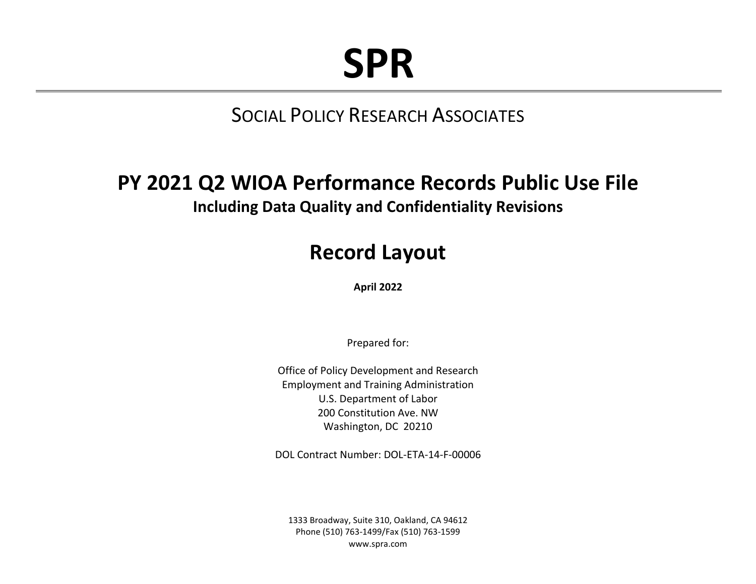# SPR

## SOCIAL POLICY RESEARCH ASSOCIATES

# PY 2021 Q2 WIOA Performance Records Public Use File

**Including Data Quality and Confidentiality Revisions**

# Record Layout

**April 2022**

Prepared for:

Office of Policy Development and Research
Employment and Training Administration
U.S. Department of Labor
200 Constitution Ave. NW
Washington, DC 20210

DOL Contract Number: DOL-ETA-14-F-00006

1333 Broadway, Suite 310, Oakland, CA 94612
Phone (510) 763-1499/Fax (510) 763-1599
www.spra.com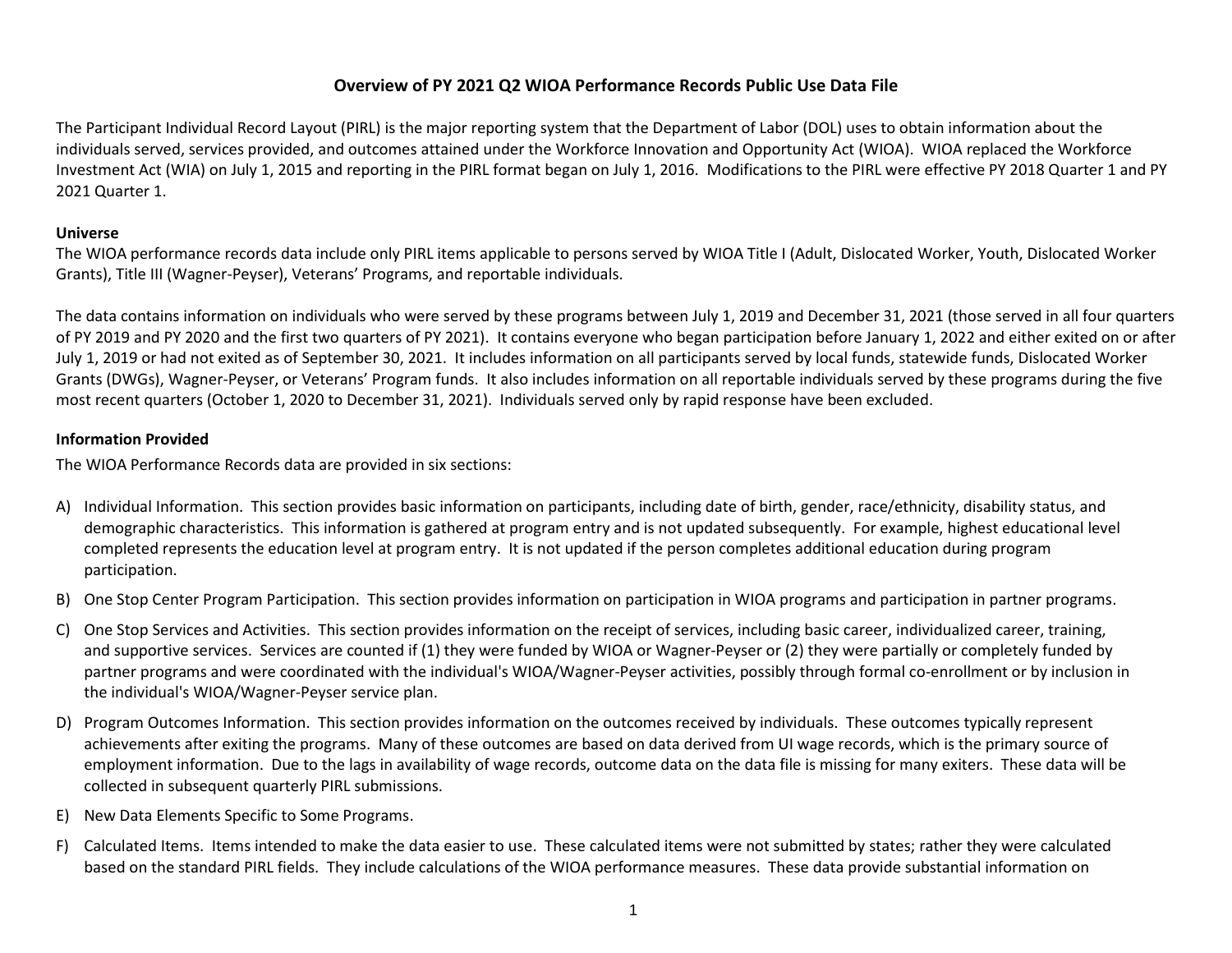# Overview of PY 2021 Q2 WIOA Performance Records Public Use Data File

The Participant Individual Record Layout (PIRL) is the major reporting system that the Department of Labor (DOL) uses to obtain information about the individuals served, services provided, and outcomes attained under the Workforce Innovation and Opportunity Act (WIOA). WIOA replaced the Workforce Investment Act (WIA) on July 1, 2015 and reporting in the PIRL format began on July 1, 2016. Modifications to the PIRL were effective PY 2018 Quarter 1 and PY 2021 Quarter 1.

## Universe

The WIOA performance records data include only PIRL items applicable to persons served by WIOA Title I (Adult, Dislocated Worker, Youth, Dislocated Worker Grants), Title III (Wagner-Peyser), Veterans' Programs, and reportable individuals.

The data contains information on individuals who were served by these programs between July 1, 2019 and December 31, 2021 (those served in all four quarters of PY 2019 and PY 2020 and the first two quarters of PY 2021). It contains everyone who began participation before January 1, 2022 and either exited on or after July 1, 2019 or had not exited as of September 30, 2021. It includes information on all participants served by local funds, statewide funds, Dislocated Worker Grants (DWGs), Wagner-Peyser, or Veterans' Program funds. It also includes information on all reportable individuals served by these programs during the five most recent quarters (October 1, 2020 to December 31, 2021). Individuals served only by rapid response have been excluded.

## Information Provided

The WIOA Performance Records data are provided in six sections:

A) Individual Information. This section provides basic information on participants, including date of birth, gender, race/ethnicity, disability status, and demographic characteristics. This information is gathered at program entry and is not updated subsequently. For example, highest educational level completed represents the education level at program entry. It is not updated if the person completes additional education during program participation.

B) One Stop Center Program Participation. This section provides information on participation in WIOA programs and participation in partner programs.

C) One Stop Services and Activities. This section provides information on the receipt of services, including basic career, individualized career, training, and supportive services. Services are counted if (1) they were funded by WIOA or Wagner-Peyser or (2) they were partially or completely funded by partner programs and were coordinated with the individual's WIOA/Wagner-Peyser activities, possibly through formal co-enrollment or by inclusion in the individual's WIOA/Wagner-Peyser service plan.

D) Program Outcomes Information. This section provides information on the outcomes received by individuals. These outcomes typically represent achievements after exiting the programs. Many of these outcomes are based on data derived from UI wage records, which is the primary source of employment information. Due to the lags in availability of wage records, outcome data on the data file is missing for many exiters. These data will be collected in subsequent quarterly PIRL submissions.

E) New Data Elements Specific to Some Programs.

F) Calculated Items. Items intended to make the data easier to use. These calculated items were not submitted by states; rather they were calculated based on the standard PIRL fields. They include calculations of the WIOA performance measures. These data provide substantial information on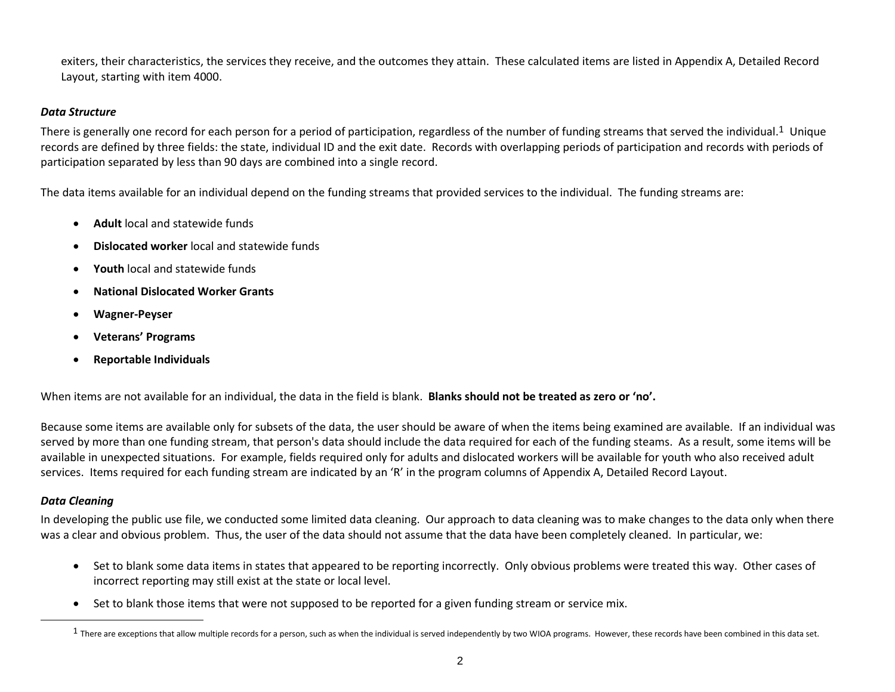exiters, their characteristics, the services they receive, and the outcomes they attain. These calculated items are listed in Appendix A, Detailed Record Layout, starting with item 4000.

### *Data Structure*

There is generally one record for each person for a period of participation, regardless of the number of funding streams that served the individual.[1] Unique records are defined by three fields: the state, individual ID and the exit date. Records with overlapping periods of participation and records with periods of participation separated by less than 90 days are combined into a single record.

The data items available for an individual depend on the funding streams that provided services to the individual. The funding streams are:

- **Adult** local and statewide funds
- **Dislocated worker** local and statewide funds
- **Youth** local and statewide funds
- **National Dislocated Worker Grants**
- **Wagner-Peyser**
- **Veterans' Programs**
- **Reportable Individuals**

When items are not available for an individual, the data in the field is blank. **Blanks should not be treated as zero or 'no'.**

Because some items are available only for subsets of the data, the user should be aware of when the items being examined are available. If an individual was served by more than one funding stream, that person's data should include the data required for each of the funding steams. As a result, some items will be available in unexpected situations. For example, fields required only for adults and dislocated workers will be available for youth who also received adult services. Items required for each funding stream are indicated by an 'R' in the program columns of Appendix A, Detailed Record Layout.

### *Data Cleaning*

In developing the public use file, we conducted some limited data cleaning. Our approach to data cleaning was to make changes to the data only when there was a clear and obvious problem. Thus, the user of the data should not assume that the data have been completely cleaned. In particular, we:

- Set to blank some data items in states that appeared to be reporting incorrectly. Only obvious problems were treated this way. Other cases of incorrect reporting may still exist at the state or local level.
- Set to blank those items that were not supposed to be reported for a given funding stream or service mix.

[1] There are exceptions that allow multiple records for a person, such as when the individual is served independently by two WIOA programs. However, these records have been combined in this data set.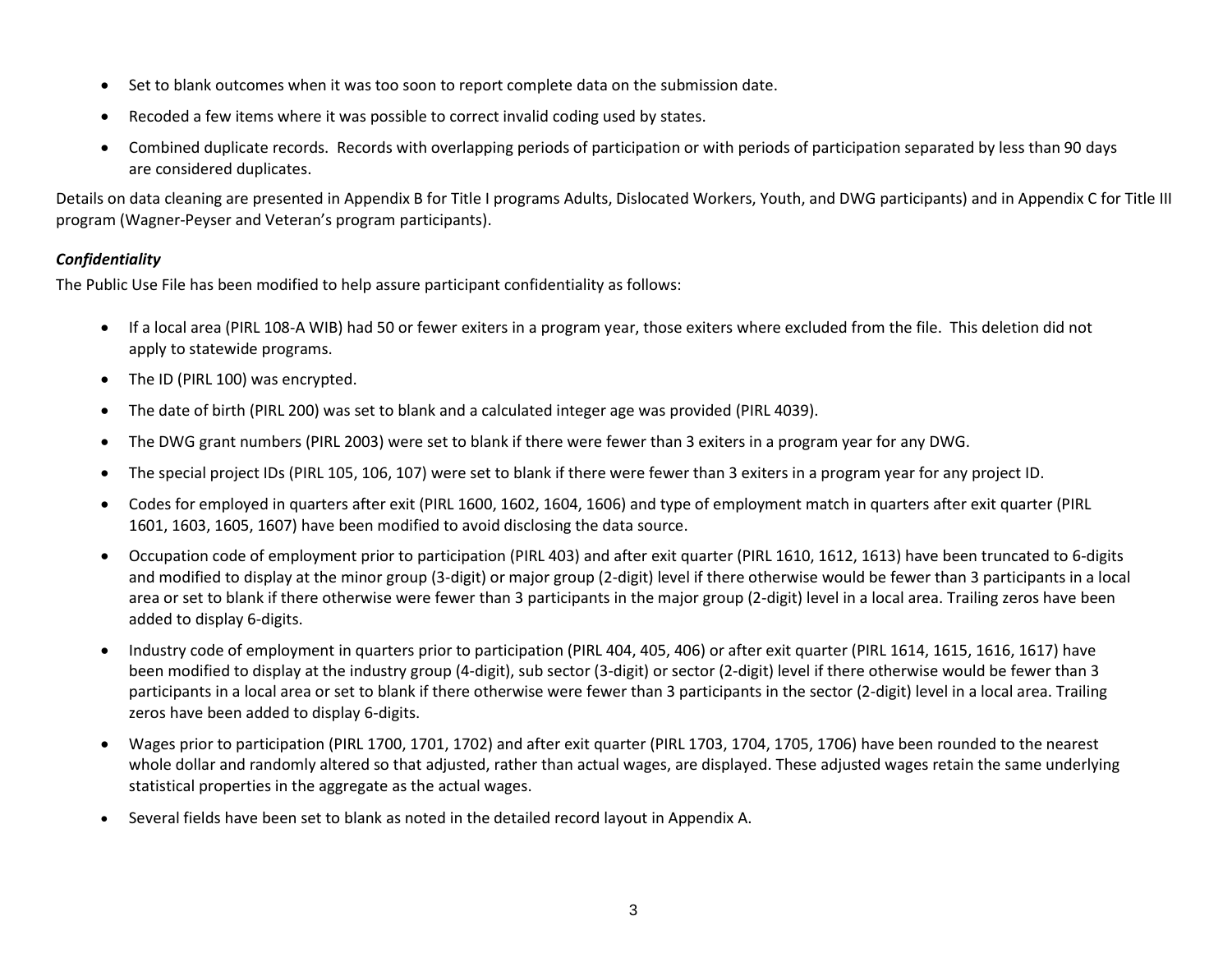- Set to blank outcomes when it was too soon to report complete data on the submission date.
- Recoded a few items where it was possible to correct invalid coding used by states.
- Combined duplicate records. Records with overlapping periods of participation or with periods of participation separated by less than 90 days are considered duplicates.

Details on data cleaning are presented in Appendix B for Title I programs Adults, Dislocated Workers, Youth, and DWG participants) and in Appendix C for Title III program (Wagner-Peyser and Veteran's program participants).

***Confidentiality***

The Public Use File has been modified to help assure participant confidentiality as follows:

- If a local area (PIRL 108-A WIB) had 50 or fewer exiters in a program year, those exiters where excluded from the file. This deletion did not apply to statewide programs.
- The ID (PIRL 100) was encrypted.
- The date of birth (PIRL 200) was set to blank and a calculated integer age was provided (PIRL 4039).
- The DWG grant numbers (PIRL 2003) were set to blank if there were fewer than 3 exiters in a program year for any DWG.
- The special project IDs (PIRL 105, 106, 107) were set to blank if there were fewer than 3 exiters in a program year for any project ID.
- Codes for employed in quarters after exit (PIRL 1600, 1602, 1604, 1606) and type of employment match in quarters after exit quarter (PIRL 1601, 1603, 1605, 1607) have been modified to avoid disclosing the data source.
- Occupation code of employment prior to participation (PIRL 403) and after exit quarter (PIRL 1610, 1612, 1613) have been truncated to 6-digits and modified to display at the minor group (3-digit) or major group (2-digit) level if there otherwise would be fewer than 3 participants in a local area or set to blank if there otherwise were fewer than 3 participants in the major group (2-digit) level in a local area. Trailing zeros have been added to display 6-digits.
- Industry code of employment in quarters prior to participation (PIRL 404, 405, 406) or after exit quarter (PIRL 1614, 1615, 1616, 1617) have been modified to display at the industry group (4-digit), sub sector (3-digit) or sector (2-digit) level if there otherwise would be fewer than 3 participants in a local area or set to blank if there otherwise were fewer than 3 participants in the sector (2-digit) level in a local area. Trailing zeros have been added to display 6-digits.
- Wages prior to participation (PIRL 1700, 1701, 1702) and after exit quarter (PIRL 1703, 1704, 1705, 1706) have been rounded to the nearest whole dollar and randomly altered so that adjusted, rather than actual wages, are displayed. These adjusted wages retain the same underlying statistical properties in the aggregate as the actual wages.
- Several fields have been set to blank as noted in the detailed record layout in Appendix A.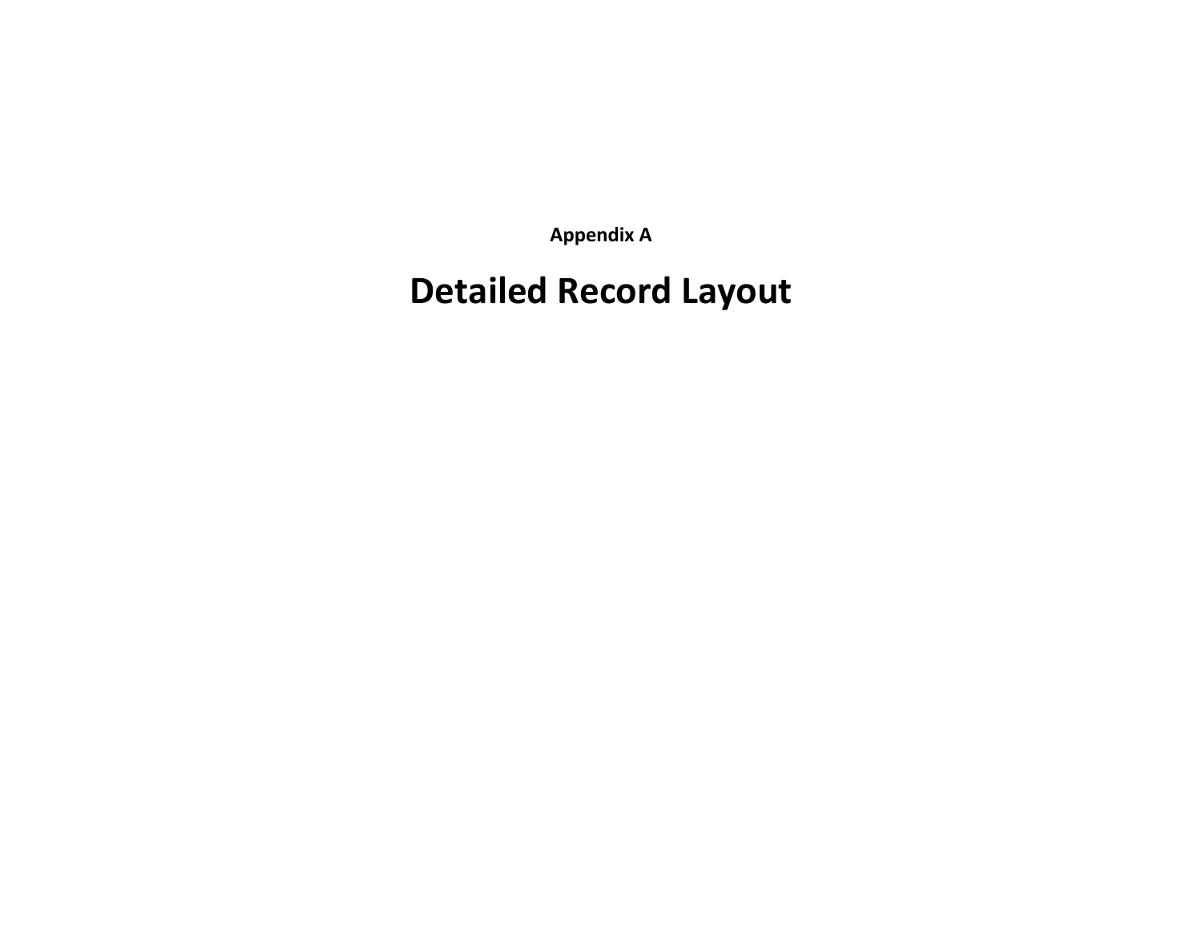**Appendix A**

# Detailed Record Layout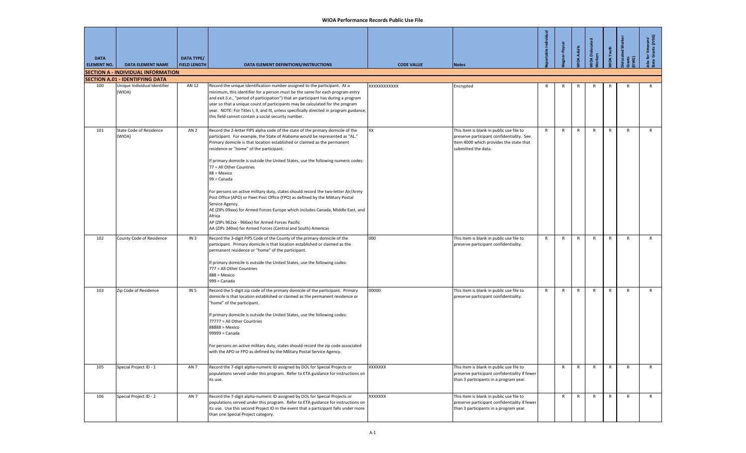# WIOA Performance Records Public Use File

| DATA ELEMENT NO. | DATA ELEMENT NAME | DATA TYPE/ FIELD LENGTH | DATA ELEMENT DEFINITIONS/INSTRUCTIONS | CODE VALUE | Notes | Reportable Individual | Wagner-Peyser | WIOA Adults | WIOA Dislocated Workers | WIOA Youth | Dislocated Worker Grants (DWG) | Jobs for Veterans' State Grants (JVSG) |
|---|---|---|---|---|---|---|---|---|---|---|---|---|
| **SECTION A - INDIVIDUAL INFORMATION** | | | | | | | | | | | | |
| **SECTION A.01 - IDENTIFYING DATA** | | | | | | | | | | | | |
| 100 | Unique Individual Identifier (WIOA) | AN 12 | Record the unique identification number assigned to the participant. At a minimum, this identifier for a person must be the same for each program entry and exit (i.e., "period of participation") that an participant has during a program year so that a unique count of participants may be calculated for the program year. NOTE: For Titles I, II, and III, unless specifically directed in program guidance, this field cannot contain a social security number. | XXXXXXXXXXXX | Encrypted | R | R | R | R | R | R | R |
| 101 | State Code of Residence (WIOA) | AN 2 | Record the 2-letter FIPS alpha code of the state of the primary domicile of the participant. For example, the State of Alabama would be represented as "AL." Primary domicile is that location established or claimed as the permanent residence or "home" of the participant.<br><br>If primary domicile is outside the United States, use the following numeric codes:<br>77 = All Other Countries<br>88 = Mexico<br>99 = Canada<br><br>For persons on active military duty, states should record the two-letter Air/Army Post Office (APO) or Fleet Post Office (FPO) as defined by the Military Postal Service Agency.<br>AE (ZIPs 09xxx) for Armed Forces Europe which includes Canada, Middle East, and Africa<br>AP (ZIPs 962xx - 966xx) for Armed Forces Pacific<br>AA (ZIPs 340xx) for Armed Forces (Central and South) Americas | XX | This Item is blank in public use file to preserve participant confidentiality. See Item 4000 which provides the state that submitted the data. | R | R | R | R | R | R | R |
| 102 | County Code of Residence | IN 3 | Record the 3-digit FIPS Code of the County of the primary domicile of the participant. Primary domicile is that location established or claimed as the permanent residence or "home" of the participant.<br><br>If primary domicile is outside the United States, use the following codes:<br>777 = All Other Countries<br>888 = Mexico<br>999 = Canada | 000 | This Item is blank in public use file to preserve participant confidentiality. | R | R | R | R | R | R | R |
| 103 | Zip Code of Residence | IN 5 | Record the 5-digit zip code of the primary domicile of the participant. Primary domicile is that location established or claimed as the permanent residence or "home" of the participant.<br><br>If primary domicile is outside the United States, use the following codes:<br>77777 = All Other Countries<br>88888 = Mexico<br>99999 = Canada<br><br>For persons on active military duty, states should record the zip code associated with the APO or FPO as defined by the Military Postal Service Agency. | 00000 | This Item is blank in public use file to preserve participant confidentiality. | R | R | R | R | R | R | R |
| 105 | Special Project ID - 1 | AN 7 | Record the 7-digit alpha-numeric ID assigned by DOL for Special Projects or populations served under this program. Refer to ETA guidance for instructions on its use. | XXXXXXX | This Item is blank in public use file to preserve participant confidentiality if fewer than 3 participants in a program year. | | R | R | R | R | R | R |
| 106 | Special Project ID - 2 | AN 7 | Record the 7-digit alpha-numeric ID assigned by DOL for Special Projects or populations served under this program. Refer to ETA guidance for instructions on its use. Use this second Project ID in the event that a participant falls under more than one Special Project category. | XXXXXXX | This Item is blank in public use file to preserve participant confidentiality if fewer than 3 participants in a program year. | | R | R | R | R | R | R |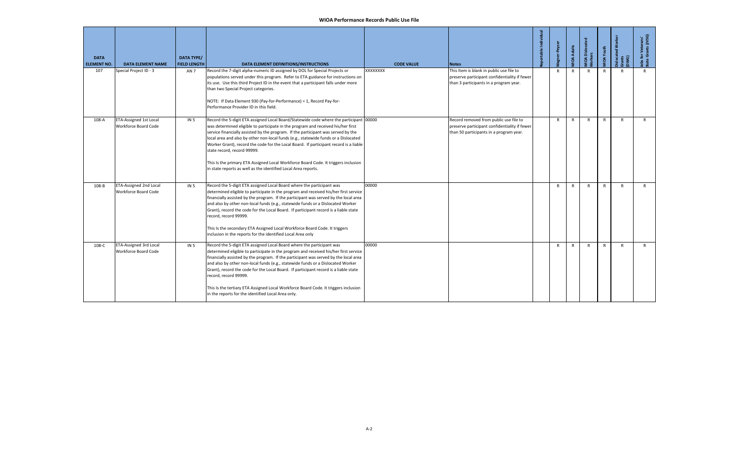# WIOA Performance Records Public Use File

| DATA ELEMENT NO. | DATA ELEMENT NAME | DATA TYPE/ FIELD LENGTH | DATA ELEMENT DEFINITIONS/INSTRUCTIONS | CODE VALUE | Notes | Reportable Individual | Wagner-Peyser | WIOA Adults | WIOA Dislocated Workers | WIOA Youth | Dislocated Worker Grants (DWG) | Jobs for Veterans' State Grants (JVSG) |
|---|---|---|---|---|---|---|---|---|---|---|---|---|
| 107 | Special Project ID - 3 | AN 7 | Record the 7-digit alpha-numeric ID assigned by DOL for Special Projects or populations served under this program. Refer to ETA guidance for instructions on its use. Use this third Project ID in the event that a participant falls under more than two Special Project categories.<br><br>NOTE: If Data Element 930 (Pay-for-Performance) = 1, Record Pay-for-Performance Provider ID in this field. | XXXXXXXX | This Item is blank in public use file to preserve participant confidentiality if fewer than 3 participants in a program year. | | R | R | R | R | R | R |
| 108-A | ETA-Assigned 1st Local Workforce Board Code | IN 5 | Record the 5-digit ETA assigned Local Board/Statewide code where the participant was determined eligible to participate in the program and received his/her first service financially assisted by the program. If the participant was served by the local area and also by other non-local funds (e.g., statewide funds or a Dislocated Worker Grant), record the code for the Local Board. If participant record is a liable state record, record 99999.<br><br>This Is the primary ETA Assigned Local Workforce Board Code. It triggers inclusion in state reports as well as the identified Local Area reports. | 00000 | Record removed from public use file to preserve participant confidentiality if fewer than 50 participants in a program year. | | R | R | R | R | R | R |
| 108-B | ETA-Assigned 2nd Local Workforce Board Code | IN 5 | Record the 5-digit ETA assigned Local Board where the participant was determined eligible to participate in the program and received his/her first service financially assisted by the program. If the participant was served by the local area and also by other non-local funds (e.g., statewide funds or a Dislocated Worker Grant), record the code for the Local Board. If participant record is a liable state record, record 99999.<br><br>This Is the secondary ETA Assigned Local Workforce Board Code. It triggers inclusion in the reports for the identified Local Area only | 00000 | | | R | R | R | R | R | R |
| 108-C | ETA-Assigned 3rd Local Workforce Board Code | IN 5 | Record the 5-digit ETA assigned Local Board where the participant was determined eligible to participate in the program and received his/her first service financially assisted by the program. If the participant was served by the local area and also by other non-local funds (e.g., statewide funds or a Dislocated Worker Grant), record the code for the Local Board. If participant record is a liable state record, record 99999.<br><br>This Is the tertiary ETA Assigned Local Workforce Board Code. It triggers inclusion in the reports for the identified Local Area only. | 00000 | | | R | R | R | R | R | R |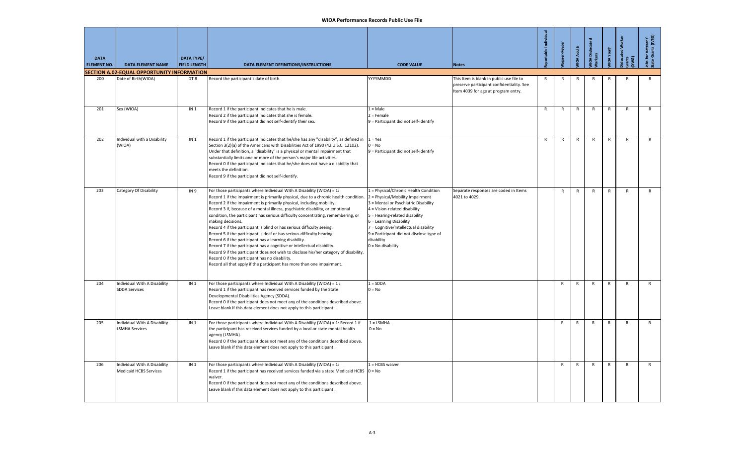# WIOA Performance Records Public Use File

| DATA ELEMENT NO. | DATA ELEMENT NAME | DATA TYPE/ FIELD LENGTH | DATA ELEMENT DEFINITIONS/INSTRUCTIONS | CODE VALUE | Notes | Reportable Individual | Wagner-Peyser | WIOA Adults | WIOA Dislocated Workers | WIOA Youth | Dislocated Worker Grants (DWG) | Jobs for Veterans' State Grants (JVSG) |
|---|---|---|---|---|---|---|---|---|---|---|---|---|
| **SECTION A.02-EQUAL OPPORTUNITY INFORMATION** | | | | | | | | | | | | |
| 200 | Date of Birth(WIOA) | DT 8 | Record the participant's date of birth. | YYYYMMDD | This Item is blank in public use file to preserve participant confidentiality. See Item 4039 for age at program entry. | R | R | R | R | R | R | R |
| 201 | Sex (WIOA) | IN 1 | Record 1 if the participant indicates that he is male.<br>Record 2 if the participant indicates that she is female.<br>Record 9 if the participant did not self-identify their sex. | 1 = Male<br>2 = Female<br>9 = Participant did not self-identify | | R | R | R | R | R | R | R |
| 202 | Individual with a Disability (WIOA) | IN 1 | Record 1 if the participant indicates that he/she has any "disability", as defined in Section 3(2)(a) of the Americans with Disabilities Act of 1990 (42 U.S.C. 12102). Under that definition, a "disability" is a physical or mental impairment that substantially limits one or more of the person's major life activities.<br>Record 0 if the participant indicates that he/she does not have a disability that meets the definition.<br>Record 9 if the participant did not self-identify. | 1 = Yes<br>0 = No<br>9 = Participant did not self-identify | | R | R | R | R | R | R | R |
| 203 | Category Of Disability | IN 9 | For those participants where Individual With A Disability (WIOA) = 1:<br>Record 1 if the impairment is primarily physical, due to a chronic health condition.<br>Record 2 if the impairment is primarily physical, including mobility.<br>Record 3 if, because of a mental illness, psychiatric disability, or emotional condition, the participant has serious difficulty concentrating, remembering, or making decisions.<br>Record 4 if the participant is blind or has serious difficulty seeing.<br>Record 5 if the participant is deaf or has serious difficulty hearing.<br>Record 6 if the participant has a learning disability.<br>Record 7 if the participant has a cognitive or intellectual disability.<br>Record 9 if the participant does not wish to disclose his/her category of disability.<br>Record 0 if the participant has no disability.<br>Record all that apply if the participant has more than one impairment. | 1 = Physical/Chronic Health Condition<br>2 = Physical/Mobility Impairment<br>3 = Mental or Psychiatric Disability<br>4 = Vision-related disability<br>5 = Hearing-related disability<br>6 = Learning Disability<br>7 = Cognitive/Intellectual disability<br>9 = Participant did not disclose type of disability<br>0 = No disability | Separate responses are coded in Items 4021 to 4029. | | R | R | R | R | R | R |
| 204 | Individual With A Disability SDDA Services | IN 1 | For those participants where Individual With A Disability (WIOA) = 1 :<br>Record 1 if the participant has received services funded by the State Developmental Disabilities Agency (SDDA).<br>Record 0 if the participant does not meet any of the conditions described above.<br>Leave blank if this data element does not apply to this participant. | 1 = SDDA<br>0 = No | | | R | R | R | R | R | R |
| 205 | Individual With A Disability LSMHA Services | IN 1 | For those participants where Individual With A Disability (WIOA) = 1: Record 1 if the participant has received services funded by a local or state mental health agency (LSMHA).<br>Record 0 if the participant does not meet any of the conditions described above.<br>Leave blank if this data element does not apply to this participant. | 1 = LSMHA<br>0 = No | | | R | R | R | R | R | R |
| 206 | Individual With A Disability Medicaid HCBS Services | IN 1 | For those participants where Individual With A Disability (WIOA) = 1:<br>Record 1 if the participant has received services funded via a state Medicaid HCBS waiver.<br>Record 0 if the participant does not meet any of the conditions described above.<br>Leave blank if this data element does not apply to this participant. | 1 = HCBS waiver<br>0 = No | | | R | R | R | R | R | R |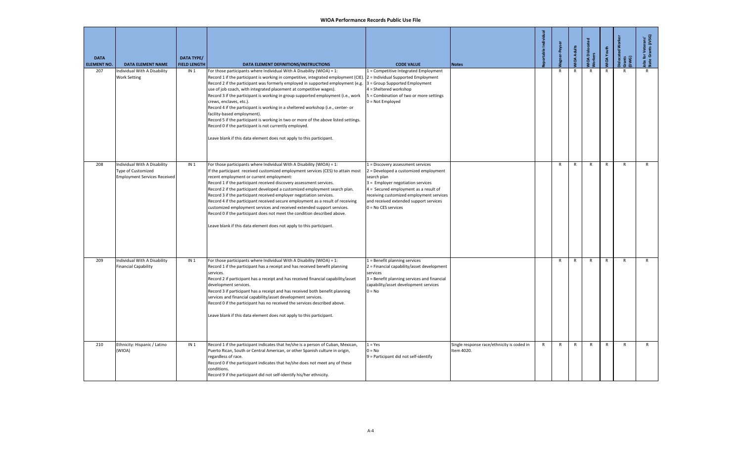# WIOA Performance Records Public Use File

| DATA ELEMENT NO. | DATA ELEMENT NAME | DATA TYPE/ FIELD LENGTH | DATA ELEMENT DEFINITIONS/INSTRUCTIONS | CODE VALUE | Notes | Reportable Individual | Wagner-Peyser | WIOA Adults | WIOA Dislocated Workers | WIOA Youth | Dislocated Worker Grants (DWG) | Jobs for Veterans' State Grants (JVSG) |
|---|---|---|---|---|---|---|---|---|---|---|---|---|
| 207 | Individual With A Disability Work Setting | IN 1 | For those participants where Individual With A Disability (WIOA) = 1:<br>Record 1 if the participant is working in competitive, integrated employment (CIE).<br>Record 2 if the participant was formerly employed in supported employment (e.g. use of job coach, with integrated placement at competitive wages).<br>Record 3 if the participant is working in group supported employment (i.e., work crews, enclaves, etc.).<br>Record 4 if the participant is working in a sheltered workshop (i.e., center- or facility-based employment).<br>Record 5 if the participant is working in two or more of the above listed settings.<br>Record 0 if the participant is not currently employed.<br><br>Leave blank if this data element does not apply to this participant. | 1 = Competitive Integrated Employment<br>2 = Individual Supported Employment<br>3 = Group Supported Employment<br>4 = Sheltered workshop<br>5 = Combination of two or more settings<br>0 = Not Employed | | | R | R | R | R | R | R |
| 208 | Individual With A Disability Type of Customized Employment Services Received | IN 1 | For those participants where Individual With A Disability (WIOA) = 1:<br>If the participant received customized employment services (CES) to attain most recent employment or current employment:<br>Record 1 if the participant received discovery assessment services.<br>Record 2 if the participant developed a customized employment search plan.<br>Record 3 if the participant received employer negotiation services.<br>Record 4 if the participant received secure employment as a result of receiving customized employment services and received extended support services.<br>Record 0 if the participant does not meet the condition described above.<br><br>Leave blank if this data element does not apply to this participant. | 1 = Discovery assessment services<br>2 = Developed a customized employment search plan<br>3 = Employer negotiation services<br>4 = Secured employment as a result of receiving customized employment services and received extended support services<br>0 = No CES services | | | R | R | R | R | R | R |
| 209 | Individual With A Disability Financial Capability | IN 1 | For those participants where Individual With A Disability (WIOA) = 1:<br>Record 1 if the participant has a receipt and has received benefit planning services.<br>Record 2 if participant has a receipt and has received financial capability/asset development services.<br>Record 3 if participant has a receipt and has received both benefit planning services and financial capability/asset development services.<br>Record 0 if the participant has no received the services described above.<br><br>Leave blank if this data element does not apply to this participant. | 1 = Benefit planning services<br>2 = Financial capability/asset development services<br>3 = Benefit planning services and financial capability/asset development services<br>0 = No | | | R | R | R | R | R | R |
| 210 | Ethnicity: Hispanic / Latino (WIOA) | IN 1 | Record 1 if the participant indicates that he/she is a person of Cuban, Mexican, Puerto Rican, South or Central American, or other Spanish culture in origin, regardless of race.<br>Record 0 if the participant indicates that he/she does not meet any of these conditions.<br>Record 9 if the participant did not self-identify his/her ethnicity. | 1 = Yes<br>0 = No<br>9 = Participant did not self-identify | Single response race/ethnicity is coded in Item 4020. | R | R | R | R | R | R | R |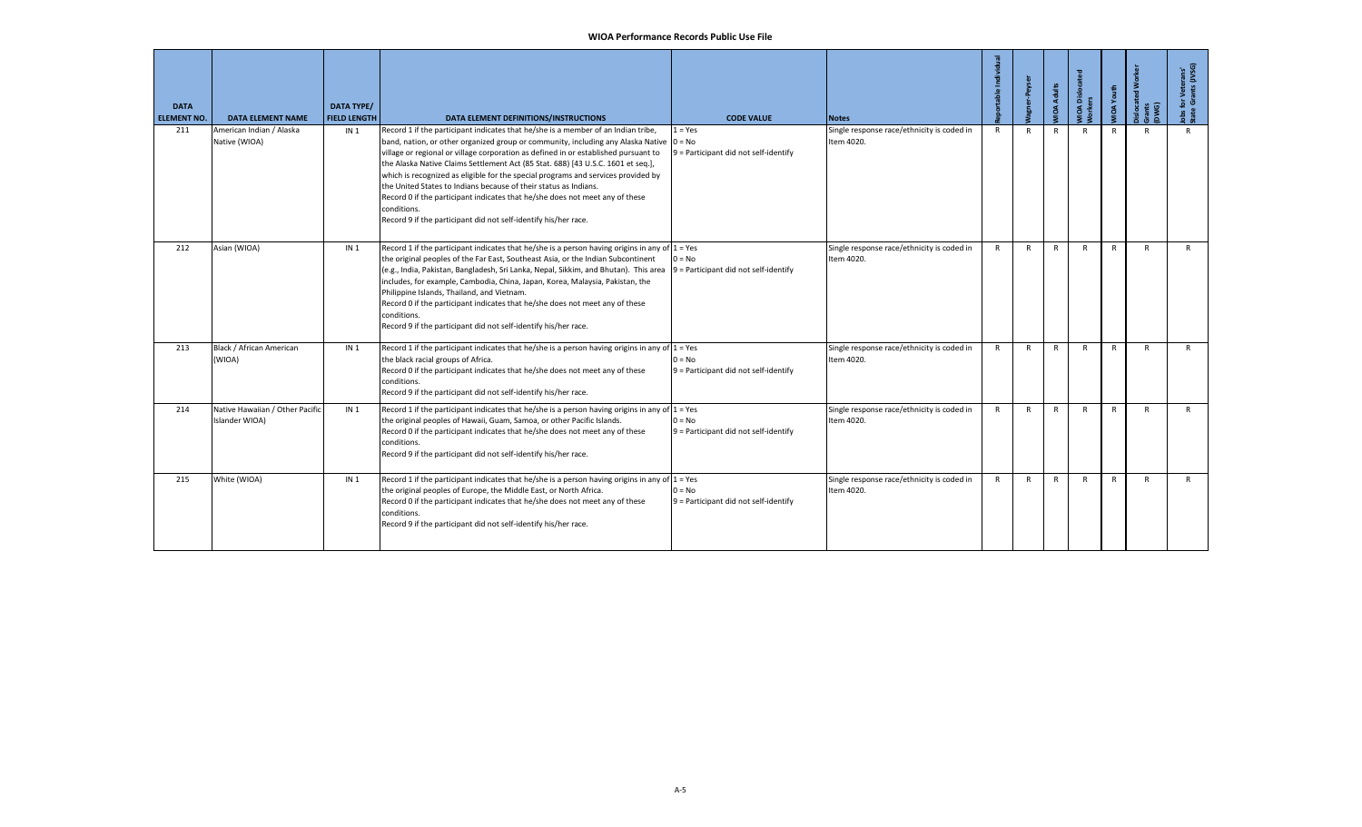# WIOA Performance Records Public Use File

| DATA ELEMENT NO. | DATA ELEMENT NAME | DATA TYPE/ FIELD LENGTH | DATA ELEMENT DEFINITIONS/INSTRUCTIONS | CODE VALUE | Notes | Reportable Individual | Wagner-Peyser | WIOA Adults | WIOA Dislocated Workers | WIOA Youth | Dislocated Worker Grants (DWG) | Jobs for Veterans' State Grants (JVSG) |
|---|---|---|---|---|---|---|---|---|---|---|---|---|
| 211 | American Indian / Alaska Native (WIOA) | IN 1 | Record 1 if the participant indicates that he/she is a member of an Indian tribe, band, nation, or other organized group or community, including any Alaska Native village or regional or village corporation as defined in or established pursuant to the Alaska Native Claims Settlement Act (85 Stat. 688) [43 U.S.C. 1601 et seq.], which is recognized as eligible for the special programs and services provided by the United States to Indians because of their status as Indians.<br>Record 0 if the participant indicates that he/she does not meet any of these conditions.<br>Record 9 if the participant did not self-identify his/her race. | 1 = Yes<br>0 = No<br>9 = Participant did not self-identify | Single response race/ethnicity is coded in Item 4020. | R | R | R | R | R | R | R |
| 212 | Asian (WIOA) | IN 1 | Record 1 if the participant indicates that he/she is a person having origins in any of the original peoples of the Far East, Southeast Asia, or the Indian Subcontinent (e.g., India, Pakistan, Bangladesh, Sri Lanka, Nepal, Sikkim, and Bhutan). This area includes, for example, Cambodia, China, Japan, Korea, Malaysia, Pakistan, the Philippine Islands, Thailand, and Vietnam.<br>Record 0 if the participant indicates that he/she does not meet any of these conditions.<br>Record 9 if the participant did not self-identify his/her race. | 1 = Yes<br>0 = No<br>9 = Participant did not self-identify | Single response race/ethnicity is coded in Item 4020. | R | R | R | R | R | R | R |
| 213 | Black / African American (WIOA) | IN 1 | Record 1 if the participant indicates that he/she is a person having origins in any of the black racial groups of Africa.<br>Record 0 if the participant indicates that he/she does not meet any of these conditions.<br>Record 9 if the participant did not self-identify his/her race. | 1 = Yes<br>0 = No<br>9 = Participant did not self-identify | Single response race/ethnicity is coded in Item 4020. | R | R | R | R | R | R | R |
| 214 | Native Hawaiian / Other Pacific Islander WIOA) | IN 1 | Record 1 if the participant indicates that he/she is a person having origins in any of the original peoples of Hawaii, Guam, Samoa, or other Pacific Islands.<br>Record 0 if the participant indicates that he/she does not meet any of these conditions.<br>Record 9 if the participant did not self-identify his/her race. | 1 = Yes<br>0 = No<br>9 = Participant did not self-identify | Single response race/ethnicity is coded in Item 4020. | R | R | R | R | R | R | R |
| 215 | White (WIOA) | IN 1 | Record 1 if the participant indicates that he/she is a person having origins in any of the original peoples of Europe, the Middle East, or North Africa.<br>Record 0 if the participant indicates that he/she does not meet any of these conditions.<br>Record 9 if the participant did not self-identify his/her race. | 1 = Yes<br>0 = No<br>9 = Participant did not self-identify | Single response race/ethnicity is coded in Item 4020. | R | R | R | R | R | R | R |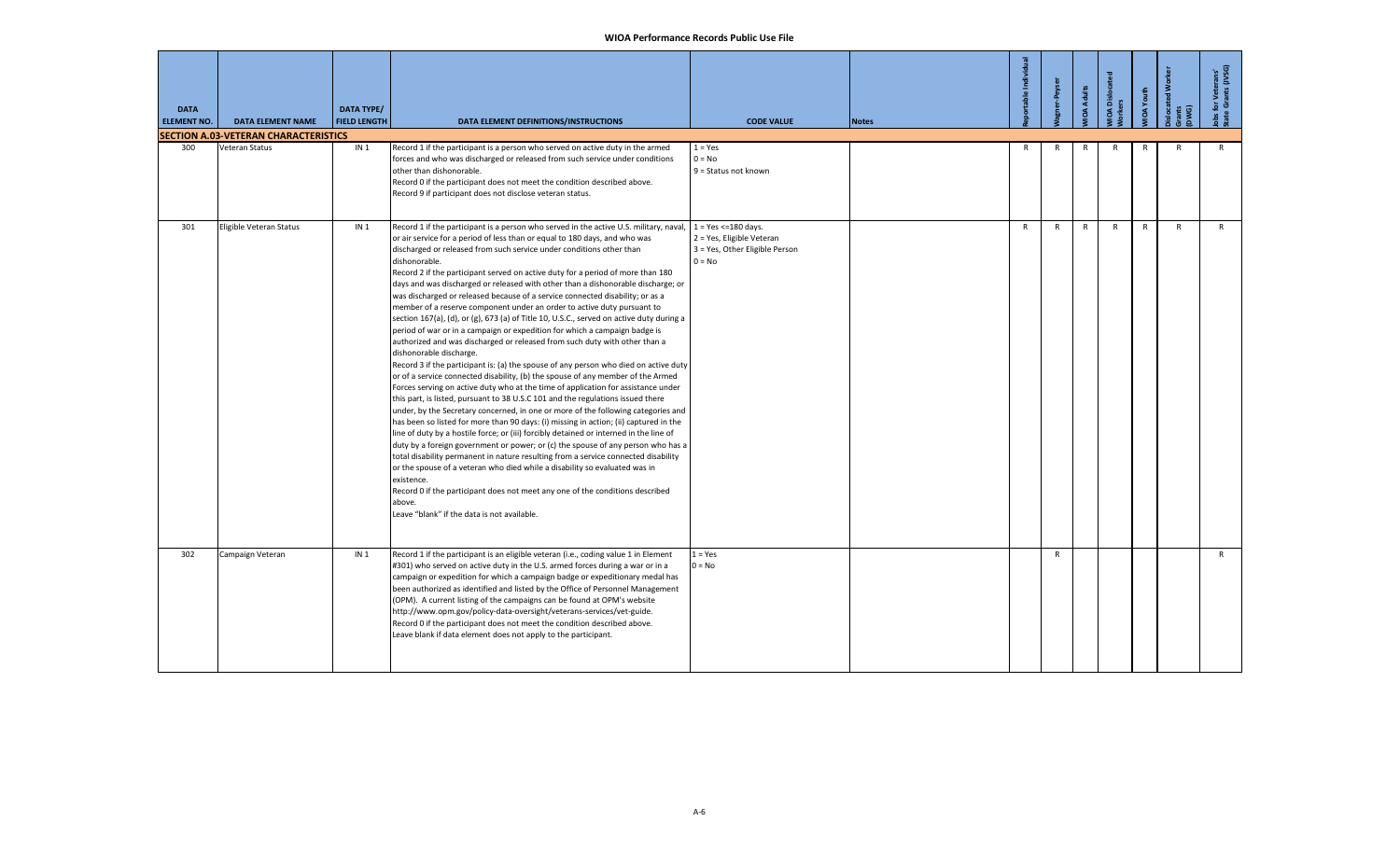| DATA ELEMENT NO. | DATA ELEMENT NAME | DATA TYPE/ FIELD LENGTH | DATA ELEMENT DEFINITIONS/INSTRUCTIONS | CODE VALUE | Notes | Reportable Individual | Wagner-Peyser | WIOA Adults | WIOA Dislocated Workers | WIOA Youth | Dislocated Worker Grants (DWG) | Jobs for Veterans' State Grants (JVSG) |
|---|---|---|---|---|---|---|---|---|---|---|---|---|
| **SECTION A.03-VETERAN CHARACTERISTICS** | | | | | | | | | | | | |
| 300 | Veteran Status | IN 1 | Record 1 if the participant is a person who served on active duty in the armed forces and who was discharged or released from such service under conditions other than dishonorable.<br>Record 0 if the participant does not meet the condition described above.<br>Record 9 if participant does not disclose veteran status. | 1 = Yes<br>0 = No<br>9 = Status not known | | R | R | R | R | R | R | R |
| 301 | Eligible Veteran Status | IN 1 | Record 1 if the participant is a person who served in the active U.S. military, naval, or air service for a period of less than or equal to 180 days, and who was discharged or released from such service under conditions other than dishonorable.<br>Record 2 if the participant served on active duty for a period of more than 180 days and was discharged or released with other than a dishonorable discharge; or was discharged or released because of a service connected disability; or as a member of a reserve component under an order to active duty pursuant to section 167(a), (d), or (g), 673 (a) of Title 10, U.S.C., served on active duty during a period of war or in a campaign or expedition for which a campaign badge is authorized and was discharged or released from such duty with other than a dishonorable discharge.<br>Record 3 if the participant is: (a) the spouse of any person who died on active duty or of a service connected disability, (b) the spouse of any member of the Armed Forces serving on active duty who at the time of application for assistance under this part, is listed, pursuant to 38 U.S.C 101 and the regulations issued there under, by the Secretary concerned, in one or more of the following categories and has been so listed for more than 90 days: (i) missing in action; (ii) captured in the line of duty by a hostile force; or (iii) forcibly detained or interned in the line of duty by a foreign government or power; or (c) the spouse of any person who has a total disability permanent in nature resulting from a service connected disability or the spouse of a veteran who died while a disability so evaluated was in existence.<br>Record 0 if the participant does not meet any one of the conditions described above.<br>Leave "blank" if the data is not available. | 1 = Yes <=180 days.<br>2 = Yes, Eligible Veteran<br>3 = Yes, Other Eligible Person<br>0 = No | | R | R | R | R | R | R | R |
| 302 | Campaign Veteran | IN 1 | Record 1 if the participant is an eligible veteran (i.e., coding value 1 in Element #301) who served on active duty in the U.S. armed forces during a war or in a campaign or expedition for which a campaign badge or expeditionary medal has been authorized as identified and listed by the Office of Personnel Management (OPM). A current listing of the campaigns can be found at OPM's website http://www.opm.gov/policy-data-oversight/veterans-services/vet-guide.<br>Record 0 if the participant does not meet the condition described above.<br>Leave blank if data element does not apply to the participant. | 1 = Yes<br>0 = No | | | R | | | | | R |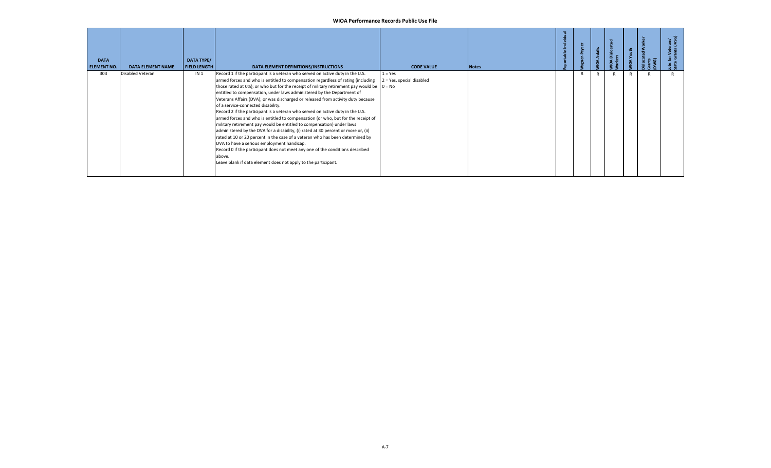# WIOA Performance Records Public Use File

| DATA ELEMENT NO. | DATA ELEMENT NAME | DATA TYPE/ FIELD LENGTH | DATA ELEMENT DEFINITIONS/INSTRUCTIONS | CODE VALUE | Notes | Reportable Individual | Wagner-Peyser | WIOA Adults | WIOA Dislocated Workers | WIOA Youth | Dislocated Worker Grants (DWG) | Jobs for Veterans' State Grants (JVSG) |
|---|---|---|---|---|---|---|---|---|---|---|---|---|
| 303 | Disabled Veteran | IN 1 | Record 1 if the participant is a veteran who served on active duty in the U.S. armed forces and who is entitled to compensation regardless of rating (including those rated at 0%); or who but for the receipt of military retirement pay would be entitled to compensation, under laws administered by the Department of Veterans Affairs (DVA); or was discharged or released from activity duty because of a service-connected disability.<br>Record 2 if the participant is a veteran who served on active duty in the U.S. armed forces and who is entitled to compensation (or who, but for the receipt of military retirement pay would be entitled to compensation) under laws administered by the DVA for a disability, (i) rated at 30 percent or more or, (ii) rated at 10 or 20 percent in the case of a veteran who has been determined by DVA to have a serious employment handicap.<br>Record 0 if the participant does not meet any one of the conditions described above.<br>Leave blank if data element does not apply to the participant. | 1 = Yes<br>2 = Yes, special disabled<br>0 = No | | | R | R | R | R | R | R |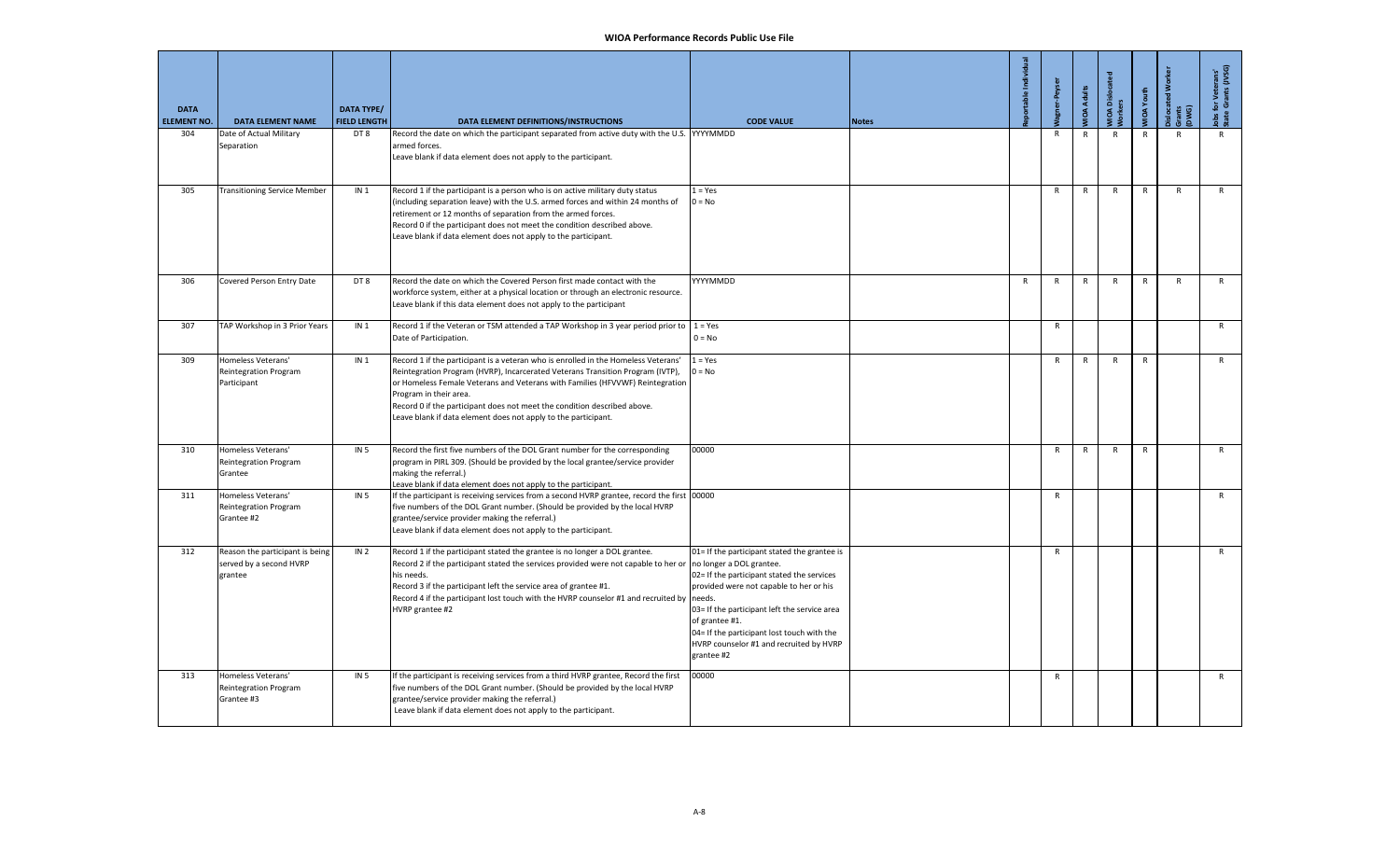# WIOA Performance Records Public Use File

| DATA ELEMENT NO. | DATA ELEMENT NAME | DATA TYPE/ FIELD LENGTH | DATA ELEMENT DEFINITIONS/INSTRUCTIONS | CODE VALUE | Notes | Reportable Individual | Wagner-Peyser | WIOA Adults | WIOA Dislocated Workers | WIOA Youth | Dislocated Worker Grants (DWG) | Jobs for Veterans' State Grants (JVSG) |
|---|---|---|---|---|---|---|---|---|---|---|---|---|
| 304 | Date of Actual Military Separation | DT 8 | Record the date on which the participant separated from active duty with the U.S. armed forces.<br>Leave blank if data element does not apply to the participant. | YYYYMMDD | | | R | R | R | R | R | R |
| 305 | Transitioning Service Member | IN 1 | Record 1 if the participant is a person who is on active military duty status (including separation leave) with the U.S. armed forces and within 24 months of retirement or 12 months of separation from the armed forces.<br>Record 0 if the participant does not meet the condition described above.<br>Leave blank if data element does not apply to the participant. | 1 = Yes<br>0 = No | | | R | R | R | R | R | R |
| 306 | Covered Person Entry Date | DT 8 | Record the date on which the Covered Person first made contact with the workforce system, either at a physical location or through an electronic resource.<br>Leave blank if this data element does not apply to the participant | YYYYMMDD | | R | R | R | R | R | R | R |
| 307 | TAP Workshop in 3 Prior Years | IN 1 | Record 1 if the Veteran or TSM attended a TAP Workshop in 3 year period prior to Date of Participation. | 1 = Yes<br>0 = No | | | R | | | | | R |
| 309 | Homeless Veterans' Reintegration Program Participant | IN 1 | Record 1 if the participant is a veteran who is enrolled in the Homeless Veterans' Reintegration Program (HVRP), Incarcerated Veterans Transition Program (IVTP), or Homeless Female Veterans and Veterans with Families (HFVVWF) Reintegration Program in their area.<br>Record 0 if the participant does not meet the condition described above.<br>Leave blank if data element does not apply to the participant. | 1 = Yes<br>0 = No | | | R | R | R | R | | R |
| 310 | Homeless Veterans' Reintegration Program Grantee | IN 5 | Record the first five numbers of the DOL Grant number for the corresponding program in PIRL 309. (Should be provided by the local grantee/service provider making the referral.)<br>Leave blank if data element does not apply to the participant. | 00000 | | | R | R | R | R | | R |
| 311 | Homeless Veterans' Reintegration Program Grantee #2 | IN 5 | If the participant is receiving services from a second HVRP grantee, record the first five numbers of the DOL Grant number. (Should be provided by the local HVRP grantee/service provider making the referral.)<br>Leave blank if data element does not apply to the participant. | 00000 | | | R | | | | | R |
| 312 | Reason the participant is being served by a second HVRP grantee | IN 2 | Record 1 if the participant stated the grantee is no longer a DOL grantee.<br>Record 2 if the participant stated the services provided were not capable to her or his needs.<br>Record 3 if the participant left the service area of grantee #1.<br>Record 4 if the participant lost touch with the HVRP counselor #1 and recruited by HVRP grantee #2 | 01= If the participant stated the grantee is no longer a DOL grantee.<br>02= If the participant stated the services provided were not capable to her or his needs.<br>03= If the participant left the service area of grantee #1.<br>04= If the participant lost touch with the HVRP counselor #1 and recruited by HVRP grantee #2 | | | R | | | | | R |
| 313 | Homeless Veterans' Reintegration Program Grantee #3 | IN 5 | If the participant is receiving services from a third HVRP grantee, Record the first five numbers of the DOL Grant number. (Should be provided by the local HVRP grantee/service provider making the referral.)<br>Leave blank if data element does not apply to the participant. | 00000 | | | R | | | | | R |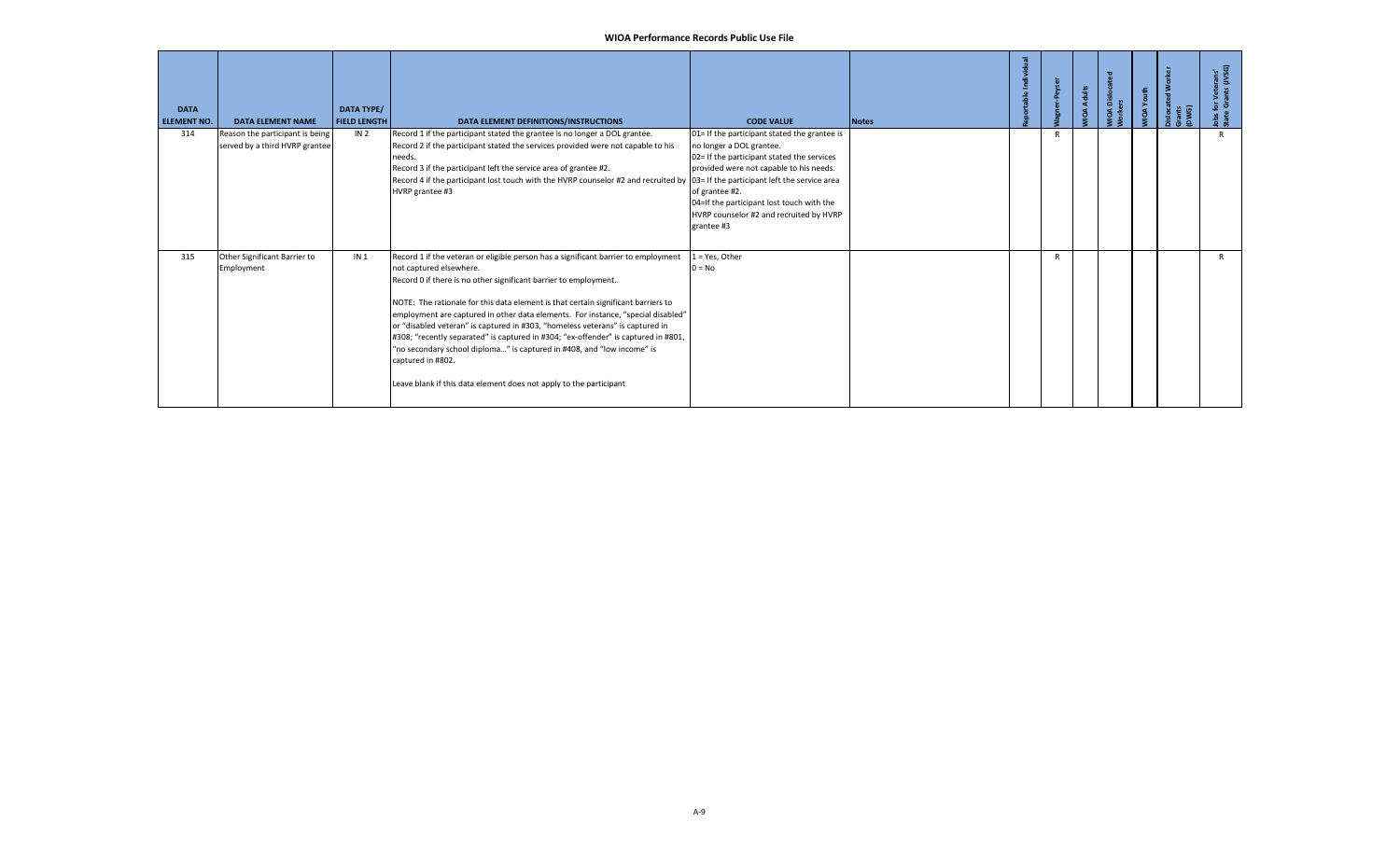# WIOA Performance Records Public Use File

| DATA ELEMENT NO. | DATA ELEMENT NAME | DATA TYPE/ FIELD LENGTH | DATA ELEMENT DEFINITIONS/INSTRUCTIONS | CODE VALUE | Notes | Reportable Individual | Wagner-Peyser | WIOA Adults | WIOA Dislocated Workers | WIOA Youth | Dislocated Worker Grants (DWG) | Jobs for Veterans' State Grants (JVSG) |
|---|---|---|---|---|---|---|---|---|---|---|---|---|
| 314 | Reason the participant is being served by a third HVRP grantee | IN 2 | Record 1 if the participant stated the grantee is no longer a DOL grantee.<br>Record 2 if the participant stated the services provided were not capable to his needs.<br>Record 3 if the participant left the service area of grantee #2.<br>Record 4 if the participant lost touch with the HVRP counselor #2 and recruited by HVRP grantee #3 | 01= If the participant stated the grantee is no longer a DOL grantee.<br>02= If the participant stated the services provided were not capable to his needs.<br>03= If the participant left the service area of grantee #2.<br>04=If the participant lost touch with the HVRP counselor #2 and recruited by HVRP grantee #3 | | | R | | | | | R |
| 315 | Other Significant Barrier to Employment | IN 1 | Record 1 if the veteran or eligible person has a significant barrier to employment not captured elsewhere.<br>Record 0 if there is no other significant barrier to employment.<br><br>NOTE: The rationale for this data element is that certain significant barriers to employment are captured in other data elements. For instance, "special disabled" or "disabled veteran" is captured in #303, "homeless veterans" is captured in #308; "recently separated" is captured in #304; "ex-offender" is captured in #801, "no secondary school diploma…" is captured in #408, and "low income" is captured in #802.<br><br>Leave blank if this data element does not apply to the participant | 1 = Yes, Other<br>0 = No | | | R | | | | | R |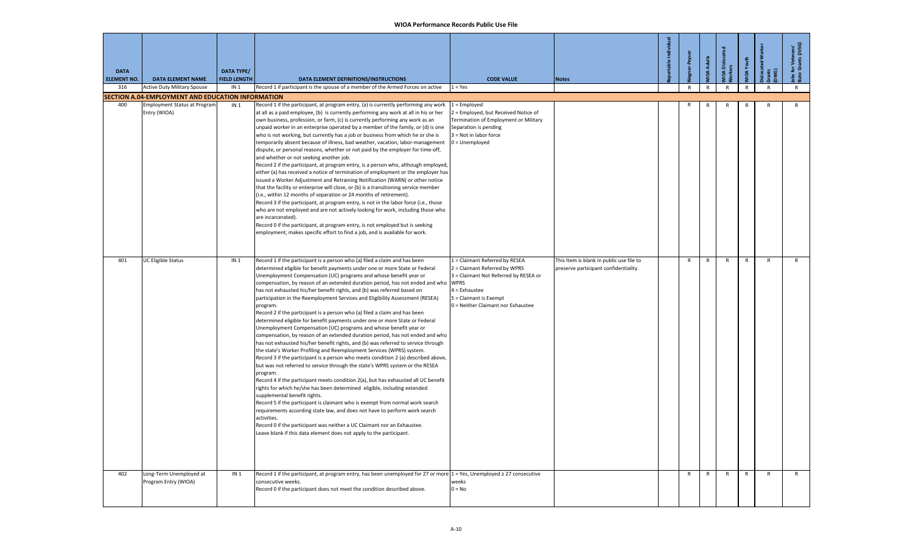# WIOA Performance Records Public Use File

| DATA ELEMENT NO. | DATA ELEMENT NAME | DATA TYPE/ FIELD LENGTH | DATA ELEMENT DEFINITIONS/INSTRUCTIONS | CODE VALUE | Notes | Reportable Individual | Wagner-Peyser | WIOA Adults | WIOA Dislocated Workers | WIOA Youth | Dislocated Worker Grants (DWG) | Jobs for Veterans' State Grants (JVSG) |
|---|---|---|---|---|---|---|---|---|---|---|---|---|
| 316 | Active Duty Military Spouse | IN 1 | Record 1 if participant is the spouse of a member of the Armed Forces on active | 1 = Yes | | | R | R | R | R | R | R |
| **SECTION A.04-EMPLOYMENT AND EDUCATION INFORMATION** | | | | | | | | | | | | |
| 400 | Employment Status at Program Entry (WIOA) | IN 1 | Record 1 if the participant, at program entry, (a) is currently performing any work at all as a paid employee, (b) is currently performing any work at all in his or her own business, profession, or farm, (c) is currently performing any work as an unpaid worker in an enterprise operated by a member of the family, or (d) is one who is not working, but currently has a job or business from which he or she is temporarily absent because of illness, bad weather, vacation, labor-management dispute, or personal reasons, whether or not paid by the employer for time-off, and whether or not seeking another job.<br>Record 2 if the participant, at program entry, is a person who, although employed, either (a) has received a notice of termination of employment or the employer has issued a Worker Adjustment and Retraining Notification (WARN) or other notice that the facility or enterprise will close, or (b) is a transitioning service member (i.e., within 12 months of separation or 24 months of retirement).<br>Record 3 if the participant, at program entry, is not in the labor force (i.e., those who are not employed and are not actively looking for work, including those who are incarcerated).<br>Record 0 if the participant, at program entry, is not employed but is seeking employment, makes specific effort to find a job, and is available for work. | 1 = Employed<br>2 = Employed, but Received Notice of Termination of Employment or Military Separation is pending<br>3 = Not in labor force<br>0 = Unemployed | | | R | R | R | R | R | R |
| 401 | UC Eligible Status | IN 1 | Record 1 if the participant is a person who (a) filed a claim and has been determined eligible for benefit payments under one or more State or Federal Unemployment Compensation (UC) programs and whose benefit year or compensation, by reason of an extended duration period, has not ended and who has not exhausted his/her benefit rights, and (b) was referred based on participation in the Reemployment Services and Eligibility Assessment (RESEA) program.<br>Record 2 if the participant is a person who (a) filed a claim and has been determined eligible for benefit payments under one or more State or Federal Unemployment Compensation (UC) programs and whose benefit year or compensation, by reason of an extended duration period, has not ended and who has not exhausted his/her benefit rights, and (b) was referred to service through the state's Worker Profiling and Reemployment Services (WPRS) system.<br>Record 3 if the participant is a person who meets condition 2 (a) described above, but was not referred to service through the state's WPRS system or the RESEA program.<br>Record 4 if the participant meets condition 2(a), but has exhausted all UC benefit rights for which he/she has been determined eligible, including extended supplemental benefit rights.<br>Record 5 if the participant is claimant who is exempt from normal work search requirements according state law, and does not have to perform work search activities.<br>Record 0 if the participant was neither a UC Claimant nor an Exhaustee.<br>Leave blank if this data element does not apply to the participant. | 1 = Claimant Referred by RESEA<br>2 = Claimant Referred by WPRS<br>3 = Claimant Not Referred by RESEA or WPRS<br>4 = Exhaustee<br>5 = Claimant is Exempt<br>0 = Neither Claimant nor Exhaustee | This Item is blank in public use file to preserve participant confidentiality. | | R | R | R | R | R | R |
| 402 | Long-Term Unemployed at Program Entry (WIOA) | IN 1 | Record 1 if the participant, at program entry, has been unemployed for 27 or more consecutive weeks.<br>Record 0 if the participant does not meet the condition described above. | 1 = Yes, Unemployed ≥ 27 consecutive weeks<br>0 = No | | | R | R | R | R | R | R |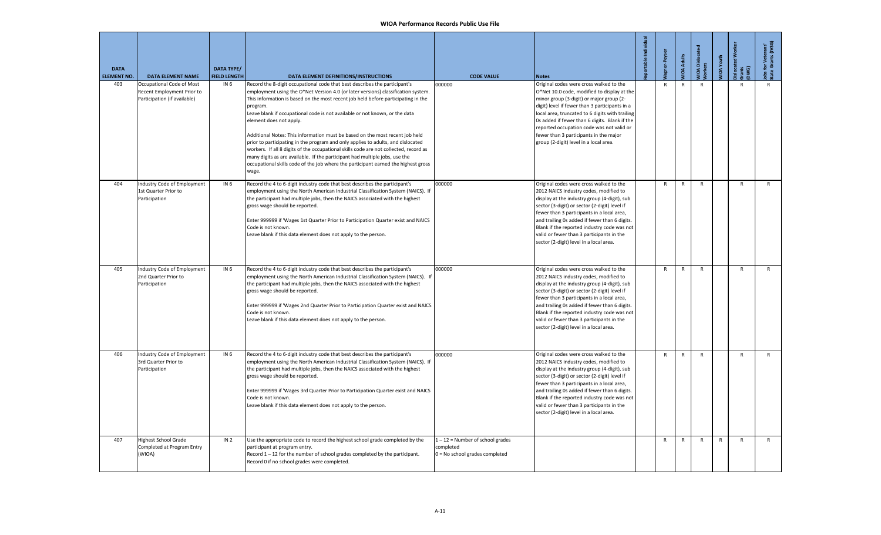# WIOA Performance Records Public Use File

| DATA ELEMENT NO. | DATA ELEMENT NAME | DATA TYPE/ FIELD LENGTH | DATA ELEMENT DEFINITIONS/INSTRUCTIONS | CODE VALUE | Notes | Reportable Individual | Wagner-Peyser | WIOA Adults | WIOA Dislocated Workers | WIOA Youth | Dislocated Worker Grants (DWG) | Jobs for Veterans' State Grants (JVSG) |
|---|---|---|---|---|---|---|---|---|---|---|---|---|
| 403 | Occupational Code of Most Recent Employment Prior to Participation (if available) | IN 6 | Record the 8-digit occupational code that best describes the participant's employment using the O*Net Version 4.0 (or later versions) classification system. This information is based on the most recent job held before participating in the program.<br>Leave blank if occupational code is not available or not known, or the data element does not apply.<br><br>Additional Notes: This information must be based on the most recent job held prior to participating in the program and only applies to adults, and dislocated workers. If all 8 digits of the occupational skills code are not collected, record as many digits as are available. If the participant had multiple jobs, use the occupational skills code of the job where the participant earned the highest gross wage. | 000000 | Original codes were cross walked to the O*Net 10.0 code, modified to display at the minor group (3-digit) or major group (2-digit) level if fewer than 3 participants in a local area, truncated to 6 digits with trailing 0s added if fewer than 6 digits. Blank if the reported occupation code was not valid or fewer than 3 participants in the major group (2-digit) level in a local area. | | R | R | R | | R | R |
| 404 | Industry Code of Employment 1st Quarter Prior to Participation | IN 6 | Record the 4 to 6-digit industry code that best describes the participant's employment using the North American Industrial Classification System (NAICS). If the participant had multiple jobs, then the NAICS associated with the highest gross wage should be reported.<br><br>Enter 999999 if 'Wages 1st Quarter Prior to Participation Quarter exist and NAICS Code is not known.<br>Leave blank if this data element does not apply to the person. | 000000 | Original codes were cross walked to the 2012 NAICS industry codes, modified to display at the industry group (4-digit), sub sector (3-digit) or sector (2-digit) level if fewer than 3 participants in a local area, and trailing 0s added if fewer than 6 digits. Blank if the reported industry code was not valid or fewer than 3 participants in the sector (2-digit) level in a local area. | | R | R | R | | R | R |
| 405 | Industry Code of Employment 2nd Quarter Prior to Participation | IN 6 | Record the 4 to 6-digit industry code that best describes the participant's employment using the North American Industrial Classification System (NAICS). If the participant had multiple jobs, then the NAICS associated with the highest gross wage should be reported.<br><br>Enter 999999 if 'Wages 2nd Quarter Prior to Participation Quarter exist and NAICS Code is not known.<br>Leave blank if this data element does not apply to the person. | 000000 | Original codes were cross walked to the 2012 NAICS industry codes, modified to display at the industry group (4-digit), sub sector (3-digit) or sector (2-digit) level if fewer than 3 participants in a local area, and trailing 0s added if fewer than 6 digits. Blank if the reported industry code was not valid or fewer than 3 participants in the sector (2-digit) level in a local area. | | R | R | R | | R | R |
| 406 | Industry Code of Employment 3rd Quarter Prior to Participation | IN 6 | Record the 4 to 6-digit industry code that best describes the participant's employment using the North American Industrial Classification System (NAICS). If the participant had multiple jobs, then the NAICS associated with the highest gross wage should be reported.<br><br>Enter 999999 if 'Wages 3rd Quarter Prior to Participation Quarter exist and NAICS Code is not known.<br>Leave blank if this data element does not apply to the person. | 000000 | Original codes were cross walked to the 2012 NAICS industry codes, modified to display at the industry group (4-digit), sub sector (3-digit) or sector (2-digit) level if fewer than 3 participants in a local area, and trailing 0s added if fewer than 6 digits. Blank if the reported industry code was not valid or fewer than 3 participants in the sector (2-digit) level in a local area. | | R | R | R | | R | R |
| 407 | Highest School Grade Completed at Program Entry (WIOA) | IN 2 | Use the appropriate code to record the highest school grade completed by the participant at program entry.<br>Record 1 – 12 for the number of school grades completed by the participant.<br>Record 0 if no school grades were completed. | 1 – 12 = Number of school grades completed<br>0 = No school grades completed | | | R | R | R | R | R | R |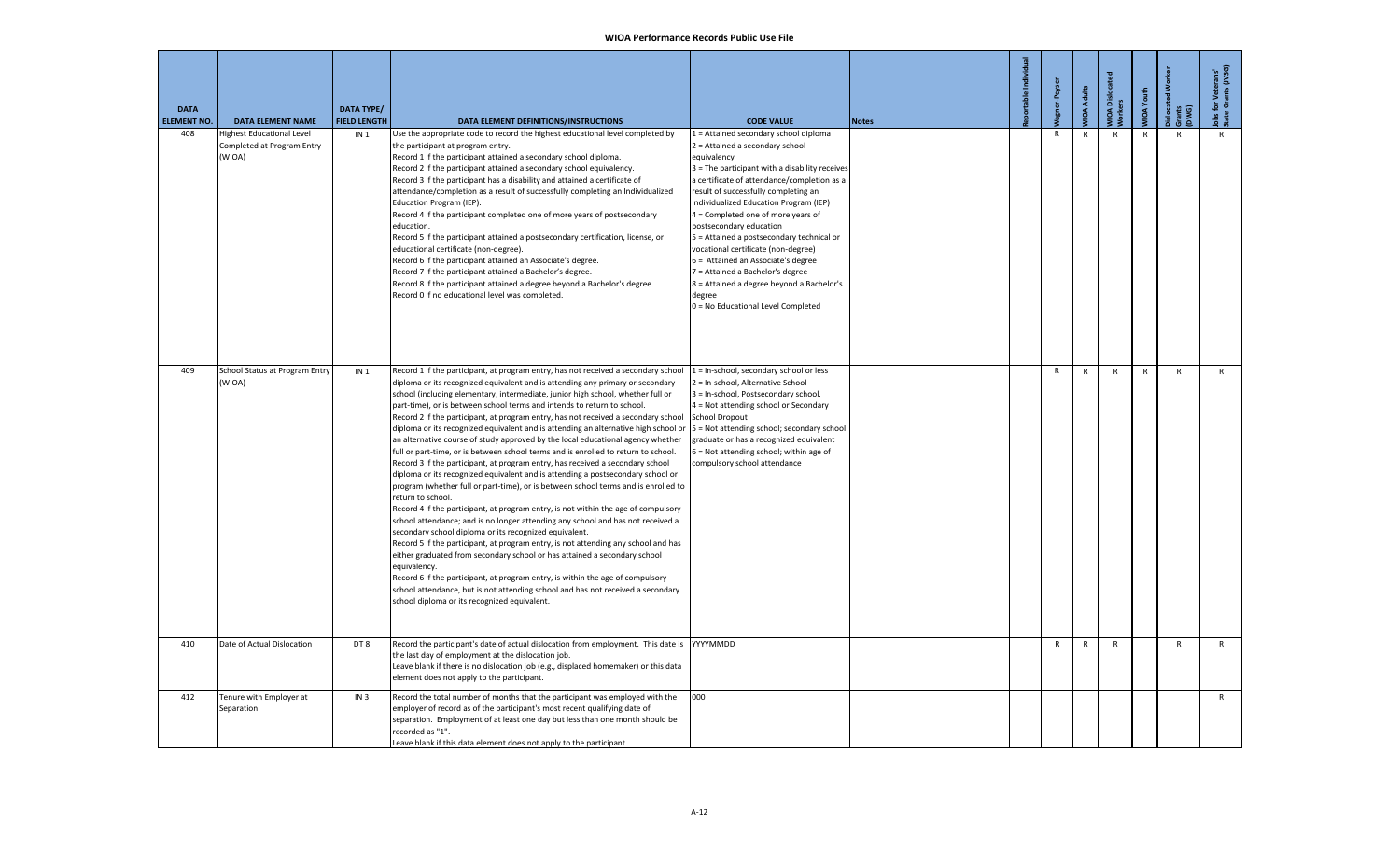# WIOA Performance Records Public Use File

| DATA ELEMENT NO. | DATA ELEMENT NAME | DATA TYPE/ FIELD LENGTH | DATA ELEMENT DEFINITIONS/INSTRUCTIONS | CODE VALUE | Notes | Reportable Individual | Wagner-Peyser | WIOA Adults | WIOA Dislocated Workers | WIOA Youth | Dislocated Worker Grants (DWG) | Jobs for Veterans' State Grants (JVSG) |
|---|---|---|---|---|---|---|---|---|---|---|---|---|
| 408 | Highest Educational Level Completed at Program Entry (WIOA) | IN 1 | Use the appropriate code to record the highest educational level completed by the participant at program entry.<br>Record 1 if the participant attained a secondary school diploma.<br>Record 2 if the participant attained a secondary school equivalency.<br>Record 3 if the participant has a disability and attained a certificate of attendance/completion as a result of successfully completing an Individualized Education Program (IEP).<br>Record 4 if the participant completed one of more years of postsecondary education.<br>Record 5 if the participant attained a postsecondary certification, license, or educational certificate (non-degree).<br>Record 6 if the participant attained an Associate's degree.<br>Record 7 if the participant attained a Bachelor's degree.<br>Record 8 if the participant attained a degree beyond a Bachelor's degree.<br>Record 0 if no educational level was completed. | 1 = Attained secondary school diploma<br>2 = Attained a secondary school equivalency<br>3 = The participant with a disability receives a certificate of attendance/completion as a result of successfully completing an Individualized Education Program (IEP)<br>4 = Completed one of more years of postsecondary education<br>5 = Attained a postsecondary technical or vocational certificate (non-degree)<br>6 = Attained an Associate's degree<br>7 = Attained a Bachelor's degree<br>8 = Attained a degree beyond a Bachelor's degree<br>0 = No Educational Level Completed | | | R | R | R | R | R | R |
| 409 | School Status at Program Entry (WIOA) | IN 1 | Record 1 if the participant, at program entry, has not received a secondary school diploma or its recognized equivalent and is attending any primary or secondary school (including elementary, intermediate, junior high school, whether full or part-time), or is between school terms and intends to return to school.<br>Record 2 if the participant, at program entry, has not received a secondary school diploma or its recognized equivalent and is attending an alternative high school or an alternative course of study approved by the local educational agency whether full or part-time, or is between school terms and is enrolled to return to school.<br>Record 3 if the participant, at program entry, has received a secondary school diploma or its recognized equivalent and is attending a postsecondary school or program (whether full or part-time), or is between school terms and is enrolled to return to school.<br>Record 4 if the participant, at program entry, is not within the age of compulsory school attendance; and is no longer attending any school and has not received a secondary school diploma or its recognized equivalent.<br>Record 5 if the participant, at program entry, is not attending any school and has either graduated from secondary school or has attained a secondary school equivalency.<br>Record 6 if the participant, at program entry, is within the age of compulsory school attendance, but is not attending school and has not received a secondary school diploma or its recognized equivalent. | 1 = In-school, secondary school or less<br>2 = In-school, Alternative School<br>3 = In-school, Postsecondary school.<br>4 = Not attending school or Secondary School Dropout<br>5 = Not attending school; secondary school graduate or has a recognized equivalent<br>6 = Not attending school; within age of compulsory school attendance | | | R | R | R | R | R | R |
| 410 | Date of Actual Dislocation | DT 8 | Record the participant's date of actual dislocation from employment. This date is the last day of employment at the dislocation job.<br>Leave blank if there is no dislocation job (e.g., displaced homemaker) or this data element does not apply to the participant. | YYYYMMDD | | | R | R | R | | R | R |
| 412 | Tenure with Employer at Separation | IN 3 | Record the total number of months that the participant was employed with the employer of record as of the participant's most recent qualifying date of separation. Employment of at least one day but less than one month should be recorded as "1".<br>Leave blank if this data element does not apply to the participant. | 000 | | | | | | | | R |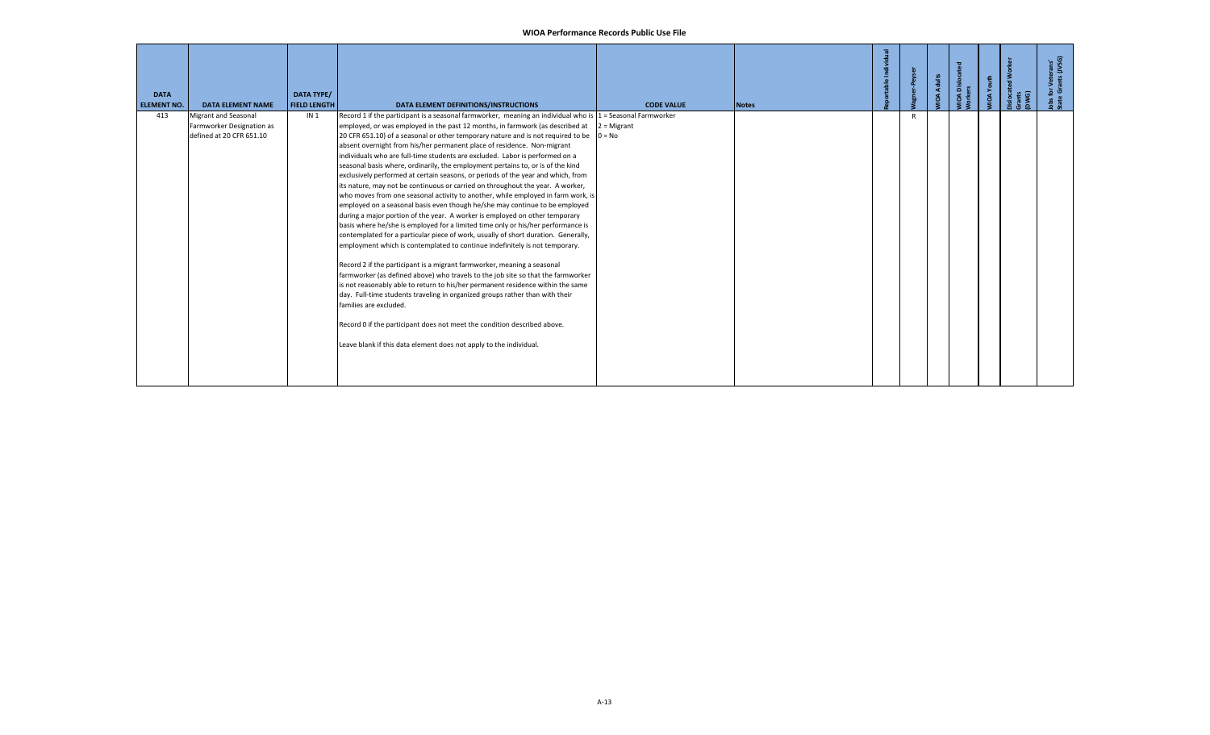# WIOA Performance Records Public Use File

| DATA ELEMENT NO. | DATA ELEMENT NAME | DATA TYPE/ FIELD LENGTH | DATA ELEMENT DEFINITIONS/INSTRUCTIONS | CODE VALUE | Notes | Reportable Individual | Wagner-Peyser | WIOA Adults | WIOA Dislocated Workers | WIOA Youth | Dislocated Worker Grants (DWG) | Jobs for Veterans' State Grants (JVSG) |
|---|---|---|---|---|---|---|---|---|---|---|---|---|
| 413 | Migrant and Seasonal Farmworker Designation as defined at 20 CFR 651.10 | IN 1 | Record 1 if the participant is a seasonal farmworker, meaning an individual who is employed, or was employed in the past 12 months, in farmwork (as described at 20 CFR 651.10) of a seasonal or other temporary nature and is not required to be absent overnight from his/her permanent place of residence. Non-migrant individuals who are full-time students are excluded. Labor is performed on a seasonal basis where, ordinarily, the employment pertains to, or is of the kind exclusively performed at certain seasons, or periods of the year and which, from its nature, may not be continuous or carried on throughout the year. A worker, who moves from one seasonal activity to another, while employed in farm work, is employed on a seasonal basis even though he/she may continue to be employed during a major portion of the year. A worker is employed on other temporary basis where he/she is employed for a limited time only or his/her performance is contemplated for a particular piece of work, usually of short duration. Generally, employment which is contemplated to continue indefinitely is not temporary.<br><br>Record 2 if the participant is a migrant farmworker, meaning a seasonal farmworker (as defined above) who travels to the job site so that the farmworker is not reasonably able to return to his/her permanent residence within the same day. Full-time students traveling in organized groups rather than with their families are excluded.<br><br>Record 0 if the participant does not meet the condition described above.<br><br>Leave blank if this data element does not apply to the individual. | 1 = Seasonal Farmworker<br>2 = Migrant<br>0 = No | | | R | | | | | |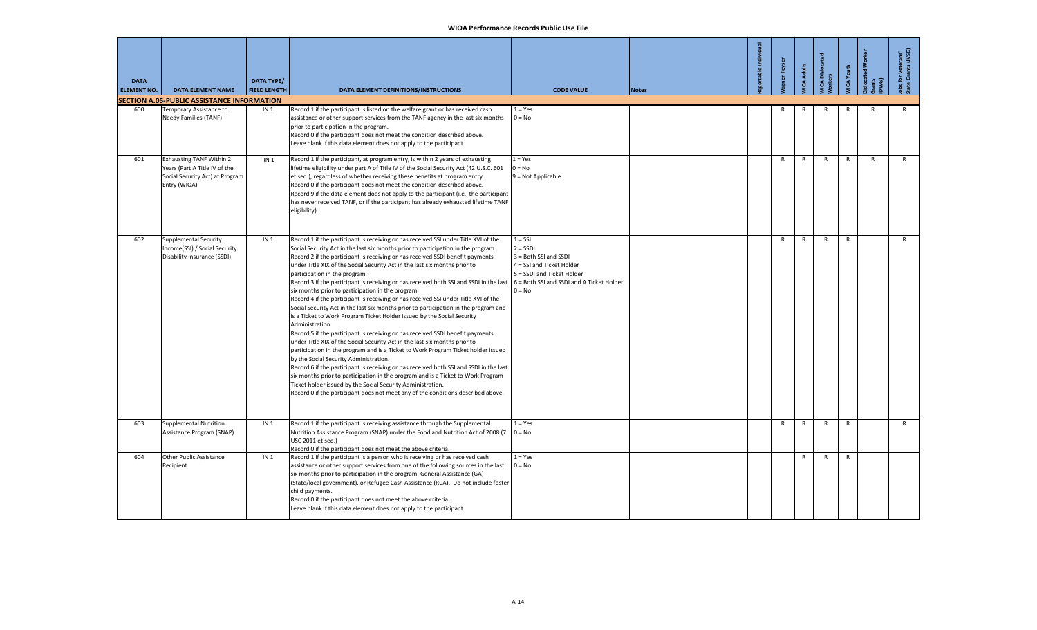| DATA ELEMENT NO. | DATA ELEMENT NAME | DATA TYPE/ FIELD LENGTH | DATA ELEMENT DEFINITIONS/INSTRUCTIONS | CODE VALUE | Notes | Reportable Individual | Wagner-Peyser | WIOA Adults | WIOA Dislocated Workers | WIOA Youth | Dislocated Worker Grants (DWG) | Jobs for Veterans' State Grants (JVSG) |
|---|---|---|---|---|---|---|---|---|---|---|---|---|
| **SECTION A.05-PUBLIC ASSISTANCE INFORMATION** | | | | | | | | | | | | |
| 600 | Temporary Assistance to Needy Families (TANF) | IN 1 | Record 1 if the participant is listed on the welfare grant or has received cash assistance or other support services from the TANF agency in the last six months prior to participation in the program.<br>Record 0 if the participant does not meet the condition described above.<br>Leave blank if this data element does not apply to the participant. | 1 = Yes<br>0 = No | | | R | R | R | R | R | R |
| 601 | Exhausting TANF Within 2 Years (Part A Title IV of the Social Security Act) at Program Entry (WIOA) | IN 1 | Record 1 if the participant, at program entry, is within 2 years of exhausting lifetime eligibility under part A of Title IV of the Social Security Act (42 U.S.C. 601 et seq.), regardless of whether receiving these benefits at program entry.<br>Record 0 if the participant does not meet the condition described above.<br>Record 9 if the data element does not apply to the participant (i.e., the participant has never received TANF, or if the participant has already exhausted lifetime TANF eligibility). | 1 = Yes<br>0 = No<br>9 = Not Applicable | | | R | R | R | R | R | R |
| 602 | Supplemental Security Income(SSI) / Social Security Disability Insurance (SSDI) | IN 1 | Record 1 if the participant is receiving or has received SSI under Title XVI of the Social Security Act in the last six months prior to participation in the program.<br>Record 2 if the participant is receiving or has received SSDI benefit payments under Title XIX of the Social Security Act in the last six months prior to participation in the program.<br>Record 3 if the participant is receiving or has received both SSI and SSDI in the last six months prior to participation in the program.<br>Record 4 if the participant is receiving or has received SSI under Title XVI of the Social Security Act in the last six months prior to participation in the program and is a Ticket to Work Program Ticket Holder issued by the Social Security Administration.<br>Record 5 if the participant is receiving or has received SSDI benefit payments under Title XIX of the Social Security Act in the last six months prior to participation in the program and is a Ticket to Work Program Ticket holder issued by the Social Security Administration.<br>Record 6 if the participant is receiving or has received both SSI and SSDI in the last six months prior to participation in the program and is a Ticket to Work Program Ticket holder issued by the Social Security Administration.<br>Record 0 if the participant does not meet any of the conditions described above. | 1 = SSI<br>2 = SSDI<br>3 = Both SSI and SSDI<br>4 = SSI and Ticket Holder<br>5 = SSDI and Ticket Holder<br>6 = Both SSI and SSDI and A Ticket Holder<br>0 = No | | | R | R | R | R | | R |
| 603 | Supplemental Nutrition Assistance Program (SNAP) | IN 1 | Record 1 if the participant is receiving assistance through the Supplemental Nutrition Assistance Program (SNAP) under the Food and Nutrition Act of 2008 (7 USC 2011 et seq.)<br>Record 0 if the participant does not meet the above criteria. | 1 = Yes<br>0 = No | | | R | R | R | R | | R |
| 604 | Other Public Assistance Recipient | IN 1 | Record 1 if the participant is a person who is receiving or has received cash assistance or other support services from one of the following sources in the last six months prior to participation in the program: General Assistance (GA) (State/local government), or Refugee Cash Assistance (RCA). Do not include foster child payments.<br>Record 0 if the participant does not meet the above criteria.<br>Leave blank if this data element does not apply to the participant. | 1 = Yes<br>0 = No | | | | R | R | R | | |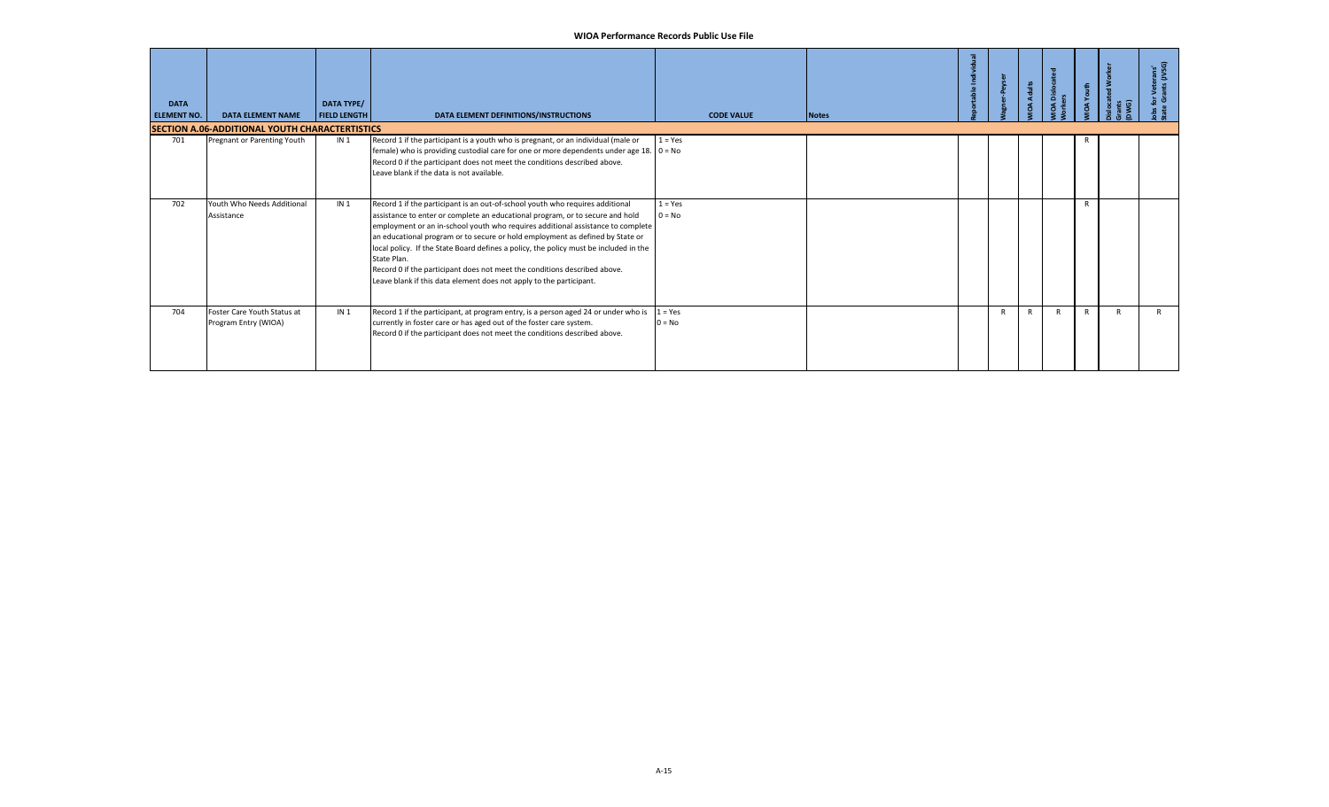# WIOA Performance Records Public Use File

| DATA ELEMENT NO. | DATA ELEMENT NAME | DATA TYPE/ FIELD LENGTH | DATA ELEMENT DEFINITIONS/INSTRUCTIONS | CODE VALUE | Notes | Reportable Individual | Wagner-Peyser | WIOA Adults | WIOA Dislocated Workers | WIOA Youth | Dislocated Worker Grants (DWG) | Jobs for Veterans' State Grants (JVSG) |
|---|---|---|---|---|---|---|---|---|---|---|---|---|
| **SECTION A.06-ADDITIONAL YOUTH CHARACTERTISTICS** | | | | | | | | | | | | |
| 701 | Pregnant or Parenting Youth | IN 1 | Record 1 if the participant is a youth who is pregnant, or an individual (male or female) who is providing custodial care for one or more dependents under age 18. Record 0 if the participant does not meet the conditions described above. Leave blank if the data is not available. | 1 = Yes<br>0 = No | | | | | | R | | |
| 702 | Youth Who Needs Additional Assistance | IN 1 | Record 1 if the participant is an out-of-school youth who requires additional assistance to enter or complete an educational program, or to secure and hold employment or an in-school youth who requires additional assistance to complete an educational program or to secure or hold employment as defined by State or local policy. If the State Board defines a policy, the policy must be included in the State Plan. Record 0 if the participant does not meet the conditions described above. Leave blank if this data element does not apply to the participant. | 1 = Yes<br>0 = No | | | | | | R | | |
| 704 | Foster Care Youth Status at Program Entry (WIOA) | IN 1 | Record 1 if the participant, at program entry, is a person aged 24 or under who is currently in foster care or has aged out of the foster care system. Record 0 if the participant does not meet the conditions described above. | 1 = Yes<br>0 = No | | | R | R | R | R | R | R |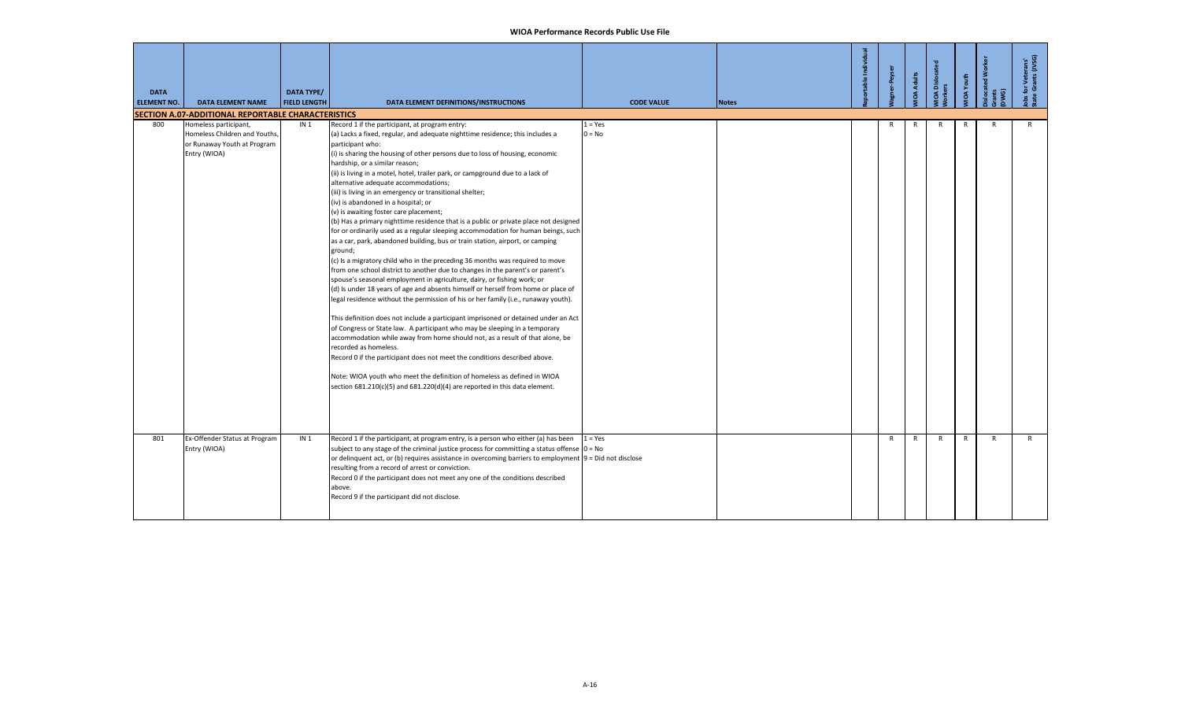# WIOA Performance Records Public Use File

| DATA ELEMENT NO. | DATA ELEMENT NAME | DATA TYPE/ FIELD LENGTH | DATA ELEMENT DEFINITIONS/INSTRUCTIONS | CODE VALUE | Notes | Reportable Individual | Wagner-Peyser | WIOA Adults | WIOA Dislocated Workers | WIOA Youth | Dislocated Worker Grants (DWG) | Jobs for Veterans' State Grants (JVSG) |
|---|---|---|---|---|---|---|---|---|---|---|---|---|
| **SECTION A.07-ADDITIONAL REPORTABLE CHARACTERISTICS** | | | | | | | | | | | | |
| 800 | Homeless participant, Homeless Children and Youths, or Runaway Youth at Program Entry (WIOA) | IN 1 | Record 1 if the participant, at program entry:<br>(a) Lacks a fixed, regular, and adequate nighttime residence; this includes a participant who:<br>(i) is sharing the housing of other persons due to loss of housing, economic hardship, or a similar reason;<br>(ii) is living in a motel, hotel, trailer park, or campground due to a lack of alternative adequate accommodations;<br>(iii) is living in an emergency or transitional shelter;<br>(iv) is abandoned in a hospital; or<br>(v) is awaiting foster care placement;<br>(b) Has a primary nighttime residence that is a public or private place not designed for or ordinarily used as a regular sleeping accommodation for human beings, such as a car, park, abandoned building, bus or train station, airport, or camping ground;<br>(c) Is a migratory child who in the preceding 36 months was required to move from one school district to another due to changes in the parent's or parent's spouse's seasonal employment in agriculture, dairy, or fishing work; or<br>(d) Is under 18 years of age and absents himself or herself from home or place of legal residence without the permission of his or her family (i.e., runaway youth).<br><br>This definition does not include a participant imprisoned or detained under an Act of Congress or State law. A participant who may be sleeping in a temporary accommodation while away from home should not, as a result of that alone, be recorded as homeless.<br>Record 0 if the participant does not meet the conditions described above.<br><br>Note: WIOA youth who meet the definition of homeless as defined in WIOA section 681.210(c)(5) and 681.220(d)(4) are reported in this data element. | 1 = Yes<br>0 = No | | | R | R | R | R | R | R |
| 801 | Ex-Offender Status at Program Entry (WIOA) | IN 1 | Record 1 if the participant, at program entry, is a person who either (a) has been subject to any stage of the criminal justice process for committing a status offense or delinquent act, or (b) requires assistance in overcoming barriers to employment resulting from a record of arrest or conviction.<br>Record 0 if the participant does not meet any one of the conditions described above.<br>Record 9 if the participant did not disclose. | 1 = Yes<br>0 = No<br>9 = Did not disclose | | | R | R | R | R | R | R |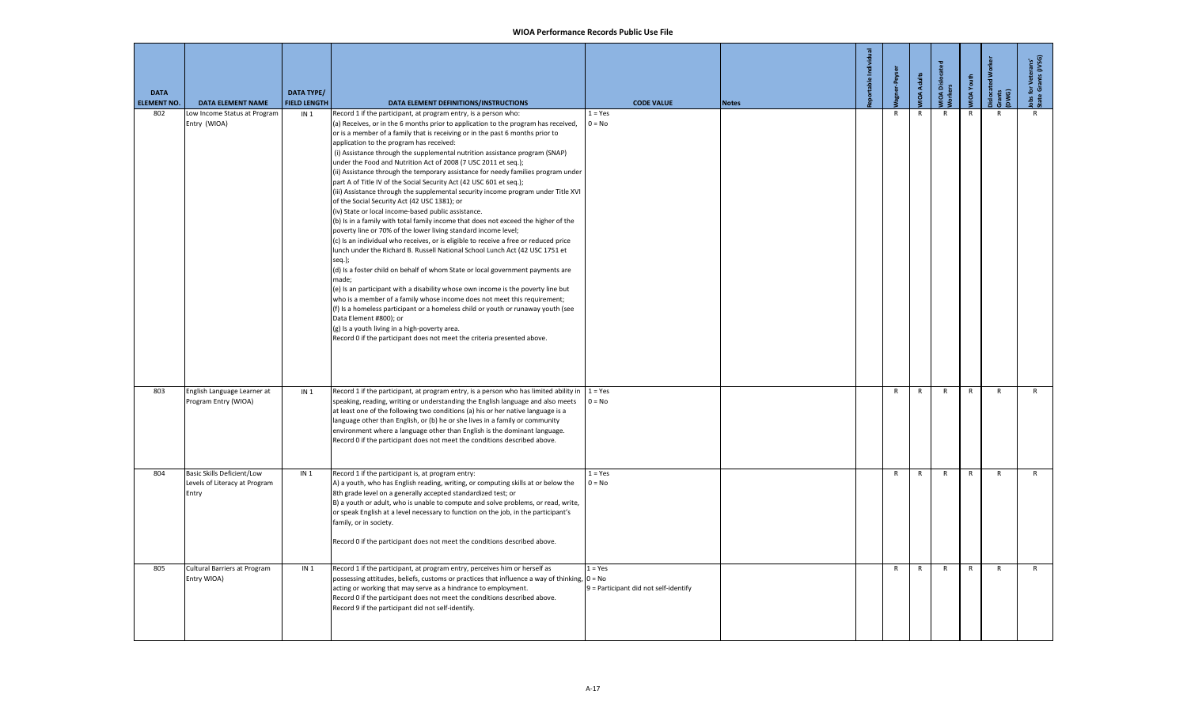# WIOA Performance Records Public Use File

| DATA ELEMENT NO. | DATA ELEMENT NAME | DATA TYPE/ FIELD LENGTH | DATA ELEMENT DEFINITIONS/INSTRUCTIONS | CODE VALUE | Notes | Reportable Individual | Wagner-Peyser | WIOA Adults | WIOA Dislocated Workers | WIOA Youth | Dislocated Worker Grants (DWG) | Jobs for Veterans' State Grants (JVSG) |
|---|---|---|---|---|---|---|---|---|---|---|---|---|
| 802 | Low Income Status at Program Entry (WIOA) | IN 1 | Record 1 if the participant, at program entry, is a person who:<br>(a) Receives, or in the 6 months prior to application to the program has received, or is a member of a family that is receiving or in the past 6 months prior to application to the program has received:<br>(i) Assistance through the supplemental nutrition assistance program (SNAP) under the Food and Nutrition Act of 2008 (7 USC 2011 et seq.);<br>(ii) Assistance through the temporary assistance for needy families program under part A of Title IV of the Social Security Act (42 USC 601 et seq.);<br>(iii) Assistance through the supplemental security income program under Title XVI of the Social Security Act (42 USC 1381); or<br>(iv) State or local income-based public assistance.<br>(b) Is in a family with total family income that does not exceed the higher of the poverty line or 70% of the lower living standard income level;<br>(c) Is an individual who receives, or is eligible to receive a free or reduced price lunch under the Richard B. Russell National School Lunch Act (42 USC 1751 et seq.);<br>(d) Is a foster child on behalf of whom State or local government payments are made;<br>(e) Is an participant with a disability whose own income is the poverty line but who is a member of a family whose income does not meet this requirement;<br>(f) Is a homeless participant or a homeless child or youth or runaway youth (see Data Element #800); or<br>(g) Is a youth living in a high-poverty area.<br>Record 0 if the participant does not meet the criteria presented above. | 1 = Yes<br>0 = No | | | R | R | R | R | R | R |
| 803 | English Language Learner at Program Entry (WIOA) | IN 1 | Record 1 if the participant, at program entry, is a person who has limited ability in speaking, reading, writing or understanding the English language and also meets at least one of the following two conditions (a) his or her native language is a language other than English, or (b) he or she lives in a family or community environment where a language other than English is the dominant language.<br>Record 0 if the participant does not meet the conditions described above. | 1 = Yes<br>0 = No | | | R | R | R | R | R | R |
| 804 | Basic Skills Deficient/Low Levels of Literacy at Program Entry | IN 1 | Record 1 if the participant is, at program entry:<br>A) a youth, who has English reading, writing, or computing skills at or below the 8th grade level on a generally accepted standardized test; or<br>B) a youth or adult, who is unable to compute and solve problems, or read, write, or speak English at a level necessary to function on the job, in the participant's family, or in society.<br>Record 0 if the participant does not meet the conditions described above. | 1 = Yes<br>0 = No | | | R | R | R | R | R | R |
| 805 | Cultural Barriers at Program Entry WIOA) | IN 1 | Record 1 if the participant, at program entry, perceives him or herself as possessing attitudes, beliefs, customs or practices that influence a way of thinking, acting or working that may serve as a hindrance to employment.<br>Record 0 if the participant does not meet the conditions described above.<br>Record 9 if the participant did not self-identify. | 1 = Yes<br>0 = No<br>9 = Participant did not self-identify | | | R | R | R | R | R | R |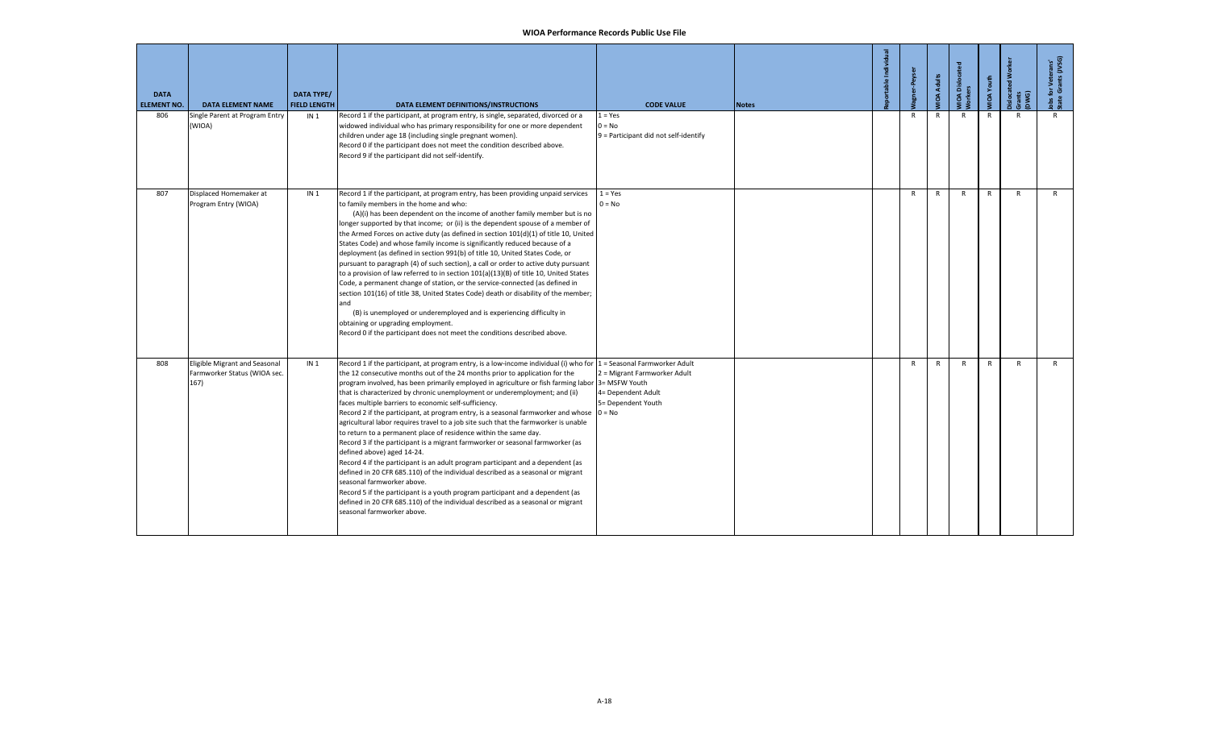# WIOA Performance Records Public Use File

| DATA ELEMENT NO. | DATA ELEMENT NAME | DATA TYPE/ FIELD LENGTH | DATA ELEMENT DEFINITIONS/INSTRUCTIONS | CODE VALUE | Notes | Reportable Individual | Wagner-Peyser | WIOA Adults | WIOA Dislocated Workers | WIOA Youth | Dislocated Worker Grants (DWG) | Jobs for Veterans' State Grants (JVSG) |
|---|---|---|---|---|---|---|---|---|---|---|---|---|
| 806 | Single Parent at Program Entry (WIOA) | IN 1 | Record 1 if the participant, at program entry, is single, separated, divorced or a widowed individual who has primary responsibility for one or more dependent children under age 18 (including single pregnant women).<br>Record 0 if the participant does not meet the condition described above.<br>Record 9 if the participant did not self-identify. | 1 = Yes<br>0 = No<br>9 = Participant did not self-identify | | | R | R | R | R | R | R |
| 807 | Displaced Homemaker at Program Entry (WIOA) | IN 1 | Record 1 if the participant, at program entry, has been providing unpaid services to family members in the home and who:<br>(A)(i) has been dependent on the income of another family member but is no longer supported by that income; or (ii) is the dependent spouse of a member of the Armed Forces on active duty (as defined in section 101(d)(1) of title 10, United States Code) and whose family income is significantly reduced because of a deployment (as defined in section 991(b) of title 10, United States Code, or pursuant to paragraph (4) of such section), a call or order to active duty pursuant to a provision of law referred to in section 101(a)(13)(B) of title 10, United States Code, a permanent change of station, or the service-connected (as defined in section 101(16) of title 38, United States Code) death or disability of the member; and<br>(B) is unemployed or underemployed and is experiencing difficulty in obtaining or upgrading employment.<br>Record 0 if the participant does not meet the conditions described above. | 1 = Yes<br>0 = No | | | R | R | R | R | R | R |
| 808 | Eligible Migrant and Seasonal Farmworker Status (WIOA sec. 167) | IN 1 | Record 1 if the participant, at program entry, is a low-income individual (i) who for the 12 consecutive months out of the 24 months prior to application for the program involved, has been primarily employed in agriculture or fish farming labor that is characterized by chronic unemployment or underemployment; and (ii) faces multiple barriers to economic self-sufficiency.<br>Record 2 if the participant, at program entry, is a seasonal farmworker and whose agricultural labor requires travel to a job site such that the farmworker is unable to return to a permanent place of residence within the same day.<br>Record 3 if the participant is a migrant farmworker or seasonal farmworker (as defined above) aged 14-24.<br>Record 4 if the participant is an adult program participant and a dependent (as defined in 20 CFR 685.110) of the individual described as a seasonal or migrant seasonal farmworker above.<br>Record 5 if the participant is a youth program participant and a dependent (as defined in 20 CFR 685.110) of the individual described as a seasonal or migrant seasonal farmworker above. | 1 = Seasonal Farmworker Adult<br>2 = Migrant Farmworker Adult<br>3= MSFW Youth<br>4= Dependent Adult<br>5= Dependent Youth<br>0 = No | | | R | R | R | R | R | R |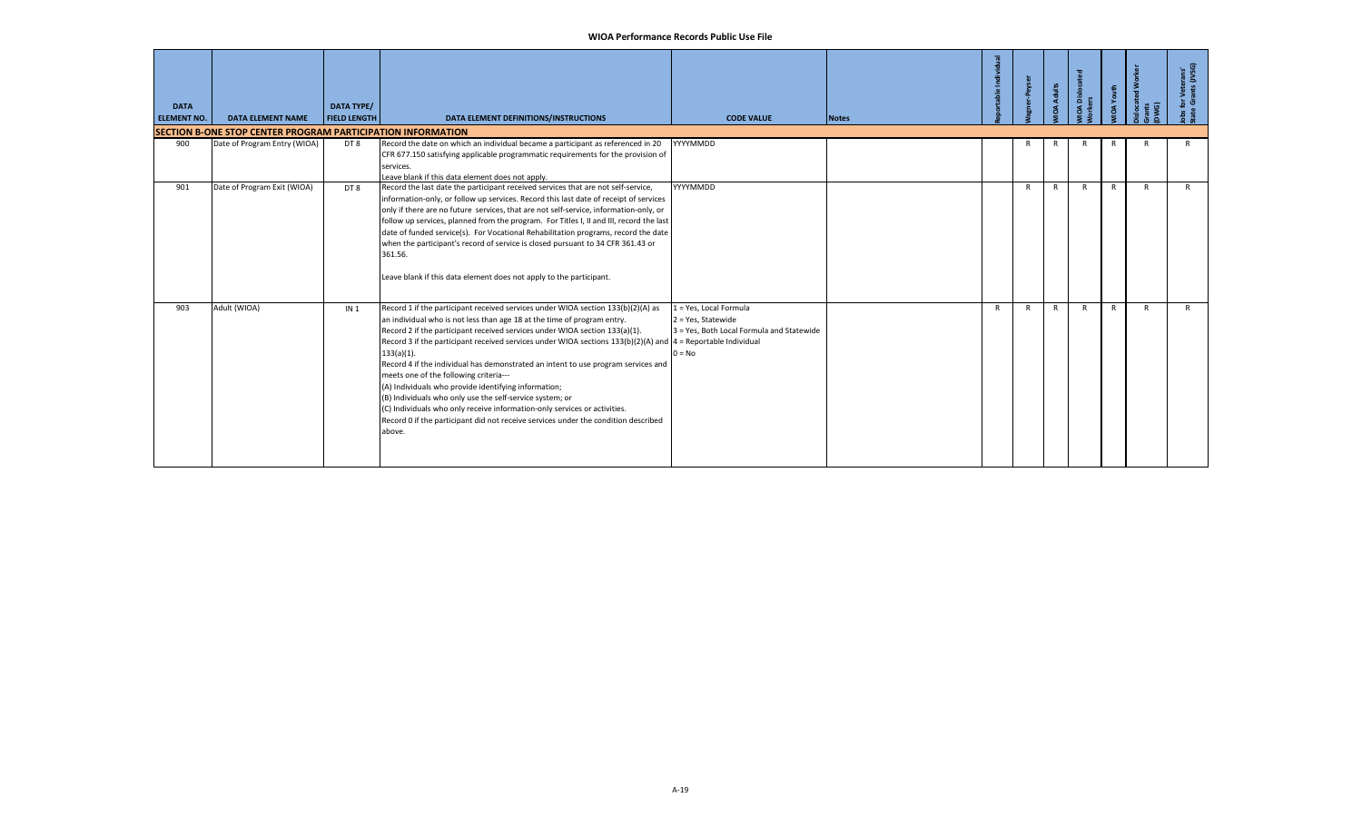# WIOA Performance Records Public Use File

| DATA ELEMENT NO. | DATA ELEMENT NAME | DATA TYPE/ FIELD LENGTH | DATA ELEMENT DEFINITIONS/INSTRUCTIONS | CODE VALUE | Notes | Reportable Individual | Wagner-Peyser | WIOA Adults | WIOA Dislocated Workers | WIOA Youth | Dislocated Worker Grants (DWG) | Jobs for Veterans' State Grants (JVSG) |
|---|---|---|---|---|---|---|---|---|---|---|---|---|
| **SECTION B-ONE STOP CENTER PROGRAM PARTICIPATION INFORMATION** | | | | | | | | | | | | |
| 900 | Date of Program Entry (WIOA) | DT 8 | Record the date on which an individual became a participant as referenced in 20 CFR 677.150 satisfying applicable programmatic requirements for the provision of services.<br>Leave blank if this data element does not apply. | YYYYMMDD | | | R | R | R | R | R | R |
| 901 | Date of Program Exit (WIOA) | DT 8 | Record the last date the participant received services that are not self-service, information-only, or follow up services. Record this last date of receipt of services only if there are no future services, that are not self-service, information-only, or follow up services, planned from the program. For Titles I, II and III, record the last date of funded service(s). For Vocational Rehabilitation programs, record the date when the participant's record of service is closed pursuant to 34 CFR 361.43 or 361.56.<br><br>Leave blank if this data element does not apply to the participant. | YYYYMMDD | | | R | R | R | R | R | R |
| 903 | Adult (WIOA) | IN 1 | Record 1 if the participant received services under WIOA section 133(b)(2)(A) as an individual who is not less than age 18 at the time of program entry.<br>Record 2 if the participant received services under WIOA section 133(a)(1).<br>Record 3 if the participant received services under WIOA sections 133(b)(2)(A) and 133(a)(1).<br>Record 4 if the individual has demonstrated an intent to use program services and meets one of the following criteria---<br>(A) Individuals who provide identifying information;<br>(B) Individuals who only use the self-service system; or<br>(C) Individuals who only receive information-only services or activities.<br>Record 0 if the participant did not receive services under the condition described above. | 1 = Yes, Local Formula<br>2 = Yes, Statewide<br>3 = Yes, Both Local Formula and Statewide<br>4 = Reportable Individual<br>0 = No | | R | R | R | R | R | R | R |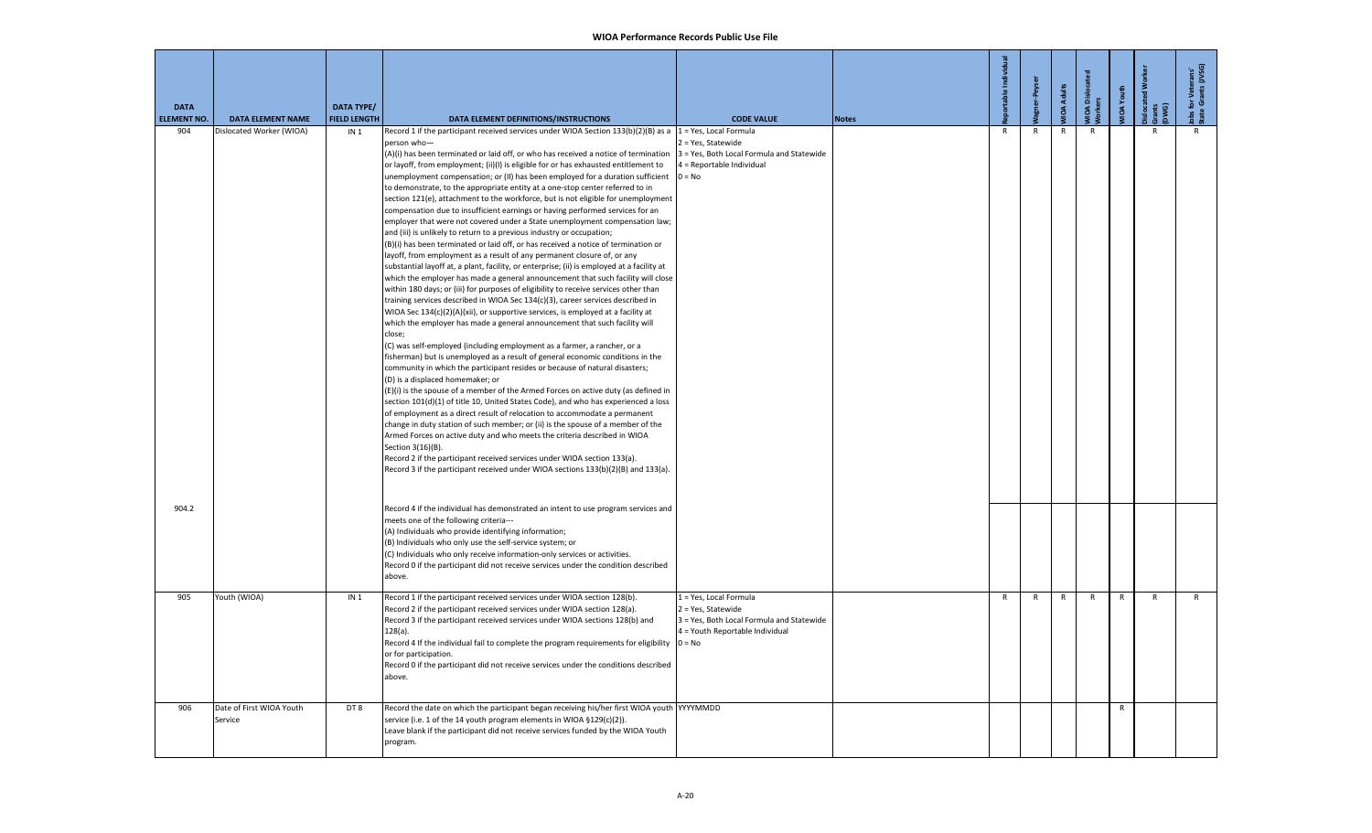| DATA ELEMENT NO. | DATA ELEMENT NAME | DATA TYPE/ FIELD LENGTH | DATA ELEMENT DEFINITIONS/INSTRUCTIONS | CODE VALUE | Notes | Reportable Individual | Wagner-Peyser | WIOA Adults | WIOA Dislocated Workers | WIOA Youth | Dislocated Worker Grants (DWG) | Jobs for Veterans' State Grants (JVSG) |
|---|---|---|---|---|---|---|---|---|---|---|---|---|
| 904 | Dislocated Worker (WIOA) | IN 1 | Record 1 if the participant received services under WIOA Section 133(b)(2)(B) as a person who—<br>(A)(i) has been terminated or laid off, or who has received a notice of termination or layoff, from employment; (ii)(I) is eligible for or has exhausted entitlement to unemployment compensation; or (II) has been employed for a duration sufficient to demonstrate, to the appropriate entity at a one-stop center referred to in section 121(e), attachment to the workforce, but is not eligible for unemployment compensation due to insufficient earnings or having performed services for an employer that were not covered under a State unemployment compensation law; and (iii) is unlikely to return to a previous industry or occupation;<br>(B)(i) has been terminated or laid off, or has received a notice of termination or layoff, from employment as a result of any permanent closure of, or any substantial layoff at, a plant, facility, or enterprise; (ii) is employed at a facility at which the employer has made a general announcement that such facility will close within 180 days; or (iii) for purposes of eligibility to receive services other than training services described in WIOA Sec 134(c)(3), career services described in WIOA Sec 134(c)(2)(A)(xii), or supportive services, is employed at a facility at which the employer has made a general announcement that such facility will close;<br>(C) was self-employed (including employment as a farmer, a rancher, or a fisherman) but is unemployed as a result of general economic conditions in the community in which the participant resides or because of natural disasters;<br>(D) is a displaced homemaker; or<br>(E)(i) is the spouse of a member of the Armed Forces on active duty (as defined in section 101(d)(1) of title 10, United States Code), and who has experienced a loss of employment as a direct result of relocation to accommodate a permanent change in duty station of such member; or (ii) is the spouse of a member of the Armed Forces on active duty and who meets the criteria described in WIOA Section 3(16)(B).<br>Record 2 if the participant received services under WIOA section 133(a).<br>Record 3 if the participant received under WIOA sections 133(b)(2)(B) and 133(a). | 1 = Yes, Local Formula<br>2 = Yes, Statewide<br>3 = Yes, Both Local Formula and Statewide<br>4 = Reportable Individual<br>0 = No | | R | R | R | R | | R | R |
| 904.2 | | | Record 4 if the individual has demonstrated an intent to use program services and meets one of the following criteria---<br>(A) Individuals who provide identifying information;<br>(B) Individuals who only use the self-service system; or<br>(C) Individuals who only receive information-only services or activities.<br>Record 0 if the participant did not receive services under the condition described above. | | | | | | | | | |
| 905 | Youth (WIOA) | IN 1 | Record 1 if the participant received services under WIOA section 128(b).<br>Record 2 if the participant received services under WIOA section 128(a).<br>Record 3 if the participant received services under WIOA sections 128(b) and 128(a).<br>Record 4 If the individual fail to complete the program requirements for eligibility or for participation.<br>Record 0 if the participant did not receive services under the conditions described above. | 1 = Yes, Local Formula<br>2 = Yes, Statewide<br>3 = Yes, Both Local Formula and Statewide<br>4 = Youth Reportable Individual<br>0 = No | | R | R | R | R | R | R | R |
| 906 | Date of First WIOA Youth Service | DT 8 | Record the date on which the participant began receiving his/her first WIOA youth service (i.e. 1 of the 14 youth program elements in WIOA §129(c)(2)).<br>Leave blank if the participant did not receive services funded by the WIOA Youth program. | YYYYMMDD | | | | | | R | | |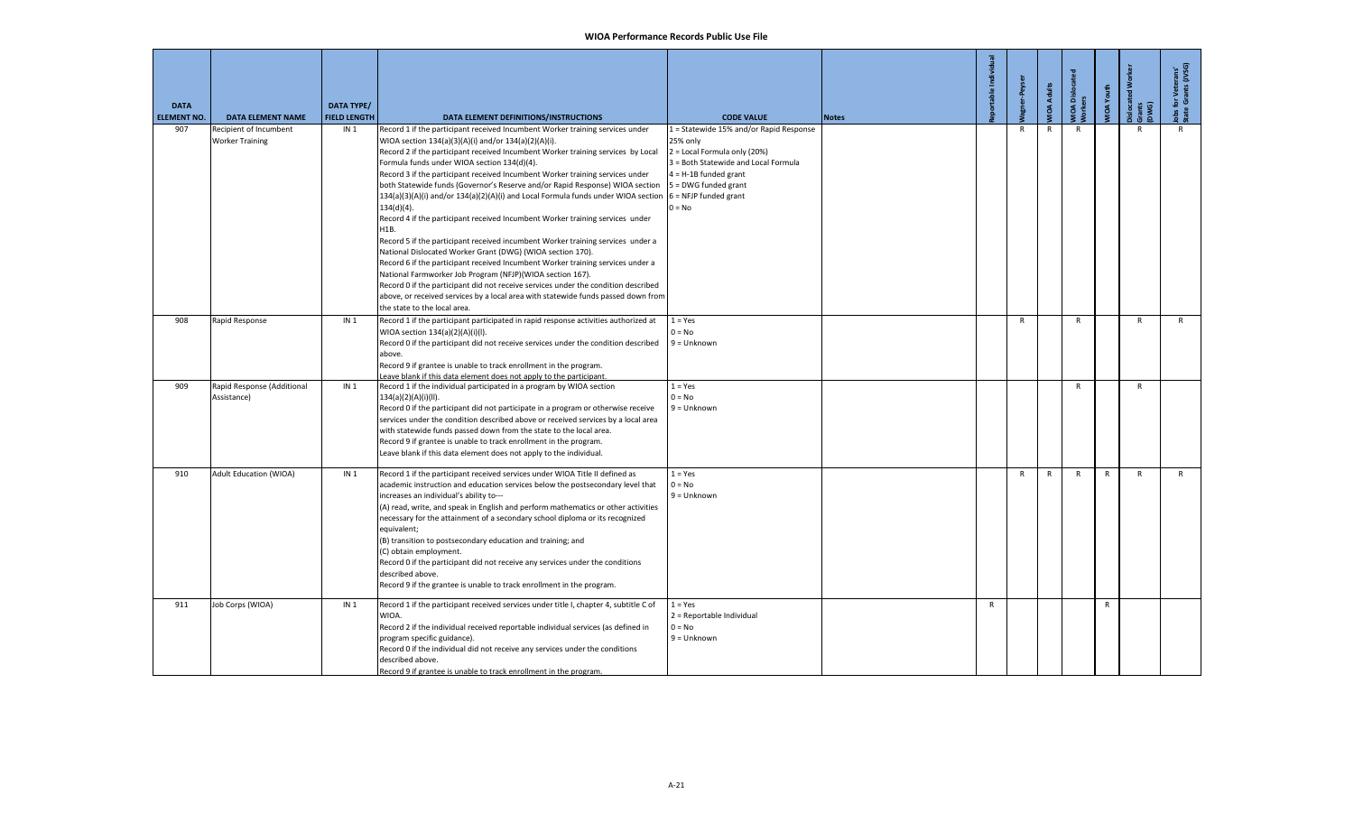| DATA ELEMENT NO. | DATA ELEMENT NAME | DATA TYPE/ FIELD LENGTH | DATA ELEMENT DEFINITIONS/INSTRUCTIONS | CODE VALUE | Notes | Reportable Individual | Wagner-Peyser | WIOA Adults | WIOA Dislocated Workers | WIOA Youth | Dislocated Worker Grants (DWG) | Jobs for Veterans' State Grants (JVSG) |
|---|---|---|---|---|---|---|---|---|---|---|---|---|
| 907 | Recipient of Incumbent Worker Training | IN 1 | Record 1 if the participant received Incumbent Worker training services under WIOA section 134(a)(3)(A)(i) and/or 134(a)(2)(A)(i).<br>Record 2 if the participant received Incumbent Worker training services by Local Formula funds under WIOA section 134(d)(4).<br>Record 3 if the participant received Incumbent Worker training services under both Statewide funds (Governor's Reserve and/or Rapid Response) WIOA section 134(a)(3)(A)(i) and/or 134(a)(2)(A)(i) and Local Formula funds under WIOA section 134(d)(4).<br>Record 4 if the participant received Incumbent Worker training services under H1B.<br>Record 5 if the participant received incumbent Worker training services under a National Dislocated Worker Grant (DWG) (WIOA section 170).<br>Record 6 if the participant received Incumbent Worker training services under a National Farmworker Job Program (NFJP)(WIOA section 167).<br>Record 0 if the participant did not receive services under the condition described above, or received services by a local area with statewide funds passed down from the state to the local area. | 1 = Statewide 15% and/or Rapid Response 25% only<br>2 = Local Formula only (20%)<br>3 = Both Statewide and Local Formula<br>4 = H-1B funded grant<br>5 = DWG funded grant<br>6 = NFJP funded grant<br>0 = No | | | R | R | R | | R | R |
| 908 | Rapid Response | IN 1 | Record 1 if the participant participated in rapid response activities authorized at WIOA section 134(a)(2)(A)(i)(I).<br>Record 0 if the participant did not receive services under the condition described above.<br>Record 9 if grantee is unable to track enrollment in the program.<br>Leave blank if this data element does not apply to the participant. | 1 = Yes<br>0 = No<br>9 = Unknown | | | R | | R | | R | R |
| 909 | Rapid Response (Additional Assistance) | IN 1 | Record 1 if the individual participated in a program by WIOA section 134(a)(2)(A)(i)(II).<br>Record 0 if the participant did not participate in a program or otherwise receive services under the condition described above or received services by a local area with statewide funds passed down from the state to the local area.<br>Record 9 if grantee is unable to track enrollment in the program.<br>Leave blank if this data element does not apply to the individual. | 1 = Yes<br>0 = No<br>9 = Unknown | | | | | R | | R | |
| 910 | Adult Education (WIOA) | IN 1 | Record 1 if the participant received services under WIOA Title II defined as academic instruction and education services below the postsecondary level that increases an individual's ability to---<br>(A) read, write, and speak in English and perform mathematics or other activities necessary for the attainment of a secondary school diploma or its recognized equivalent;<br>(B) transition to postsecondary education and training; and<br>(C) obtain employment.<br>Record 0 if the participant did not receive any services under the conditions described above.<br>Record 9 if the grantee is unable to track enrollment in the program. | 1 = Yes<br>0 = No<br>9 = Unknown | | | R | R | R | R | R | R |
| 911 | Job Corps (WIOA) | IN 1 | Record 1 if the participant received services under title I, chapter 4, subtitle C of WIOA.<br>Record 2 if the individual received reportable individual services (as defined in program specific guidance).<br>Record 0 if the individual did not receive any services under the conditions described above.<br>Record 9 if grantee is unable to track enrollment in the program. | 1 = Yes<br>2 = Reportable Individual<br>0 = No<br>9 = Unknown | | R | | | | R | | |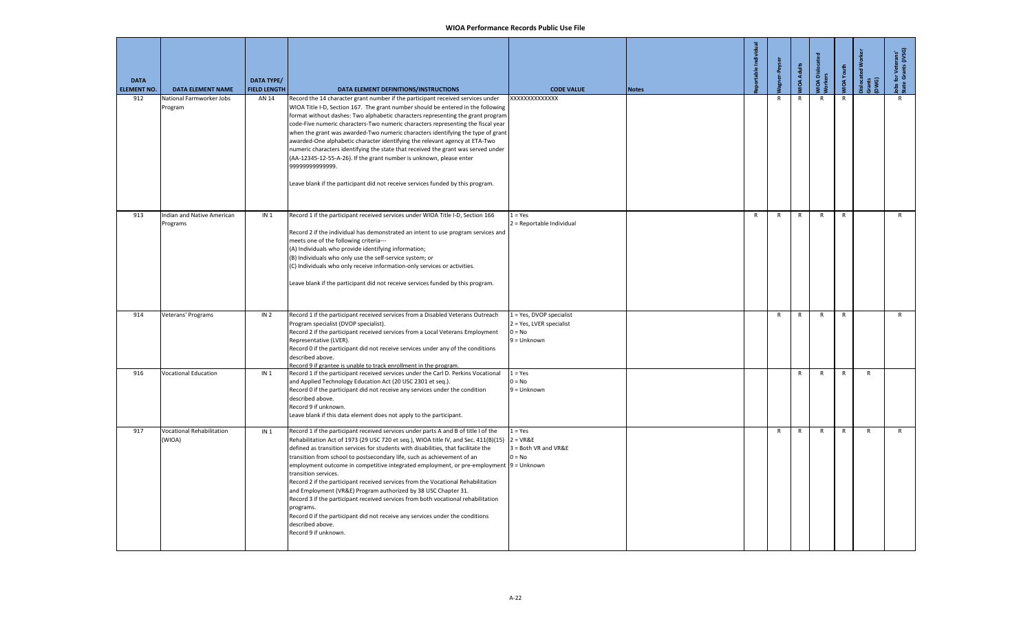| DATA ELEMENT NO. | DATA ELEMENT NAME | DATA TYPE/ FIELD LENGTH | DATA ELEMENT DEFINITIONS/INSTRUCTIONS | CODE VALUE | Notes | Reportable Individual | Wagner-Peyser | WIOA Adults | WIOA Dislocated Workers | WIOA Youth | Dislocated Worker Grants (DWG) | Jobs for Veterans' State Grants (JVSG) |
|---|---|---|---|---|---|---|---|---|---|---|---|---|
| 912 | National Farmworker Jobs Program | AN 14 | Record the 14 character grant number if the participant received services under WIOA Title I-D, Section 167. The grant number should be entered in the following format without dashes: Two alphabetic characters representing the grant program code-Five numeric characters-Two numeric characters representing the fiscal year when the grant was awarded-Two numeric characters identifying the type of grant awarded-One alphabetic character identifying the relevant agency at ETA-Two numeric characters identifying the state that received the grant was served under (AA-12345-12-55-A-26). If the grant number is unknown, please enter 99999999999999.<br><br>Leave blank if the participant did not receive services funded by this program. | XXXXXXXXXXXXXX | | | R | R | R | R | | R |
| 913 | Indian and Native American Programs | IN 1 | Record 1 if the participant received services under WIOA Title I-D, Section 166<br><br>Record 2 if the individual has demonstrated an intent to use program services and meets one of the following criteria---<br>(A) Individuals who provide identifying information;<br>(B) Individuals who only use the self-service system; or<br>(C) Individuals who only receive information-only services or activities.<br><br>Leave blank if the participant did not receive services funded by this program. | 1 = Yes<br>2 = Reportable Individual | | R | R | R | R | R | | R |
| 914 | Veterans' Programs | IN 2 | Record 1 if the participant received services from a Disabled Veterans Outreach Program specialist (DVOP specialist).<br>Record 2 if the participant received services from a Local Veterans Employment Representative (LVER).<br>Record 0 if the participant did not receive services under any of the conditions described above.<br>Record 9 if grantee is unable to track enrollment in the program. | 1 = Yes, DVOP specialist<br>2 = Yes, LVER specialist<br>0 = No<br>9 = Unknown | | | R | R | R | R | | R |
| 916 | Vocational Education | IN 1 | Record 1 if the participant received services under the Carl D. Perkins Vocational and Applied Technology Education Act (20 USC 2301 et seq.).<br>Record 0 if the participant did not receive any services under the condition described above.<br>Record 9 if unknown.<br>Leave blank if this data element does not apply to the participant. | 1 = Yes<br>0 = No<br>9 = Unknown | | | | R | R | R | R | |
| 917 | Vocational Rehabilitation (WIOA) | IN 1 | Record 1 if the participant received services under parts A and B of title I of the Rehabilitation Act of 1973 (29 USC 720 et seq.), WIOA title IV, and Sec. 411(B)(15) defined as transition services for students with disabilities, that facilitate the transition from school to postsecondary life, such as achievement of an employment outcome in competitive integrated employment, or pre-employment transition services.<br>Record 2 if the participant received services from the Vocational Rehabilitation and Employment (VR&E) Program authorized by 38 USC Chapter 31.<br>Record 3 if the participant received services from both vocational rehabilitation programs.<br>Record 0 if the participant did not receive any services under the conditions described above.<br>Record 9 if unknown. | 1 = Yes<br>2 = VR&E<br>3 = Both VR and VR&E<br>0 = No<br>9 = Unknown | | | R | R | R | R | R | R |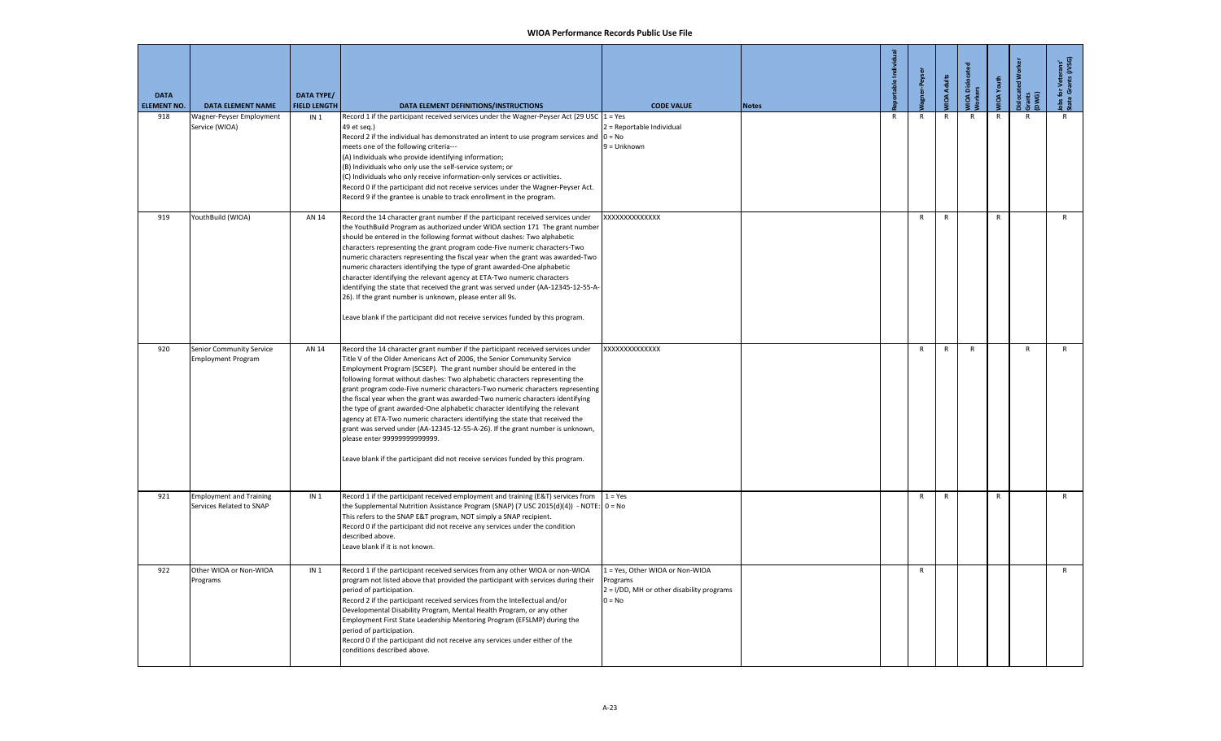| DATA ELEMENT NO. | DATA ELEMENT NAME | DATA TYPE/ FIELD LENGTH | DATA ELEMENT DEFINITIONS/INSTRUCTIONS | CODE VALUE | Notes | Reportable Individual | Wagner-Peyser | WIOA Adults | WIOA Dislocated Workers | WIOA Youth | Dislocated Worker Grants (DWG) | Jobs for Veterans' State Grants (JVSG) |
|---|---|---|---|---|---|---|---|---|---|---|---|---|
| 918 | Wagner-Peyser Employment Service (WIOA) | IN 1 | Record 1 if the participant received services under the Wagner-Peyser Act (29 USC 49 et seq.)<br>Record 2 if the individual has demonstrated an intent to use program services and meets one of the following criteria---<br>(A) Individuals who provide identifying information;<br>(B) Individuals who only use the self-service system; or<br>(C) Individuals who only receive information-only services or activities.<br>Record 0 if the participant did not receive services under the Wagner-Peyser Act.<br>Record 9 if the grantee is unable to track enrollment in the program. | 1 = Yes<br>2 = Reportable Individual<br>0 = No<br>9 = Unknown | | R | R | R | R | R | R | R |
| 919 | YouthBuild (WIOA) | AN 14 | Record the 14 character grant number if the participant received services under the YouthBuild Program as authorized under WIOA section 171 The grant number should be entered in the following format without dashes: Two alphabetic characters representing the grant program code-Five numeric characters-Two numeric characters representing the fiscal year when the grant was awarded-Two numeric characters identifying the type of grant awarded-One alphabetic character identifying the relevant agency at ETA-Two numeric characters identifying the state that received the grant was served under (AA-12345-12-55-A-26). If the grant number is unknown, please enter all 9s.<br><br>Leave blank if the participant did not receive services funded by this program. | XXXXXXXXXXXXXX | | | R | R | | R | | R |
| 920 | Senior Community Service Employment Program | AN 14 | Record the 14 character grant number if the participant received services under Title V of the Older Americans Act of 2006, the Senior Community Service Employment Program (SCSEP). The grant number should be entered in the following format without dashes: Two alphabetic characters representing the grant program code-Five numeric characters-Two numeric characters representing the fiscal year when the grant was awarded-Two numeric characters identifying the type of grant awarded-One alphabetic character identifying the relevant agency at ETA-Two numeric characters identifying the state that received the grant was served under (AA-12345-12-55-A-26). If the grant number is unknown, please enter 99999999999999.<br><br>Leave blank if the participant did not receive services funded by this program. | XXXXXXXXXXXXXX | | | R | R | R | | R | R |
| 921 | Employment and Training Services Related to SNAP | IN 1 | Record 1 if the participant received employment and training (E&T) services from the Supplemental Nutrition Assistance Program (SNAP) (7 USC 2015(d)(4)) - NOTE: This refers to the SNAP E&T program, NOT simply a SNAP recipient.<br>Record 0 if the participant did not receive any services under the condition described above.<br>Leave blank if it is not known. | 1 = Yes<br>0 = No | | | R | R | | R | | R |
| 922 | Other WIOA or Non-WIOA Programs | IN 1 | Record 1 if the participant received services from any other WIOA or non-WIOA program not listed above that provided the participant with services during their period of participation.<br>Record 2 if the participant received services from the Intellectual and/or Developmental Disability Program, Mental Health Program, or any other Employment First State Leadership Mentoring Program (EFSLMP) during the period of participation.<br>Record 0 if the participant did not receive any services under either of the conditions described above. | 1 = Yes, Other WIOA or Non-WIOA Programs<br>2 = I/DD, MH or other disability programs<br>0 = No | | | R | | | | | R |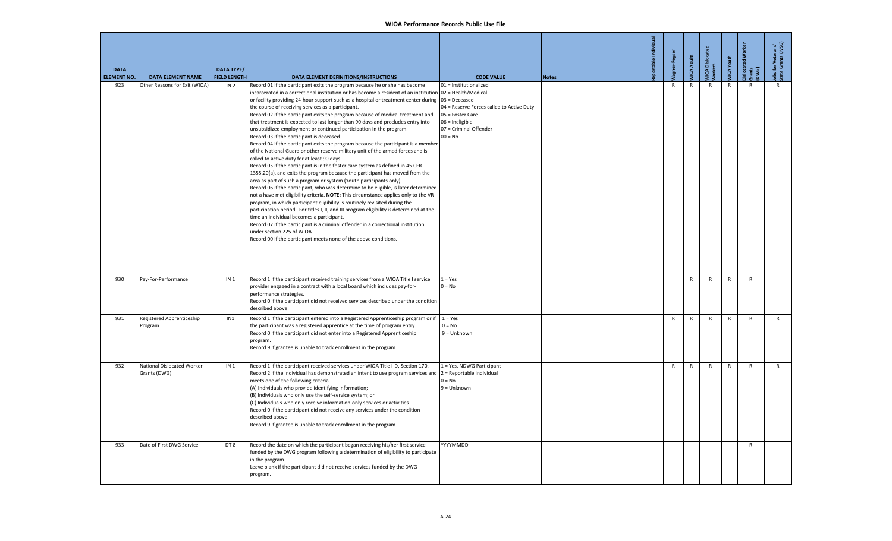# WIOA Performance Records Public Use File

| DATA ELEMENT NO. | DATA ELEMENT NAME | DATA TYPE/ FIELD LENGTH | DATA ELEMENT DEFINITIONS/INSTRUCTIONS | CODE VALUE | Notes | Reportable Individual | Wagner-Peyser | WIOA Adults | WIOA Dislocated Workers | WIOA Youth | Dislocated Worker Grants (DWG) | Jobs for Veterans' State Grants (JVSG) |
|---|---|---|---|---|---|---|---|---|---|---|---|---|
| 923 | Other Reasons for Exit (WIOA) | IN 2 | Record 01 if the participant exits the program because he or she has become incarcerated in a correctional institution or has become a resident of an institution or facility providing 24-hour support such as a hospital or treatment center during the course of receiving services as a participant.<br>Record 02 if the participant exits the program because of medical treatment and that treatment is expected to last longer than 90 days and precludes entry into unsubsidized employment or continued participation in the program.<br>Record 03 if the participant is deceased.<br>Record 04 if the participant exits the program because the participant is a member of the National Guard or other reserve military unit of the armed forces and is called to active duty for at least 90 days.<br>Record 05 if the participant is in the foster care system as defined in 45 CFR 1355.20(a), and exits the program because the participant has moved from the area as part of such a program or system (Youth participants only).<br>Record 06 if the participant, who was determine to be eligible, is later determined not a have met eligibility criteria. **NOTE:** This circumstance applies only to the VR program, in which participant eligibility is routinely revisited during the participation period. For titles I, II, and III program eligibility is determined at the time an individual becomes a participant.<br>Record 07 if the participant is a criminal offender in a correctional institution under section 225 of WIOA.<br>Record 00 if the participant meets none of the above conditions. | 01 = Institutionalized<br>02 = Health/Medical<br>03 = Deceased<br>04 = Reserve Forces called to Active Duty<br>05 = Foster Care<br>06 = Ineligible<br>07 = Criminal Offender<br>00 = No | | | R | R | R | R | R | R |
| 930 | Pay-For-Performance | IN 1 | Record 1 if the participant received training services from a WIOA Title I service provider engaged in a contract with a local board which includes pay-for-performance strategies.<br>Record 0 if the participant did not received services described under the condition described above. | 1 = Yes<br>0 = No | | | | R | R | R | R | |
| 931 | Registered Apprenticeship Program | IN1 | Record 1 if the participant entered into a Registered Apprenticeship program or if the participant was a registered apprentice at the time of program entry.<br>Record 0 if the participant did not enter into a Registered Apprenticeship program.<br>Record 9 if grantee is unable to track enrollment in the program. | 1 = Yes<br>0 = No<br>9 = Unknown | | | R | R | R | R | R | R |
| 932 | National Dislocated Worker Grants (DWG) | IN 1 | Record 1 if the participant received services under WIOA Title I-D, Section 170.<br>Record 2 if the individual has demonstrated an intent to use program services and meets one of the following criteria---<br>(A) Individuals who provide identifying information;<br>(B) Individuals who only use the self-service system; or<br>(C) Individuals who only receive information-only services or activities.<br>Record 0 if the participant did not receive any services under the condition described above.<br>Record 9 if grantee is unable to track enrollment in the program. | 1 = Yes, NDWG Participant<br>2 = Reportable Individual<br>0 = No<br>9 = Unknown | | | R | R | R | R | R | R |
| 933 | Date of First DWG Service | DT 8 | Record the date on which the participant began receiving his/her first service funded by the DWG program following a determination of eligibility to participate in the program.<br>Leave blank if the participant did not receive services funded by the DWG program. | YYYYMMDD | | | | | | | R | |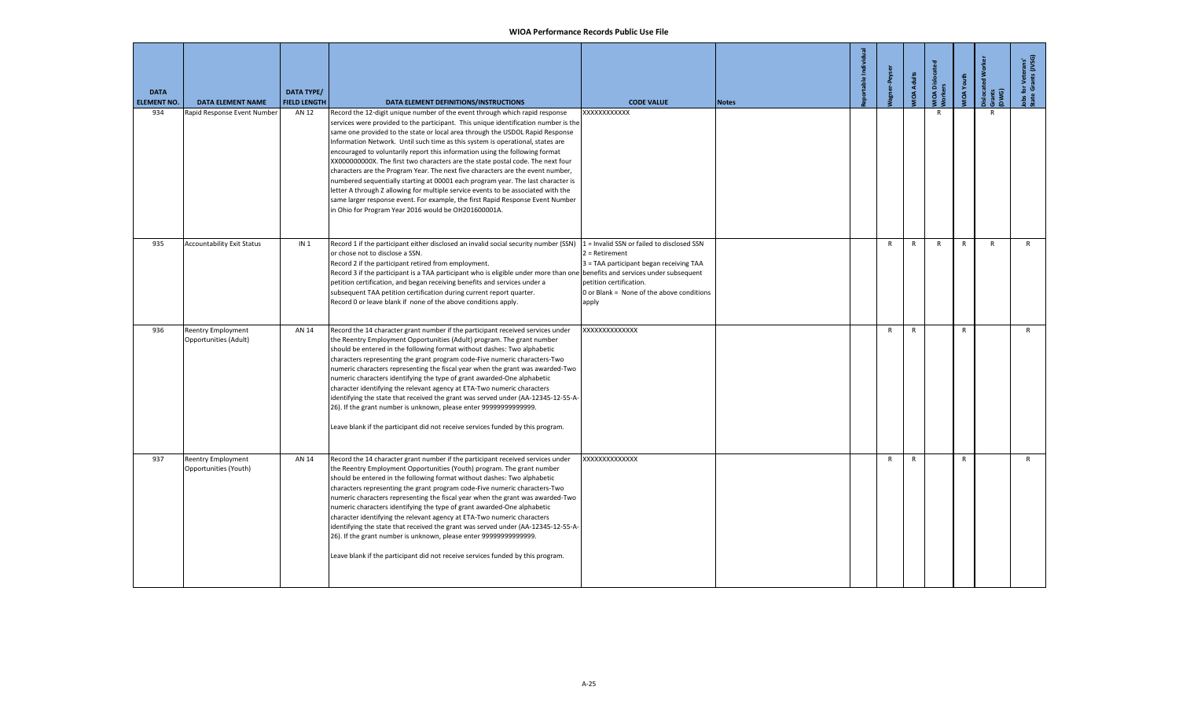| DATA ELEMENT NO. | DATA ELEMENT NAME | DATA TYPE/ FIELD LENGTH | DATA ELEMENT DEFINITIONS/INSTRUCTIONS | CODE VALUE | Notes | Reportable Individual | Wagner-Peyser | WIOA Adults | WIOA Dislocated Workers | WIOA Youth | Dislocated Worker Grants (DWG) | Jobs for Veterans' State Grants (JVSG) |
|---|---|---|---|---|---|---|---|---|---|---|---|---|
| 934 | Rapid Response Event Number | AN 12 | Record the 12-digit unique number of the event through which rapid response services were provided to the participant. This unique identification number is the same one provided to the state or local area through the USDOL Rapid Response Information Network. Until such time as this system is operational, states are encouraged to voluntarily report this information using the following format XX000000000X. The first two characters are the state postal code. The next four characters are the Program Year. The next five characters are the event number, numbered sequentially starting at 00001 each program year. The last character is letter A through Z allowing for multiple service events to be associated with the same larger response event. For example, the first Rapid Response Event Number in Ohio for Program Year 2016 would be OH201600001A. | XXXXXXXXXXXX | | | | | R | | R | |
| 935 | Accountability Exit Status | IN 1 | Record 1 if the participant either disclosed an invalid social security number (SSN) or chose not to disclose a SSN.<br>Record 2 if the participant retired from employment.<br>Record 3 if the participant is a TAA participant who is eligible under more than one petition certification, and began receiving benefits and services under a subsequent TAA petition certification during current report quarter.<br>Record 0 or leave blank if none of the above conditions apply. | 1 = Invalid SSN or failed to disclosed SSN<br>2 = Retirement<br>3 = TAA participant began receiving TAA benefits and services under subsequent petition certification.<br>0 or Blank = None of the above conditions apply | | | R | R | R | R | R | R |
| 936 | Reentry Employment Opportunities (Adult) | AN 14 | Record the 14 character grant number if the participant received services under the Reentry Employment Opportunities (Adult) program. The grant number should be entered in the following format without dashes: Two alphabetic characters representing the grant program code-Five numeric characters-Two numeric characters representing the fiscal year when the grant was awarded-Two numeric characters identifying the type of grant awarded-One alphabetic character identifying the relevant agency at ETA-Two numeric characters identifying the state that received the grant was served under (AA-12345-12-55-A-26). If the grant number is unknown, please enter 99999999999999.<br><br>Leave blank if the participant did not receive services funded by this program. | XXXXXXXXXXXXXX | | | R | R | | R | | R |
| 937 | Reentry Employment Opportunities (Youth) | AN 14 | Record the 14 character grant number if the participant received services under the Reentry Employment Opportunities (Youth) program. The grant number should be entered in the following format without dashes: Two alphabetic characters representing the grant program code-Five numeric characters-Two numeric characters representing the fiscal year when the grant was awarded-Two numeric characters identifying the type of grant awarded-One alphabetic character identifying the relevant agency at ETA-Two numeric characters identifying the state that received the grant was served under (AA-12345-12-55-A-26). If the grant number is unknown, please enter 99999999999999.<br><br>Leave blank if the participant did not receive services funded by this program. | XXXXXXXXXXXXXX | | | R | R | | R | | R |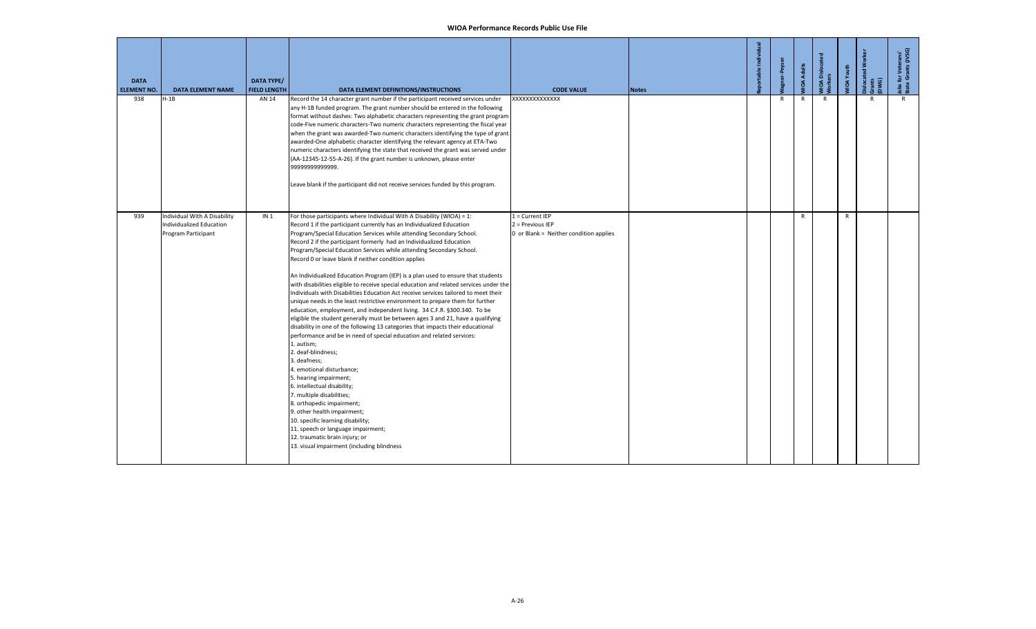# WIOA Performance Records Public Use File

| DATA ELEMENT NO. | DATA ELEMENT NAME | DATA TYPE/ FIELD LENGTH | DATA ELEMENT DEFINITIONS/INSTRUCTIONS | CODE VALUE | Notes | Reportable Individual | Wagner-Peyser | WIOA Adults | WIOA Dislocated Workers | WIOA Youth | Dislocated Worker Grants (DWG) | Jobs for Veterans' State Grants (JVSG) |
|---|---|---|---|---|---|---|---|---|---|---|---|---|
| 938 | H-1B | AN 14 | Record the 14 character grant number if the participant received services under any H-1B funded program. The grant number should be entered in the following format without dashes: Two alphabetic characters representing the grant program code-Five numeric characters-Two numeric characters representing the fiscal year when the grant was awarded-Two numeric characters identifying the type of grant awarded-One alphabetic character identifying the relevant agency at ETA-Two numeric characters identifying the state that received the grant was served under (AA-12345-12-55-A-26). If the grant number is unknown, please enter 99999999999999.<br><br>Leave blank if the participant did not receive services funded by this program. | XXXXXXXXXXXXXX | | | R | R | R | | R | R |
| 939 | Individual With A Disability Individualized Education Program Participant | IN 1 | For those participants where Individual With A Disability (WIOA) = 1: Record 1 if the participant currently has an Individualized Education Program/Special Education Services while attending Secondary School. Record 2 if the participant formerly had an Individualized Education Program/Special Education Services while attending Secondary School. Record 0 or leave blank if neither condition applies<br><br>An Individualized Education Program (IEP) is a plan used to ensure that students with disabilities eligible to receive special education and related services under the Individuals with Disabilities Education Act receive services tailored to meet their unique needs in the least restrictive environment to prepare them for further education, employment, and independent living. 34 C.F.R. §300.340. To be eligible the student generally must be between ages 3 and 21, have a qualifying disability in one of the following 13 categories that impacts their educational performance and be in need of special education and related services:<br>1. autism;<br>2. deaf-blindness;<br>3. deafness;<br>4. emotional disturbance;<br>5. hearing impairment;<br>6. intellectual disability;<br>7. multiple disabilities;<br>8. orthopedic impairment;<br>9. other health impairment;<br>10. specific learning disability;<br>11. speech or language impairment;<br>12. traumatic brain injury; or<br>13. visual impairment (including blindness | 1 = Current IEP<br>2 = Previous IEP<br>0 or Blank = Neither condition applies | | | | R | | R | | |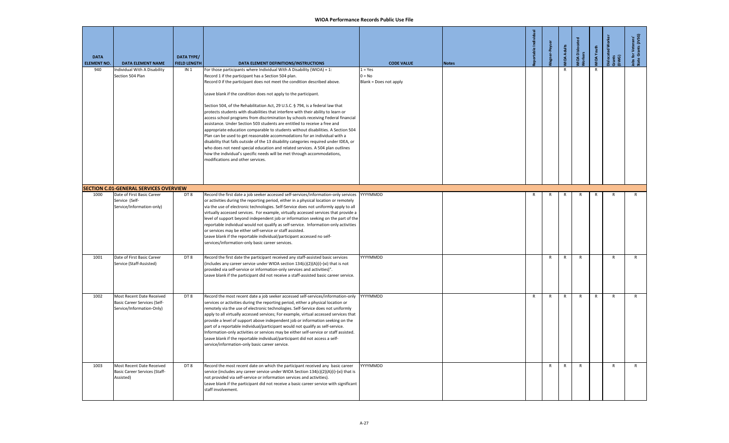# WIOA Performance Records Public Use File

| DATA ELEMENT NO. | DATA ELEMENT NAME | DATA TYPE/ FIELD LENGTH | DATA ELEMENT DEFINITIONS/INSTRUCTIONS | CODE VALUE | Notes | Reportable Individual | Wagner-Peyser | WIOA Adults | WIOA Dislocated Workers | WIOA Youth | Dislocated Worker Grants (DWG) | Jobs for Veterans' State Grants (JVSG) |
|---|---|---|---|---|---|---|---|---|---|---|---|---|
| 940 | Individual With A Disability Section 504 Plan | IN 1 | For those participants where Individual With A Disability (WIOA) = 1:<br>Record 1 if the participant has a Section 504 plan.<br>Record 0 if the participant does not meet the condition described above.<br><br>Leave blank if the condition does not apply to the participant.<br><br>Section 504, of the Rehabilitation Act, 29 U.S.C. § 794, is a federal law that protects students with disabilities that interfere with their ability to learn or access school programs from discrimination by schools receiving Federal financial assistance. Under Section 503 students are entitled to receive a free and appropriate education comparable to students without disabilities. A Section 504 Plan can be used to get reasonable accommodations for an individual with a disability that falls outside of the 13 disability categories required under IDEA, or who does not need special education and related services. A 504 plan outlines how the individual's specific needs will be met through accommodations, modifications and other services. | 1 = Yes<br>0 = No<br>Blank = Does not apply | | | | R | | R | | |
| **SECTION C.01-GENERAL SERVICES OVERVIEW** | | | | | | | | | | | | |
| 1000 | Date of First Basic Career Service (Self-Service/Information-only) | DT 8 | Record the first date a job seeker accessed self-services/information-only services or activities during the reporting period, either in a physical location or remotely via the use of electronic technologies. Self-Service does not uniformly apply to all virtually accessed services. For example, virtually accessed services that provide a level of support beyond independent job or information seeking on the part of the reportable individual would not qualify as self-service. Information-only activities or services may be either self-service or staff assisted.<br>Leave blank if the reportable individual/participant accessed no self-services/information-only basic career services. | YYYYMMDD | | R | R | R | R | R | R | R |
| 1001 | Date of First Basic Career Service (Staff-Assisted) | DT 8 | Record the first date the participant received any staff-assisted basic services (includes any career service under WIOA section 134(c)(2)(A)(i)-(xi) that is not provided via self-service or information-only services and activities)".<br>Leave blank if the participant did not receive a staff-assisted basic career service. | YYYYMMDD | | | R | R | R | | R | R |
| 1002 | Most Recent Date Received Basic Career Services (Self-Service/Information-Only) | DT 8 | Record the most recent date a job seeker accessed self-services/information-only services or activities during the reporting period, either a physical location or remotely via the use of electronic technologies. Self-Service does not uniformly apply to all virtually accessed services; For example, virtual accessed services that provide a level of support above independent job or information seeking on the part of a reportable individual/participant would not qualify as self-service. Information-only activities or services may be either self-service or staff assisted.<br>Leave blank if the reportable individual/participant did not access a self-service/information-only basic career service. | YYYYMMDD | | R | R | R | R | R | R | R |
| 1003 | Most Recent Date Received Basic Career Services (Staff-Assisted) | DT 8 | Record the most recent date on which the participant received any basic career service (includes any career service under WIOA Section 134(c)(2)(A)(i)-(xi) that is not provided via self-service or information services and activities).<br>Leave blank if the participant did not receive a basic career service with significant staff involvement. | YYYYMMDD | | | R | R | R | | R | R |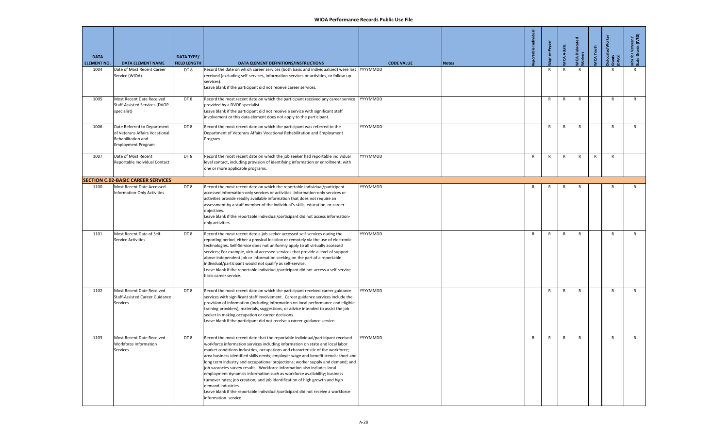| DATA ELEMENT NO. | DATA ELEMENT NAME | DATA TYPE/ FIELD LENGTH | DATA ELEMENT DEFINITIONS/INSTRUCTIONS | CODE VALUE | Notes | Reportable Individual | Wagner-Peyser | WIOA Adults | WIOA Dislocated Workers | WIOA Youth | Dislocated Worker Grants (DWG) | Jobs for Veterans' State Grants (JVSG) |
|---|---|---|---|---|---|---|---|---|---|---|---|---|
| 1004 | Date of Most Recent Career Service (WIOA) | DT 8 | Record the date on which career services (both basic and individualized) were last received (excluding self-services, information services or activities, or follow-up services).<br>Leave blank if the participant did not receive career services. | YYYYMMDD | | | R | R | R | | R | R |
| 1005 | Most Recent Date Received Staff-Assisted Services (DVOP specialist) | DT 8 | Record the most recent date on which the participant received any career service provided by a DVOP specialist.<br>Leave blank if the participant did not receive a service with significant staff involvement or this data element does not apply to the participant. | YYYYMMDD | | | R | R | R | | R | R |
| 1006 | Date Referred to Department of Veterans Affairs Vocational Rehabilitation and Employment Program | DT 8 | Record the most recent date on which the participant was referred to the Department of Veterans Affairs Vocational Rehabilitation and Employment Program. | YYYYMMDD | | | R | R | R | | R | R |
| 1007 | Date of Most Recent Reportable Individual Contact | DT 8 | Record the most recent date on which the job seeker had reportable individual level contact, including provision of identifying information or enrollment, with one or more applicable programs. | YYYYMMDD | | R | R | R | R | R | R | |
| **SECTION C.02-BASIC CAREER SERVICES** | | | | | | | | | | | | |
| 1100 | Most Recent Date Accessed Information-Only Activities | DT 8 | Record the most recent date on which the reportable individual/participant accessed information-only services or activities. Information-only services or activities provide readily available information that does not require an assessment by a staff member of the individual's skills, education, or career objectives.<br>Leave blank if the reportable individual/participant did not access information-only activities. | YYYYMMDD | | R | R | R | R | | R | R |
| 1101 | Most Recent Date of Self-Service Activities | DT 8 | Record the most recent date a job seeker accessed self-services during the reporting period, either a physical location or remotely via the use of electronic technologies. Self-Service does not uniformly apply to all virtually accessed services; For example, virtual accessed services that provide a level of support above independent job or information seeking on the part of a reportable individual/participant would not qualify as self-service.<br>Leave blank if the reportable individual/participant did not access a self-service basic career service. | YYYYMMDD | | R | R | R | R | | R | R |
| 1102 | Most Recent Date Received Staff-Assisted Career Guidance Services | DT 8 | Record the most recent date on which the participant received career guidance services with significant staff involvement. Career guidance services include the provision of information (Including information on local performance and eligible training providers), materials, suggestions, or advice intended to assist the job seeker in making occupation or career decisions.<br>Leave blank if the participant did not receive a career guidance service. | YYYYMMDD | | | R | R | R | | R | R |
| 1103 | Most Recent Date Received Workforce Information Services | DT 8 | Record the most recent date that the reportable individual/participant received workforce information services including information on state and local labor market conditions industries, occupations and characteristic of the workforce; area business identified skills needs; employer wage and benefit trends; short and long term industry and occupational projections; worker supply and demand; and job vacancies survey results. Workforce information also includes local employment dynamics information such as workforce availability; business turnover rates; job creation; and job identification of high growth and high demand industries.<br>Leave blank if the reportable individual/participant did not receive a workforce information. service. | YYYYMMDD | | R | R | R | R | | R | R |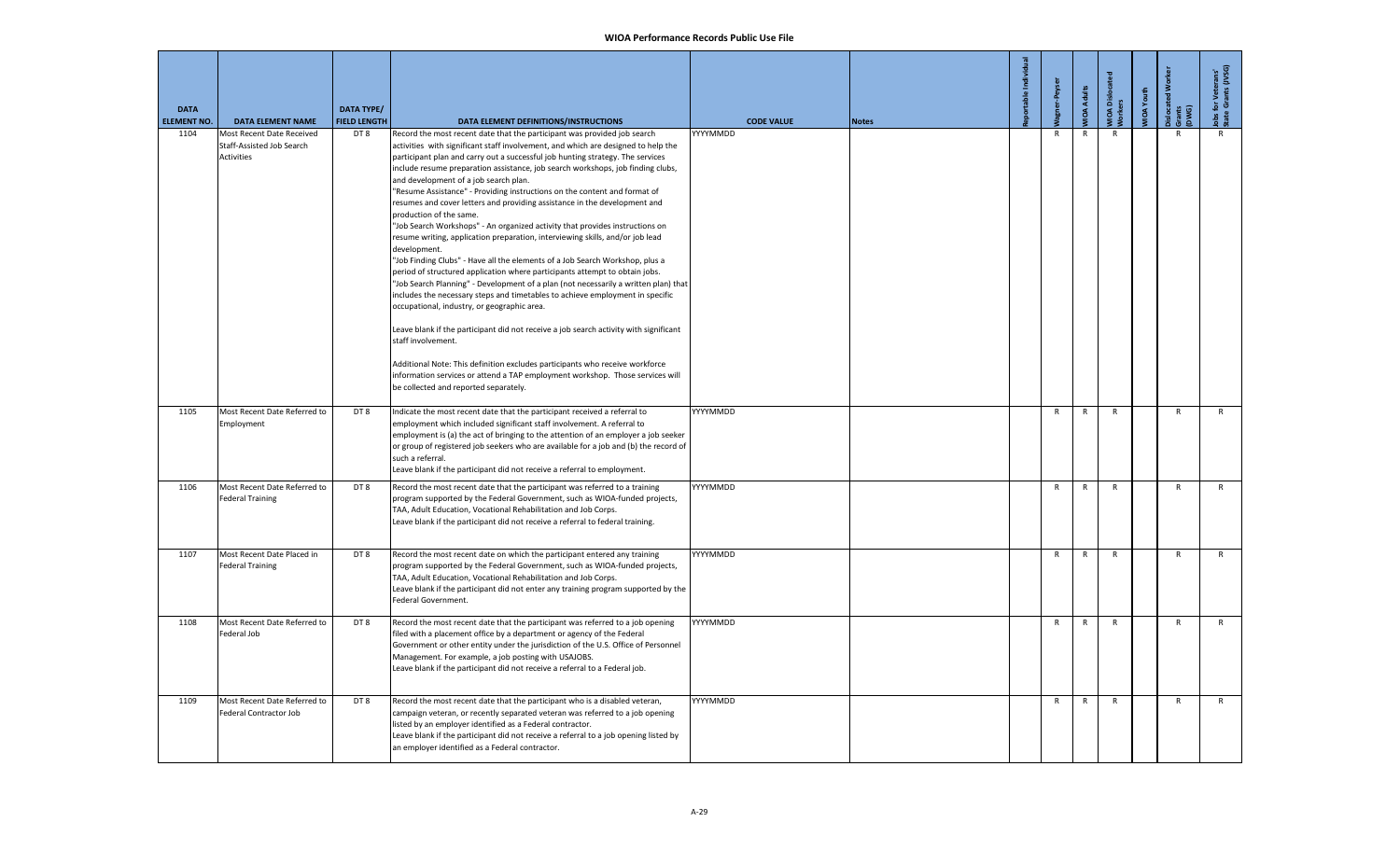# WIOA Performance Records Public Use File

| DATA ELEMENT NO. | DATA ELEMENT NAME | DATA TYPE/ FIELD LENGTH | DATA ELEMENT DEFINITIONS/INSTRUCTIONS | CODE VALUE | Notes | Reportable Individual | Wagner-Peyser | WIOA Adults | WIOA Dislocated Workers | WIOA Youth | Dislocated Worker Grants (DWG) | Jobs for Veterans' State Grants (JVSG) |
|---|---|---|---|---|---|---|---|---|---|---|---|---|
| 1104 | Most Recent Date Received Staff-Assisted Job Search Activities | DT 8 | Record the most recent date that the participant was provided job search activities with significant staff involvement, and which are designed to help the participant plan and carry out a successful job hunting strategy. The services include resume preparation assistance, job search workshops, job finding clubs, and development of a job search plan.<br>"Resume Assistance" - Providing instructions on the content and format of resumes and cover letters and providing assistance in the development and production of the same.<br>"Job Search Workshops" - An organized activity that provides instructions on resume writing, application preparation, interviewing skills, and/or job lead development.<br>"Job Finding Clubs" - Have all the elements of a Job Search Workshop, plus a period of structured application where participants attempt to obtain jobs.<br>"Job Search Planning" - Development of a plan (not necessarily a written plan) that includes the necessary steps and timetables to achieve employment in specific occupational, industry, or geographic area.<br><br>Leave blank if the participant did not receive a job search activity with significant staff involvement.<br><br>Additional Note: This definition excludes participants who receive workforce information services or attend a TAP employment workshop. Those services will be collected and reported separately. | YYYYMMDD | | | R | R | R | | R | R |
| 1105 | Most Recent Date Referred to Employment | DT 8 | Indicate the most recent date that the participant received a referral to employment which included significant staff involvement. A referral to employment is (a) the act of bringing to the attention of an employer a job seeker or group of registered job seekers who are available for a job and (b) the record of such a referral.<br>Leave blank if the participant did not receive a referral to employment. | YYYYMMDD | | | R | R | R | | R | R |
| 1106 | Most Recent Date Referred to Federal Training | DT 8 | Record the most recent date that the participant was referred to a training program supported by the Federal Government, such as WIOA-funded projects, TAA, Adult Education, Vocational Rehabilitation and Job Corps.<br>Leave blank if the participant did not receive a referral to federal training. | YYYYMMDD | | | R | R | R | | R | R |
| 1107 | Most Recent Date Placed in Federal Training | DT 8 | Record the most recent date on which the participant entered any training program supported by the Federal Government, such as WIOA-funded projects, TAA, Adult Education, Vocational Rehabilitation and Job Corps.<br>Leave blank if the participant did not enter any training program supported by the Federal Government. | YYYYMMDD | | | R | R | R | | R | R |
| 1108 | Most Recent Date Referred to Federal Job | DT 8 | Record the most recent date that the participant was referred to a job opening filed with a placement office by a department or agency of the Federal Government or other entity under the jurisdiction of the U.S. Office of Personnel Management. For example, a job posting with USAJOBS.<br>Leave blank if the participant did not receive a referral to a Federal job. | YYYYMMDD | | | R | R | R | | R | R |
| 1109 | Most Recent Date Referred to Federal Contractor Job | DT 8 | Record the most recent date that the participant who is a disabled veteran, campaign veteran, or recently separated veteran was referred to a job opening listed by an employer identified as a Federal contractor.<br>Leave blank if the participant did not receive a referral to a job opening listed by an employer identified as a Federal contractor. | YYYYMMDD | | | R | R | R | | R | R |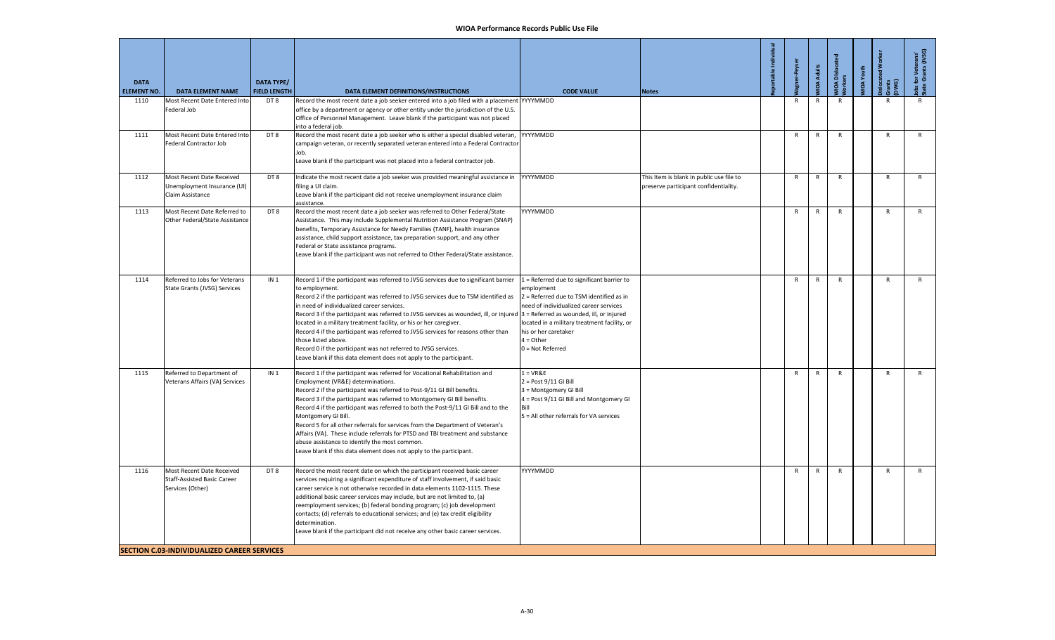| DATA ELEMENT NO. | DATA ELEMENT NAME | DATA TYPE/ FIELD LENGTH | DATA ELEMENT DEFINITIONS/INSTRUCTIONS | CODE VALUE | Notes | Reportable Individual | Wagner-Peyser | WIOA Adults | WIOA Dislocated Workers | WIOA Youth | Dislocated Worker Grants (DWG) | Jobs for Veterans' State Grants (JVSG) |
|---|---|---|---|---|---|---|---|---|---|---|---|---|
| 1110 | Most Recent Date Entered Into Federal Job | DT 8 | Record the most recent date a job seeker entered into a job filed with a placement office by a department or agency or other entity under the jurisdiction of the U.S. Office of Personnel Management. Leave blank if the participant was not placed into a federal job. | YYYYMMDD | | | R | R | R | | R | R |
| 1111 | Most Recent Date Entered Into Federal Contractor Job | DT 8 | Record the most recent date a job seeker who is either a special disabled veteran, campaign veteran, or recently separated veteran entered into a Federal Contractor Job.<br>Leave blank if the participant was not placed into a federal contractor job. | YYYYMMDD | | | R | R | R | | R | R |
| 1112 | Most Recent Date Received Unemployment Insurance (UI) Claim Assistance | DT 8 | Indicate the most recent date a job seeker was provided meaningful assistance in filing a UI claim.<br>Leave blank if the participant did not receive unemployment insurance claim assistance. | YYYYMMDD | This Item is blank in public use file to preserve participant confidentiality. | | R | R | R | | R | R |
| 1113 | Most Recent Date Referred to Other Federal/State Assistance | DT 8 | Record the most recent date a job seeker was referred to Other Federal/State Assistance. This may include Supplemental Nutrition Assistance Program (SNAP) benefits, Temporary Assistance for Needy Families (TANF), health insurance assistance, child support assistance, tax preparation support, and any other Federal or State assistance programs.<br>Leave blank if the participant was not referred to Other Federal/State assistance. | YYYYMMDD | | | R | R | R | | R | R |
| 1114 | Referred to Jobs for Veterans State Grants (JVSG) Services | IN 1 | Record 1 if the participant was referred to JVSG services due to significant barrier to employment.<br>Record 2 if the participant was referred to JVSG services due to TSM identified as in need of individualized career services.<br>Record 3 if the participant was referred to JVSG services as wounded, ill, or injured located in a military treatment facility, or his or her caregiver.<br>Record 4 if the participant was referred to JVSG services for reasons other than those listed above.<br>Record 0 if the participant was not referred to JVSG services.<br>Leave blank if this data element does not apply to the participant. | 1 = Referred due to significant barrier to employment<br>2 = Referred due to TSM identified as in need of individualized career services<br>3 = Referred as wounded, ill, or injured located in a military treatment facility, or his or her caretaker<br>4 = Other<br>0 = Not Referred | | | R | R | R | | R | R |
| 1115 | Referred to Department of Veterans Affairs (VA) Services | IN 1 | Record 1 if the participant was referred for Vocational Rehabilitation and Employment (VR&E) determinations.<br>Record 2 if the participant was referred to Post-9/11 GI Bill benefits.<br>Record 3 if the participant was referred to Montgomery GI Bill benefits.<br>Record 4 if the participant was referred to both the Post-9/11 GI Bill and to the Montgomery GI Bill.<br>Record 5 for all other referrals for services from the Department of Veteran's Affairs (VA). These include referrals for PTSD and TBI treatment and substance abuse assistance to identify the most common.<br>Leave blank if this data element does not apply to the participant. | 1 = VR&E<br>2 = Post 9/11 GI Bill<br>3 = Montgomery GI Bill<br>4 = Post 9/11 GI Bill and Montgomery GI Bill<br>5 = All other referrals for VA services | | | R | R | R | | R | R |
| 1116 | Most Recent Date Received Staff-Assisted Basic Career Services (Other) | DT 8 | Record the most recent date on which the participant received basic career services requiring a significant expenditure of staff involvement, if said basic career service is not otherwise recorded in data elements 1102-1115. These additional basic career services may include, but are not limited to, (a) reemployment services; (b) federal bonding program; (c) job development contacts; (d) referrals to educational services; and (e) tax credit eligibility determination.<br>Leave blank if the participant did not receive any other basic career services. | YYYYMMDD | | | R | R | R | | R | R |
| **SECTION C.03-INDIVIDUALIZED CAREER SERVICES** | | | | | | | | | | | | |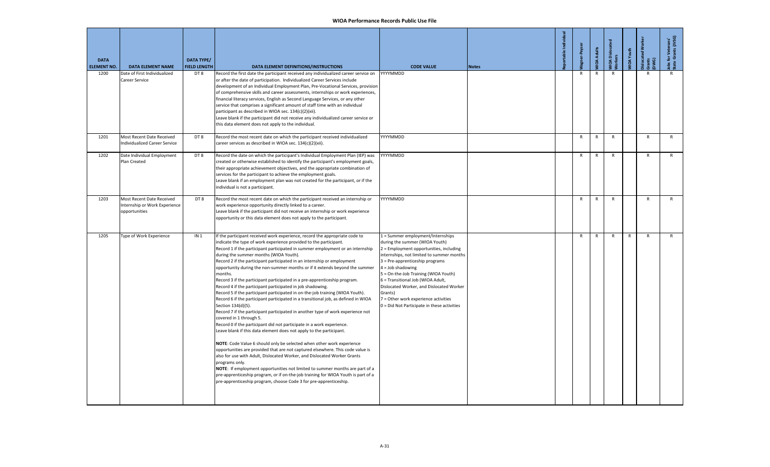| DATA ELEMENT NO. | DATA ELEMENT NAME | DATA TYPE/ FIELD LENGTH | DATA ELEMENT DEFINITIONS/INSTRUCTIONS | CODE VALUE | Notes | Reportable Individual | Wagner-Peyser | WIOA Adults | WIOA Dislocated Workers | WIOA Youth | Dislocated Worker Grants (DWG) | Jobs for Veterans' State Grants (JVSG) |
|---|---|---|---|---|---|---|---|---|---|---|---|---|
| 1200 | Date of First Individualized Career Service | DT 8 | Record the first date the participant received any individualized career service on or after the date of participation. Individualized Career Services include development of an Individual Employment Plan, Pre-Vocational Services, provision of comprehensive skills and career assessments, internships or work experiences, financial literacy services, English as Second Language Services, or any other service that comprises a significant amount of staff time with an individual participant as described in WIOA sec. 134(c)(2)(xii).<br>Leave blank if the participant did not receive any individualized career service or this data element does not apply to the individual. | YYYYMMDD | | | R | R | R | | R | R |
| 1201 | Most Recent Date Received Individualized Career Service | DT 8 | Record the most recent date on which the participant received individualized career services as described in WIOA sec. 134(c)(2)(xii). | YYYYMMDD | | | R | R | R | | R | R |
| 1202 | Date Individual Employment Plan Created | DT 8 | Record the date on which the participant's Individual Employment Plan (IEP) was created or otherwise established to identify the participant's employment goals, their appropriate achievement objectives, and the appropriate combination of services for the participant to achieve the employment goals.<br>Leave blank if an employment plan was not created for the participant, or if the individual is not a participant. | YYYYMMDD | | | R | R | R | | R | R |
| 1203 | Most Recent Date Received Internship or Work Experience opportunities | DT 8 | Record the most recent date on which the participant received an internship or work experience opportunity directly linked to a career.<br>Leave blank if the participant did not receive an internship or work experience opportunity or this data element does not apply to the participant. | YYYYMMDD | | | R | R | R | | R | R |
| 1205 | Type of Work Experience | IN 1 | If the participant received work experience, record the appropriate code to indicate the type of work experience provided to the participant.<br>Record 1 if the participant participated in summer employment or an internship during the summer months (WIOA Youth).<br>Record 2 if the participant participated in an internship or employment opportunity during the non-summer months or if it extends beyond the summer months.<br>Record 3 if the participant participated in a pre-apprenticeship program.<br>Record 4 if the participant participated in job shadowing.<br>Record 5 if the participant participated in on-the-job training (WIOA Youth).<br>Record 6 if the participant participated in a transitional job, as defined in WIOA Section 134(d)(5).<br>Record 7 if the participant participated in another type of work experience not covered in 1 through 5.<br>Record 0 if the participant did not participate in a work experience.<br>Leave blank if this data element does not apply to the participant.<br><br>**NOTE**: Code Value 6 should only be selected when other work experience opportunities are provided that are not captured elsewhere. This code value is also for use with Adult, Dislocated Worker, and Dislocated Worker Grants programs only.<br>**NOTE**: If employment opportunities not limited to summer months are part of a pre-apprenticeship program, or if on-the-job training for WIOA Youth is part of a pre-apprenticeship program, choose Code 3 for pre-apprenticeship. | 1 = Summer employment/Internships during the summer (WIOA Youth)<br>2 = Employment opportunities, including internships, not limited to summer months<br>3 = Pre-apprenticeship programs<br>4 = Job shadowing<br>5 = On-the-Job Training (WIOA Youth)<br>6 = Transitional Job (WIOA Adult, Dislocated Worker, and Dislocated Worker Grants)<br>7 = Other work experience activities<br>0 = Did Not Participate in these activities | | | R | R | R | R | R | R |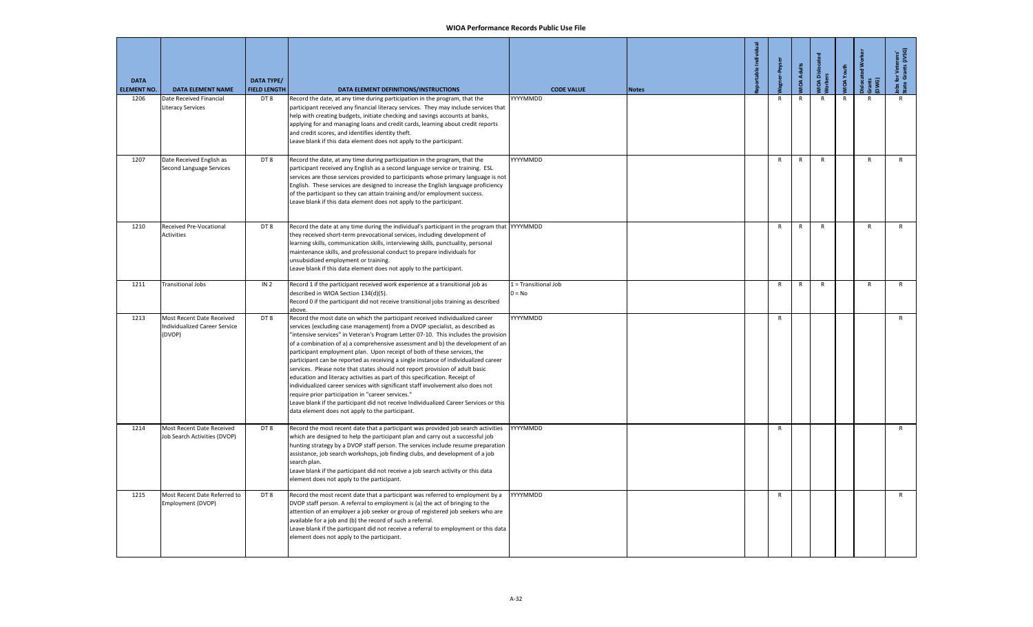# WIOA Performance Records Public Use File

| DATA ELEMENT NO. | DATA ELEMENT NAME | DATA TYPE/ FIELD LENGTH | DATA ELEMENT DEFINITIONS/INSTRUCTIONS | CODE VALUE | Notes | Reportable Individual | Wagner-Peyser | WIOA Adults | WIOA Dislocated Workers | WIOA Youth | Dislocated Worker Grants (DWG) | Jobs for Veterans' State Grants (JVSG) |
|---|---|---|---|---|---|---|---|---|---|---|---|---|
| 1206 | Date Received Financial Literacy Services | DT 8 | Record the date, at any time during participation in the program, that the participant received any financial literacy services. They may include services that help with creating budgets, initiate checking and savings accounts at banks, applying for and managing loans and credit cards, learning about credit reports and credit scores, and identifies identity theft.<br>Leave blank if this data element does not apply to the participant. | YYYYMMDD | | | R | R | R | R | R | R |
| 1207 | Date Received English as Second Language Services | DT 8 | Record the date, at any time during participation in the program, that the participant received any English as a second language service or training. ESL services are those services provided to participants whose primary language is not English. These services are designed to increase the English language proficiency of the participant so they can attain training and/or employment success.<br>Leave blank if this data element does not apply to the participant. | YYYYMMDD | | | R | R | R | | R | R |
| 1210 | Received Pre-Vocational Activities | DT 8 | Record the date at any time during the individual's participant in the program that they received short-term prevocational services, including development of learning skills, communication skills, interviewing skills, punctuality, personal maintenance skills, and professional conduct to prepare individuals for unsubsidized employment or training.<br>Leave blank if this data element does not apply to the participant. | YYYYMMDD | | | R | R | R | | R | R |
| 1211 | Transitional Jobs | IN 2 | Record 1 if the participant received work experience at a transitional job as described in WIOA Section 134(d)(5).<br>Record 0 if the participant did not receive transitional jobs training as described above. | 1 = Transitional Job<br>0 = No | | | R | R | R | | R | R |
| 1213 | Most Recent Date Received Individualized Career Service (DVOP) | DT 8 | Record the most date on which the participant received individualized career services (excluding case management) from a DVOP specialist, as described as "intensive services" in Veteran's Program Letter 07-10. This includes the provision of a combination of a) a comprehensive assessment and b) the development of an participant employment plan. Upon receipt of both of these services, the participant can be reported as receiving a single instance of individualized career services. Please note that states should not report provision of adult basic education and literacy activities as part of this specification. Receipt of individualized career services with significant staff involvement also does not require prior participation in "career services."<br>Leave blank if the participant did not receive Individualized Career Services or this data element does not apply to the participant. | YYYYMMDD | | | R | | | | | R |
| 1214 | Most Recent Date Received Job Search Activities (DVOP) | DT 8 | Record the most recent date that a participant was provided job search activities which are designed to help the participant plan and carry out a successful job hunting strategy by a DVOP staff person. The services include resume preparation assistance, job search workshops, job finding clubs, and development of a job search plan.<br>Leave blank if the participant did not receive a job search activity or this data element does not apply to the participant. | YYYYMMDD | | | R | | | | | R |
| 1215 | Most Recent Date Referred to Employment (DVOP) | DT 8 | Record the most recent date that a participant was referred to employment by a DVOP staff person. A referral to employment is (a) the act of bringing to the attention of an employer a job seeker or group of registered job seekers who are available for a job and (b) the record of such a referral.<br>Leave blank if the participant did not receive a referral to employment or this data element does not apply to the participant. | YYYYMMDD | | | R | | | | | R |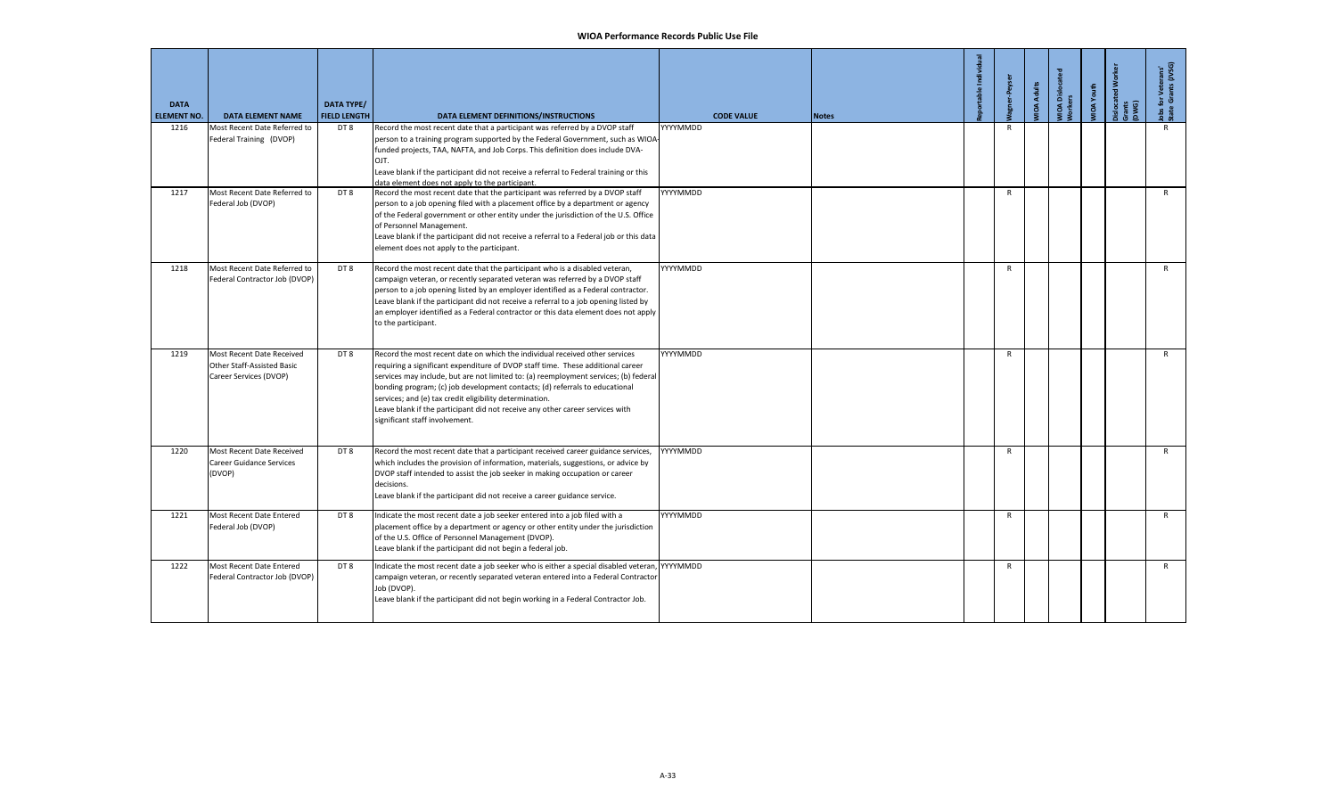## WIOA Performance Records Public Use File

| DATA ELEMENT NO. | DATA ELEMENT NAME | DATA TYPE/ FIELD LENGTH | DATA ELEMENT DEFINITIONS/INSTRUCTIONS | CODE VALUE | Notes | Reportable Individual | Wagner-Peyser | WIOA Adults | WIOA Dislocated Workers | WIOA Youth | Dislocated Worker Grants (DWG) | Jobs for Veterans' State Grants (JVSG) |
|---|---|---|---|---|---|---|---|---|---|---|---|---|
| 1216 | Most Recent Date Referred to Federal Training (DVOP) | DT 8 | Record the most recent date that a participant was referred by a DVOP staff person to a training program supported by the Federal Government, such as WIOA-funded projects, TAA, NAFTA, and Job Corps. This definition does include DVA-OJT.<br>Leave blank if the participant did not receive a referral to Federal training or this data element does not apply to the participant. | YYYYMMDD | | | R | | | | | R |
| 1217 | Most Recent Date Referred to Federal Job (DVOP) | DT 8 | Record the most recent date that the participant was referred by a DVOP staff person to a job opening filed with a placement office by a department or agency of the Federal government or other entity under the jurisdiction of the U.S. Office of Personnel Management.<br>Leave blank if the participant did not receive a referral to a Federal job or this data element does not apply to the participant. | YYYYMMDD | | | R | | | | | R |
| 1218 | Most Recent Date Referred to Federal Contractor Job (DVOP) | DT 8 | Record the most recent date that the participant who is a disabled veteran, campaign veteran, or recently separated veteran was referred by a DVOP staff person to a job opening listed by an employer identified as a Federal contractor.<br>Leave blank if the participant did not receive a referral to a job opening listed by an employer identified as a Federal contractor or this data element does not apply to the participant. | YYYYMMDD | | | R | | | | | R |
| 1219 | Most Recent Date Received Other Staff-Assisted Basic Career Services (DVOP) | DT 8 | Record the most recent date on which the individual received other services requiring a significant expenditure of DVOP staff time. These additional career services may include, but are not limited to: (a) reemployment services; (b) federal bonding program; (c) job development contacts; (d) referrals to educational services; and (e) tax credit eligibility determination.<br>Leave blank if the participant did not receive any other career services with significant staff involvement. | YYYYMMDD | | | R | | | | | R |
| 1220 | Most Recent Date Received Career Guidance Services (DVOP) | DT 8 | Record the most recent date that a participant received career guidance services, which includes the provision of information, materials, suggestions, or advice by DVOP staff intended to assist the job seeker in making occupation or career decisions.<br>Leave blank if the participant did not receive a career guidance service. | YYYYMMDD | | | R | | | | | R |
| 1221 | Most Recent Date Entered Federal Job (DVOP) | DT 8 | Indicate the most recent date a job seeker entered into a job filed with a placement office by a department or agency or other entity under the jurisdiction of the U.S. Office of Personnel Management (DVOP).<br>Leave blank if the participant did not begin a federal job. | YYYYMMDD | | | R | | | | | R |
| 1222 | Most Recent Date Entered Federal Contractor Job (DVOP) | DT 8 | Indicate the most recent date a job seeker who is either a special disabled veteran, campaign veteran, or recently separated veteran entered into a Federal Contractor Job (DVOP).<br>Leave blank if the participant did not begin working in a Federal Contractor Job. | YYYYMMDD | | | R | | | | | R |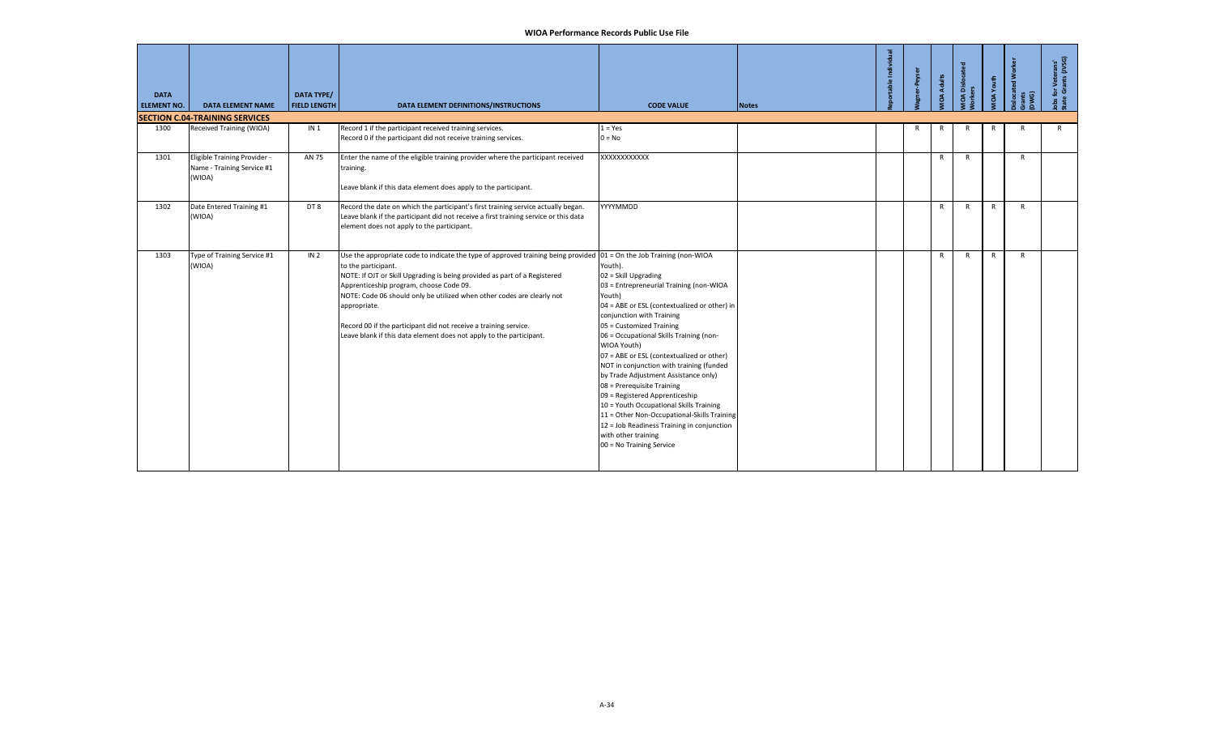# WIOA Performance Records Public Use File

| DATA ELEMENT NO. | DATA ELEMENT NAME | DATA TYPE/ FIELD LENGTH | DATA ELEMENT DEFINITIONS/INSTRUCTIONS | CODE VALUE | Notes | Reportable Individual | Wagner-Peyser | WIOA Adults | WIOA Dislocated Workers | WIOA Youth | Dislocated Worker Grants (DWG) | Jobs for Veterans' State Grants (JVSG) |
|---|---|---|---|---|---|---|---|---|---|---|---|---|
| **SECTION C.04-TRAINING SERVICES** | | | | | | | | | | | | |
| 1300 | Received Training (WIOA) | IN 1 | Record 1 if the participant received training services.<br>Record 0 if the participant did not receive training services. | 1 = Yes<br>0 = No | | | R | R | R | R | R | R |
| 1301 | Eligible Training Provider - Name - Training Service #1 (WIOA) | AN 75 | Enter the name of the eligible training provider where the participant received training.<br><br>Leave blank if this data element does apply to the participant. | XXXXXXXXXXXX | | | | R | R | | R | |
| 1302 | Date Entered Training #1 (WIOA) | DT 8 | Record the date on which the participant's first training service actually began. Leave blank if the participant did not receive a first training service or this data element does not apply to the participant. | YYYYMMDD | | | | R | R | R | R | |
| 1303 | Type of Training Service #1 (WIOA) | IN 2 | Use the appropriate code to indicate the type of approved training being provided to the participant.<br>NOTE: If OJT or Skill Upgrading is being provided as part of a Registered Apprenticeship program, choose Code 09.<br>NOTE: Code 06 should only be utilized when other codes are clearly not appropriate.<br><br>Record 00 if the participant did not receive a training service.<br>Leave blank if this data element does not apply to the participant. | 01 = On the Job Training (non-WIOA Youth).<br>02 = Skill Upgrading<br>03 = Entrepreneurial Training (non-WIOA Youth)<br>04 = ABE or ESL (contextualized or other) in conjunction with Training<br>05 = Customized Training<br>06 = Occupational Skills Training (non-WIOA Youth)<br>07 = ABE or ESL (contextualized or other) NOT in conjunction with training (funded by Trade Adjustment Assistance only)<br>08 = Prerequisite Training<br>09 = Registered Apprenticeship<br>10 = Youth Occupational Skills Training<br>11 = Other Non-Occupational-Skills Training<br>12 = Job Readiness Training in conjunction with other training<br>00 = No Training Service | | | | R | R | R | R | |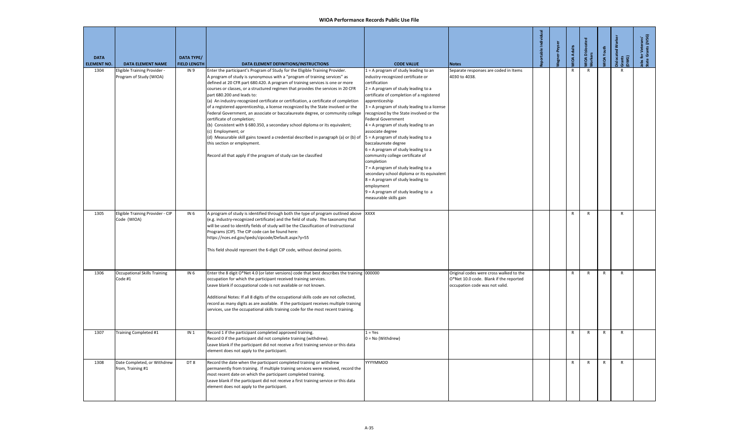# WIOA Performance Records Public Use File

| DATA ELEMENT NO. | DATA ELEMENT NAME | DATA TYPE/ FIELD LENGTH | DATA ELEMENT DEFINITIONS/INSTRUCTIONS | CODE VALUE | Notes | Reportable Individual | Wagner-Peyser | WIOA Adults | WIOA Dislocated Workers | WIOA Youth | Dislocated Worker Grants (DWG) | Jobs for Veterans' State Grants (JVSG) |
|---|---|---|---|---|---|---|---|---|---|---|---|---|
| 1304 | Eligible Training Provider - Program of Study (WIOA) | IN 9 | Enter the participant's Program of Study for the Eligible Training Provider.<br>A program of study is synonymous with a "program of training services" as defined at 20 CFR part 680.420. A program of training services is one or more courses or classes, or a structured regimen that provides the services in 20 CFR part 680.200 and leads to:<br>(a) An industry-recognized certificate or certification, a certificate of completion of a registered apprenticeship, a license recognized by the State involved or the Federal Government, an associate or baccalaureate degree, or community college certificate of completion;<br>(b) Consistent with § 680.350, a secondary school diploma or its equivalent;<br>(c) Employment; or<br>(d) Measurable skill gains toward a credential described in paragraph (a) or (b) of this section or employment.<br><br>Record all that apply if the program of study can be classified | 1 = A program of study leading to an industry-recognized certificate or certification<br>2 = A program of study leading to a certificate of completion of a registered apprenticeship<br>3 = A program of study leading to a license recognized by the State involved or the Federal Government<br>4 = A program of study leading to an associate degree<br>5 = A program of study leading to a baccalaureate degree<br>6 = A program of study leading to a community college certificate of completion<br>7 = A program of study leading to a secondary school diploma or its equivalent<br>8 = A program of study leading to employment<br>9 = A program of study leading to a measurable skills gain | Separate responses are coded in Items 4030 to 4038. | | | R | R | | R | |
| 1305 | Eligible Training Provider - CIP Code (WIOA) | IN 6 | A program of study is identified through both the type of program outlined above (e.g. industry-recognized certificate) and the field of study. The taxonomy that will be used to identify fields of study will be the Classification of Instructional Programs (CIP). The CIP code can be found here: https://nces.ed.gov/ipeds/cipcode/Default.aspx?y=55<br><br>This field should represent the 6-digit CIP code, without decimal points. | XXXX | | | | R | R | | R | |
| 1306 | Occupational Skills Training Code #1 | IN 6 | Enter the 8 digit O*Net 4.0 (or later versions) code that best describes the training occupation for which the participant received training services.<br>Leave blank if occupational code is not available or not known.<br><br>Additional Notes: If all 8 digits of the occupational skills code are not collected, record as many digits as are available. If the participant receives multiple training services, use the occupational skills training code for the most recent training. | 000000 | Original codes were cross walked to the O*Net 10.0 code. Blank if the reported occupation code was not valid. | | | R | R | R | R | |
| 1307 | Training Completed #1 | IN 1 | Record 1 if the participant completed approved training.<br>Record 0 if the participant did not complete training (withdrew).<br>Leave blank if the participant did not receive a first training service or this data element does not apply to the participant. | 1 = Yes<br>0 = No (Withdrew) | | | | R | R | R | R | |
| 1308 | Date Completed, or Withdrew from, Training #1 | DT 8 | Record the date when the participant completed training or withdrew permanently from training. If multiple training services were received, record the most recent date on which the participant completed training.<br>Leave blank if the participant did not receive a first training service or this data element does not apply to the participant. | YYYYMMDD | | | | R | R | R | R | |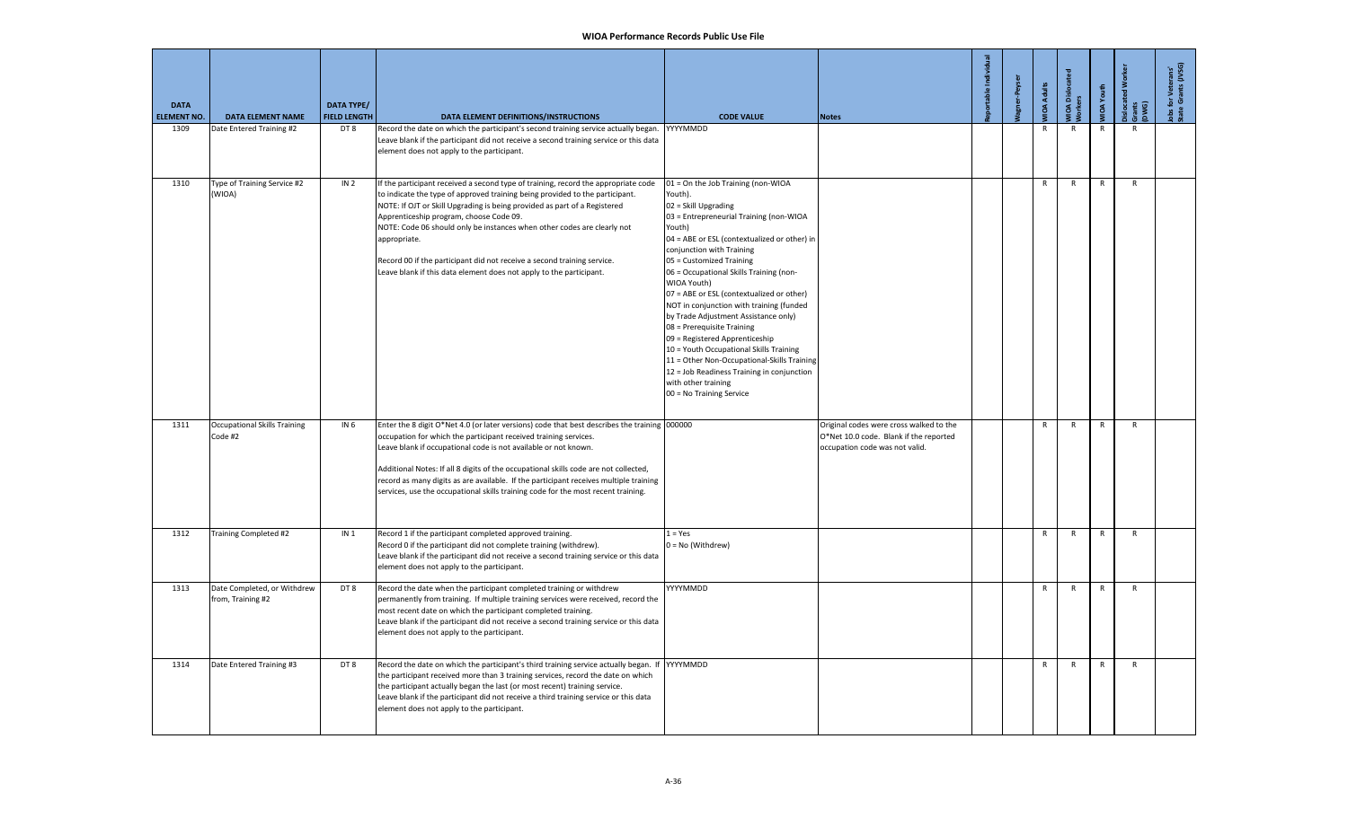| DATA ELEMENT NO. | DATA ELEMENT NAME | DATA TYPE/ FIELD LENGTH | DATA ELEMENT DEFINITIONS/INSTRUCTIONS | CODE VALUE | Notes | Reportable Individual | Wagner-Peyser | WIOA Adults | WIOA Dislocated Workers | WIOA Youth | Dislocated Worker Grants (DWG) | Jobs for Veterans' State Grants (JVSG) |
|---|---|---|---|---|---|---|---|---|---|---|---|---|
| 1309 | Date Entered Training #2 | DT 8 | Record the date on which the participant's second training service actually began.<br>Leave blank if the participant did not receive a second training service or this data element does not apply to the participant. | YYYYMMDD | | | | R | R | R | R | |
| 1310 | Type of Training Service #2 (WIOA) | IN 2 | If the participant received a second type of training, record the appropriate code to indicate the type of approved training being provided to the participant.<br>NOTE: If OJT or Skill Upgrading is being provided as part of a Registered Apprenticeship program, choose Code 09.<br>NOTE: Code 06 should only be instances when other codes are not clearly not appropriate.<br><br>Record 00 if the participant did not receive a second training service.<br>Leave blank if this data element does not apply to the participant. | 01 = On the Job Training (non-WIOA Youth).<br>02 = Skill Upgrading<br>03 = Entrepreneurial Training (non-WIOA Youth)<br>04 = ABE or ESL (contextualized or other) in conjunction with Training<br>05 = Customized Training<br>06 = Occupational Skills Training (non-WIOA Youth)<br>07 = ABE or ESL (contextualized or other) NOT in conjunction with training (funded by Trade Adjustment Assistance only)<br>08 = Prerequisite Training<br>09 = Registered Apprenticeship<br>10 = Youth Occupational Skills Training<br>11 = Other Non-Occupational-Skills Training<br>12 = Job Readiness Training in conjunction with other training<br>00 = No Training Service | | | | R | R | R | R | |
| 1311 | Occupational Skills Training Code #2 | IN 6 | Enter the 8 digit O*Net 4.0 (or later versions) code that best describes the training occupation for which the participant received training services.<br>Leave blank if occupational code is not available or not known.<br><br>Additional Notes: If all 8 digits of the occupational skills code are not collected, record as many digits as are available. If the participant receives multiple training services, use the occupational skills training code for the most recent training. | 000000 | Original codes were cross walked to the O*Net 10.0 code. Blank if the reported occupation code was not valid. | | | R | R | R | R | |
| 1312 | Training Completed #2 | IN 1 | Record 1 if the participant completed approved training.<br>Record 0 if the participant did not complete training (withdrew).<br>Leave blank if the participant did not receive a second training service or this data element does not apply to the participant. | 1 = Yes<br>0 = No (Withdrew) | | | | R | R | R | R | |
| 1313 | Date Completed, or Withdrew from, Training #2 | DT 8 | Record the date when the participant completed training or withdrew permanently from training. If multiple training services were received, record the most recent date on which the participant completed training.<br>Leave blank if the participant did not receive a second training service or this data element does not apply to the participant. | YYYYMMDD | | | | R | R | R | R | |
| 1314 | Date Entered Training #3 | DT 8 | Record the date on which the participant's third training service actually began. If the participant received more than 3 training services, record the date on which the participant actually began the last (or most recent) training service.<br>Leave blank if the participant did not receive a third training service or this data element does not apply to the participant. | YYYYMMDD | | | | R | R | R | R | |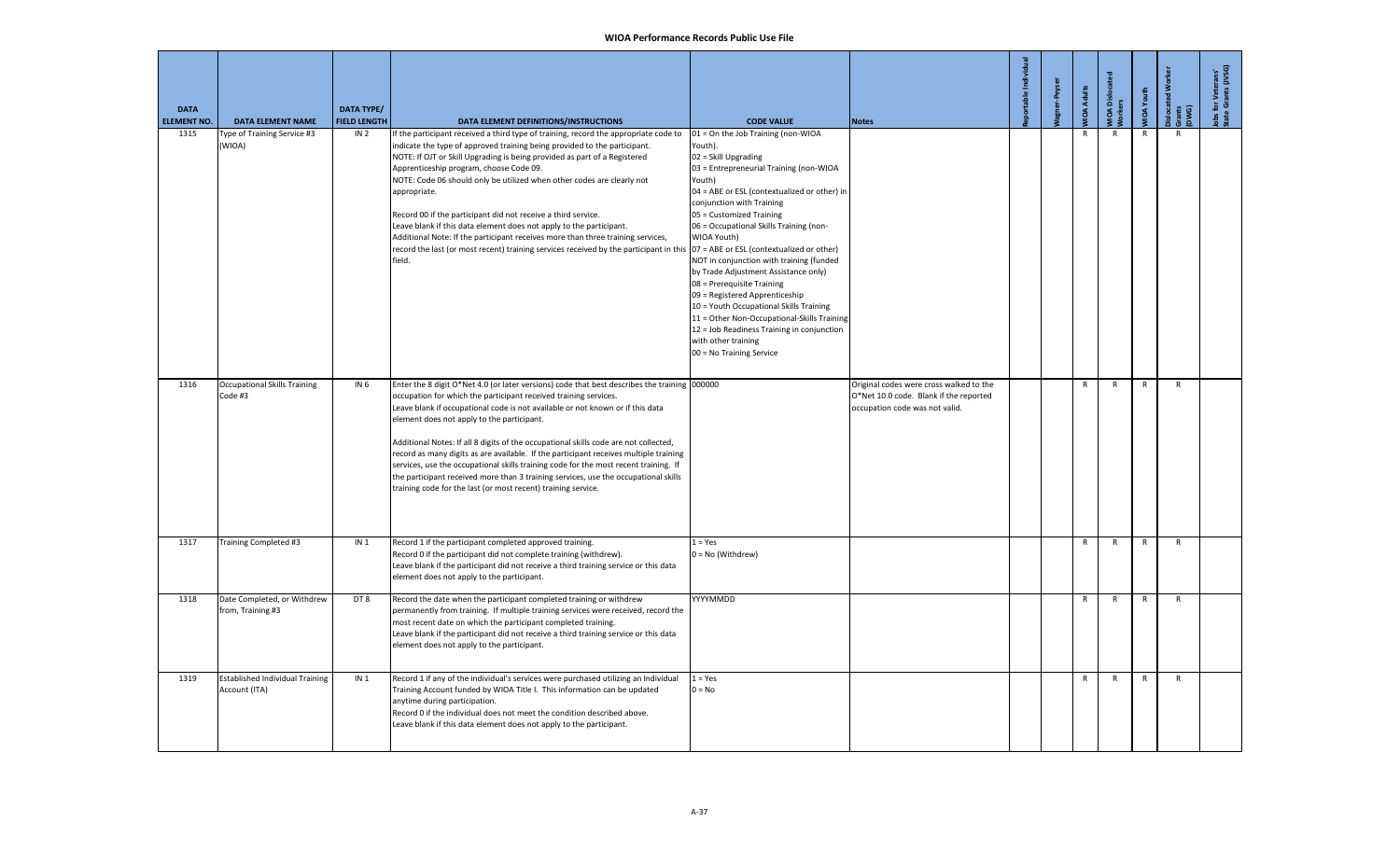| DATA ELEMENT NO. | DATA ELEMENT NAME | DATA TYPE/ FIELD LENGTH | DATA ELEMENT DEFINITIONS/INSTRUCTIONS | CODE VALUE | Notes | Reportable Individual | Wagner-Peyser | WIOA Adults | WIOA Dislocated Workers | WIOA Youth | Dislocated Worker Grants (DWG) | Jobs for Veterans' State Grants (JVSG) |
|---|---|---|---|---|---|---|---|---|---|---|---|---|
| 1315 | Type of Training Service #3 (WIOA) | IN 2 | If the participant received a third type of training, record the appropriate code to indicate the type of approved training being provided to the participant.<br>NOTE: If OJT or Skill Upgrading is being provided as part of a Registered Apprenticeship program, choose Code 09.<br>NOTE: Code 06 should only be utilized when other codes are clearly not appropriate.<br><br>Record 00 if the participant did not receive a third service.<br>Leave blank if this data element does not apply to the participant.<br>Additional Note: If the participant receives more than three training services, record the last (or most recent) training services received by the participant in this field. | 01 = On the Job Training (non-WIOA Youth).<br>02 = Skill Upgrading<br>03 = Entrepreneurial Training (non-WIOA Youth)<br>04 = ABE or ESL (contextualized or other) in conjunction with Training<br>05 = Customized Training<br>06 = Occupational Skills Training (non-WIOA Youth)<br>07 = ABE or ESL (contextualized or other) NOT in conjunction with training (funded by Trade Adjustment Assistance only)<br>08 = Prerequisite Training<br>09 = Registered Apprenticeship<br>10 = Youth Occupational Skills Training<br>11 = Other Non-Occupational-Skills Training<br>12 = Job Readiness Training in conjunction with other training<br>00 = No Training Service | | | | R | R | R | R | |
| 1316 | Occupational Skills Training Code #3 | IN 6 | Enter the 8 digit O*Net 4.0 (or later versions) code that best describes the training occupation for which the participant received training services.<br>Leave blank if occupational code is not available or not known or if this data element does not apply to the participant.<br><br>Additional Notes: If all 8 digits of the occupational skills code are not collected, record as many digits as are available. If the participant receives multiple training services, use the occupational skills training code for the most recent training. If the participant received more than 3 training services, use the occupational skills training code for the last (or most recent) training service. | 000000 | Original codes were cross walked to the O*Net 10.0 code. Blank if the reported occupation code was not valid. | | | R | R | R | R | |
| 1317 | Training Completed #3 | IN 1 | Record 1 if the participant completed approved training.<br>Record 0 if the participant did not complete training (withdrew).<br>Leave blank if the participant did not receive a third training service or this data element does not apply to the participant. | 1 = Yes<br>0 = No (Withdrew) | | | | R | R | R | R | |
| 1318 | Date Completed, or Withdrew from, Training #3 | DT 8 | Record the date when the participant completed training or withdrew permanently from training. If multiple training services were received, record the most recent date on which the participant completed training.<br>Leave blank if the participant did not receive a third training service or this data element does not apply to the participant. | YYYYMMDD | | | | R | R | R | R | |
| 1319 | Established Individual Training Account (ITA) | IN 1 | Record 1 if any of the individual's services were purchased utilizing an Individual Training Account funded by WIOA Title I. This information can be updated anytime during participation.<br>Record 0 if the individual does not meet the condition described above.<br>Leave blank if this data element does not apply to the participant. | 1 = Yes<br>0 = No | | | | R | R | R | R | |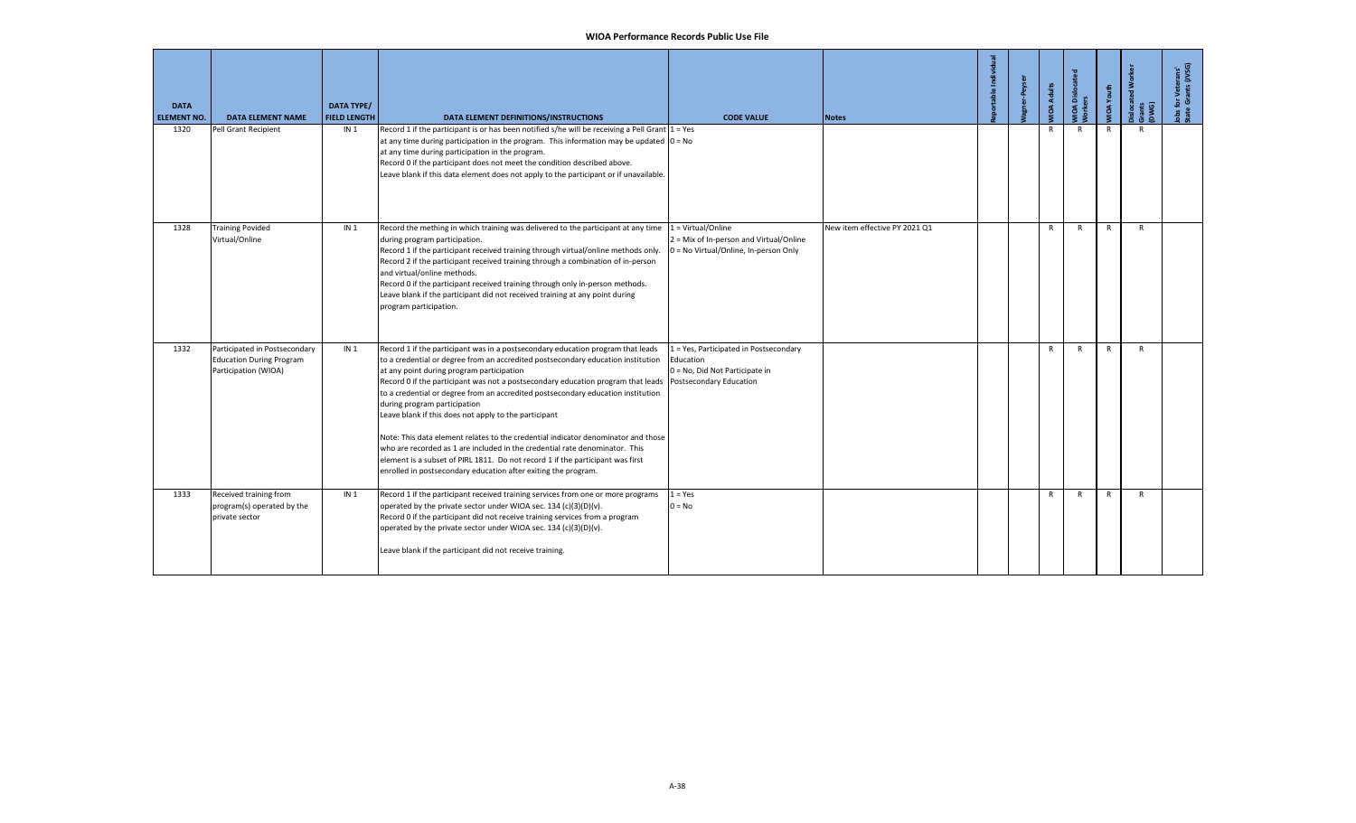# WIOA Performance Records Public Use File

| DATA ELEMENT NO. | DATA ELEMENT NAME | DATA TYPE/ FIELD LENGTH | DATA ELEMENT DEFINITIONS/INSTRUCTIONS | CODE VALUE | Notes | Reportable Individual | Wagner-Peyser | WIOA Adults | WIOA Dislocated Workers | WIOA Youth | Dislocated Worker Grants (DWG) | Jobs for Veterans' State Grants (JVSG) |
|---|---|---|---|---|---|---|---|---|---|---|---|---|
| 1320 | Pell Grant Recipient | IN 1 | Record 1 if the participant is or has been notified s/he will be receiving a Pell Grant at any time during participation in the program. This information may be updated at any time during participation in the program.<br>Record 0 if the participant does not meet the condition described above.<br>Leave blank if this data element does not apply to the participant or if unavailable. | 1 = Yes<br>0 = No | | | | R | R | R | R | |
| 1328 | Training Povided Virtual/Online | IN 1 | Record the mething in which training was delivered to the participant at any time during program participation.<br>Record 1 if the participant received training through virtual/online methods only.<br>Record 2 if the participant received training through a combination of in-person and virtual/online methods.<br>Record 0 if the participant received training through only in-person methods.<br>Leave blank if the participant did not received training at any point during program participation. | 1 = Virtual/Online<br>2 = Mix of In-person and Virtual/Online<br>0 = No Virtual/Online, In-person Only | New item effective PY 2021 Q1 | | | R | R | R | R | |
| 1332 | Participated in Postsecondary Education During Program Participation (WIOA) | IN 1 | Record 1 if the participant was in a postsecondary education program that leads to a credential or degree from an accredited postsecondary education institution at any point during program participation<br>Record 0 if the participant was not a postsecondary education program that leads to a credential or degree from an accredited postsecondary education institution during program participation<br>Leave blank if this does not apply to the participant<br><br>Note: This data element relates to the credential indicator denominator and those who are recorded as 1 are included in the credential rate denominator. This element is a subset of PIRL 1811. Do not record 1 if the participant was first enrolled in postsecondary education after exiting the program. | 1 = Yes, Participated in Postsecondary Education<br>0 = No, Did Not Participate in Postsecondary Education | | | | R | R | R | R | |
| 1333 | Received training from program(s) operated by the private sector | IN 1 | Record 1 if the participant received training services from one or more programs operated by the private sector under WIOA sec. 134 (c)(3)(D)(v).<br>Record 0 if the participant did not receive training services from a program operated by the private sector under WIOA sec. 134 (c)(3)(D)(v).<br><br>Leave blank if the participant did not receive training. | 1 = Yes<br>0 = No | | | | R | R | R | R | |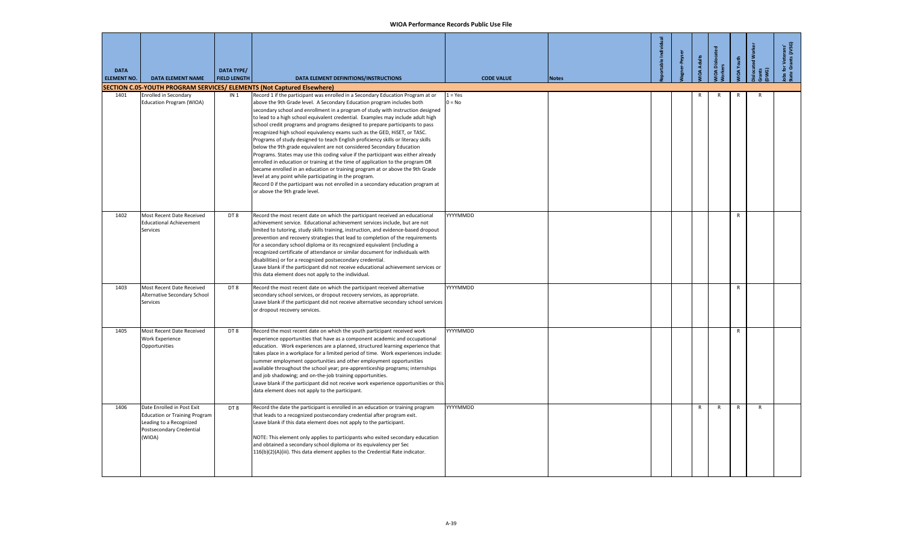# WIOA Performance Records Public Use File

| DATA ELEMENT NO. | DATA ELEMENT NAME | DATA TYPE/ FIELD LENGTH | DATA ELEMENT DEFINITIONS/INSTRUCTIONS | CODE VALUE | Notes | Reportable Individual | Wagner-Peyser | WIOA Adults | WIOA Dislocated Workers | WIOA Youth | Dislocated Worker Grants (DWG) | Jobs for Veterans' State Grants (JVSG) |
|---|---|---|---|---|---|---|---|---|---|---|---|---|
| **SECTION C.05-YOUTH PROGRAM SERVICES/ ELEMENTS (Not Captured Elsewhere)** | | | | | | | | | | | | |
| 1401 | Enrolled in Secondary Education Program (WIOA) | IN 1 | Record 1 if the participant was enrolled in a Secondary Education Program at or above the 9th Grade level. A Secondary Education program includes both secondary school and enrollment in a program of study with instruction designed to lead to a high school equivalent credential. Examples may include adult high school credit programs and programs designed to prepare participants to pass recognized high school equivalency exams such as the GED, HiSET, or TASC. Programs of study designed to teach English proficiency skills or literacy skills below the 9th grade equivalent are not considered Secondary Education Programs. States may use this coding value if the participant was either already enrolled in education or training at the time of application to the program OR became enrolled in an education or training program at or above the 9th Grade level at any point while participating in the program.<br>Record 0 if the participant was not enrolled in a secondary education program at or above the 9th grade level. | 1 = Yes<br>0 = No | | | | R | R | R | R | |
| 1402 | Most Recent Date Received Educational Achievement Services | DT 8 | Record the most recent date on which the participant received an educational achievement service. Educational achievement services include, but are not limited to tutoring, study skills training, instruction, and evidence-based dropout prevention and recovery strategies that lead to completion of the requirements for a secondary school diploma or its recognized equivalent (including a recognized certificate of attendance or similar document for individuals with disabilities) or for a recognized postsecondary credential.<br>Leave blank if the participant did not receive educational achievement services or this data element does not apply to the individual. | YYYYMMDD | | | | | | R | | |
| 1403 | Most Recent Date Received Alternative Secondary School Services | DT 8 | Record the most recent date on which the participant received alternative secondary school services, or dropout recovery services, as appropriate.<br>Leave blank if the participant did not receive alternative secondary school services or dropout recovery services. | YYYYMMDD | | | | | | R | | |
| 1405 | Most Recent Date Received Work Experience Opportunities | DT 8 | Record the most recent date on which the youth participant received work experience opportunities that have as a component academic and occupational education. Work experiences are a planned, structured learning experience that takes place in a workplace for a limited period of time. Work experiences include: summer employment opportunities and other employment opportunities available throughout the school year; pre-apprenticeship programs; internships and job shadowing; and on-the-job training opportunities.<br>Leave blank if the participant did not receive work experience opportunities or this data element does not apply to the participant. | YYYYMMDD | | | | | | R | | |
| 1406 | Date Enrolled in Post Exit Education or Training Program Leading to a Recognized Postsecondary Credential (WIOA) | DT 8 | Record the date the participant is enrolled in an education or training program that leads to a recognized postsecondary credential after program exit.<br>Leave blank if this data element does not apply to the participant.<br><br>NOTE: This element only applies to participants who exited secondary education and obtained a secondary school diploma or its equivalency per Sec 116(b)(2)(A)(iii). This data element applies to the Credential Rate indicator. | YYYYMMDD | | | | R | R | R | R | |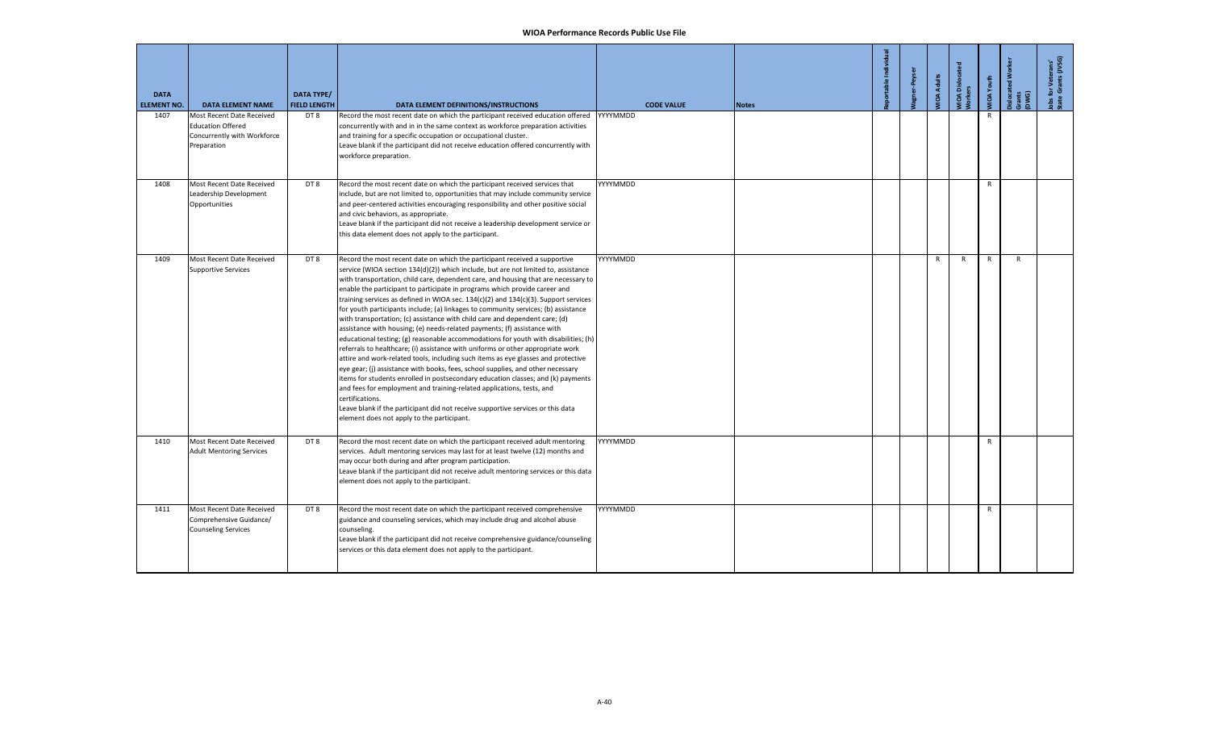# WIOA Performance Records Public Use File

| DATA ELEMENT NO. | DATA ELEMENT NAME | DATA TYPE/ FIELD LENGTH | DATA ELEMENT DEFINITIONS/INSTRUCTIONS | CODE VALUE | Notes | Reportable Individual | Wagner-Peyser | WIOA Adults | WIOA Dislocated Workers | WIOA Youth | Dislocated Worker Grants (DWG) | Jobs for Veterans' State Grants (JVSG) |
|---|---|---|---|---|---|---|---|---|---|---|---|---|
| 1407 | Most Recent Date Received Education Offered Concurrently with Workforce Preparation | DT 8 | Record the most recent date on which the participant received education offered concurrently with and in in the same context as workforce preparation activities and training for a specific occupation or occupational cluster.<br>Leave blank if the participant did not receive education offered concurrently with workforce preparation. | YYYYMMDD | | | | | | R | | |
| 1408 | Most Recent Date Received Leadership Development Opportunities | DT 8 | Record the most recent date on which the participant received services that include, but are not limited to, opportunities that may include community service and peer-centered activities encouraging responsibility and other positive social and civic behaviors, as appropriate.<br>Leave blank if the participant did not receive a leadership development service or this data element does not apply to the participant. | YYYYMMDD | | | | | | R | | |
| 1409 | Most Recent Date Received Supportive Services | DT 8 | Record the most recent date on which the participant received a supportive service (WIOA section 134(d)(2)) which include, but are not limited to, assistance with transportation, child care, dependent care, and housing that are necessary to enable the participant to participate in programs which provide career and training services as defined in WIOA sec. 134(c)(2) and 134(c)(3). Support services for youth participants include; (a) linkages to community services; (b) assistance with transportation; (c) assistance with child care and dependent care; (d) assistance with housing; (e) needs-related payments; (f) assistance with educational testing; (g) reasonable accommodations for youth with disabilities; (h) referrals to healthcare; (i) assistance with uniforms or other appropriate work attire and work-related tools, including such items as eye glasses and protective eye gear; (j) assistance with books, fees, school supplies, and other necessary items for students enrolled in postsecondary education classes; and (k) payments and fees for employment and training-related applications, tests, and certifications.<br>Leave blank if the participant did not receive supportive services or this data element does not apply to the participant. | YYYYMMDD | | | | R | R | R | R | |
| 1410 | Most Recent Date Received Adult Mentoring Services | DT 8 | Record the most recent date on which the participant received adult mentoring services. Adult mentoring services may last for at least twelve (12) months and may occur both during and after program participation.<br>Leave blank if the participant did not receive adult mentoring services or this data element does not apply to the participant. | YYYYMMDD | | | | | | R | | |
| 1411 | Most Recent Date Received Comprehensive Guidance/ Counseling Services | DT 8 | Record the most recent date on which the participant received comprehensive guidance and counseling services, which may include drug and alcohol abuse counseling.<br>Leave blank if the participant did not receive comprehensive guidance/counseling services or this data element does not apply to the participant. | YYYYMMDD | | | | | | R | | |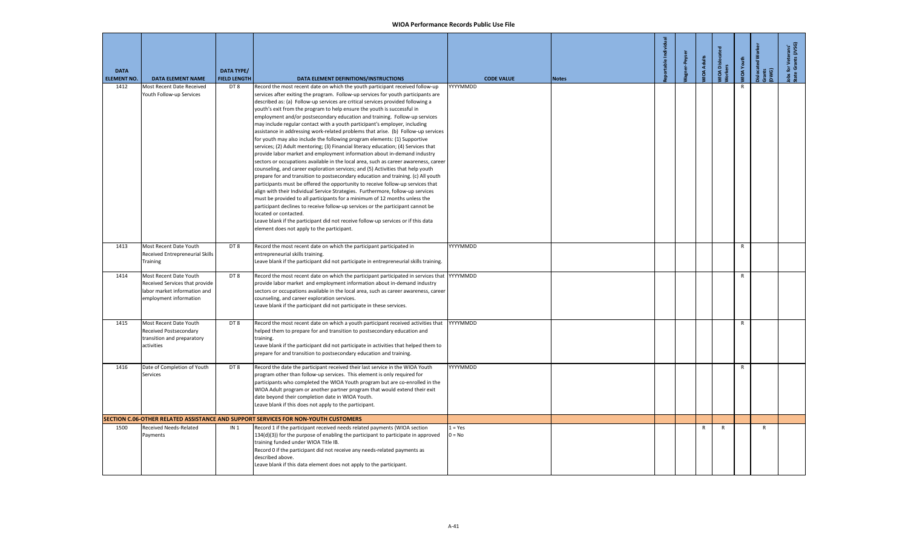# WIOA Performance Records Public Use File

| DATA ELEMENT NO. | DATA ELEMENT NAME | DATA TYPE/ FIELD LENGTH | DATA ELEMENT DEFINITIONS/INSTRUCTIONS | CODE VALUE | Notes | Reportable Individual | Wagner-Peyser | WIOA Adults | WIOA Dislocated Workers | WIOA Youth | Dislocated Worker Grants (DWG) | Jobs for Veterans' State Grants (JVSG) |
|---|---|---|---|---|---|---|---|---|---|---|---|---|
| 1412 | Most Recent Date Received Youth Follow-up Services | DT 8 | Record the most recent date on which the youth participant received follow-up services after exiting the program. Follow-up services for youth participants are described as: (a) Follow-up services are critical services provided following a youth's exit from the program to help ensure the youth is successful in employment and/or postsecondary education and training. Follow-up services may include regular contact with a youth participant's employer, including assistance in addressing work-related problems that arise. (b) Follow-up services for youth may also include the following program elements: (1) Supportive services; (2) Adult mentoring; (3) Financial literacy education; (4) Services that provide labor market and employment information about in-demand industry sectors or occupations available in the local area, such as career awareness, career counseling, and career exploration services; and (5) Activities that help youth prepare for and transition to postsecondary education and training. (c) All youth participants must be offered the opportunity to receive follow-up services that align with their Individual Service Strategies. Furthermore, follow-up services must be provided to all participants for a minimum of 12 months unless the participant declines to receive follow-up services or the participant cannot be located or contacted.<br>Leave blank if the participant did not receive follow-up services or if this data element does not apply to the participant. | YYYYMMDD | | | | | | R | | |
| 1413 | Most Recent Date Youth Received Entrepreneurial Skills Training | DT 8 | Record the most recent date on which the participant participated in entrepreneurial skills training.<br>Leave blank if the participant did not participate in entrepreneurial skills training. | YYYYMMDD | | | | | | R | | |
| 1414 | Most Recent Date Youth Received Services that provide labor market information and employment information | DT 8 | Record the most recent date on which the participant participated in services that provide labor market and employment information about in-demand industry sectors or occupations available in the local area, such as career awareness, career counseling, and career exploration services.<br>Leave blank if the participant did not participate in these services. | YYYYMMDD | | | | | | R | | |
| 1415 | Most Recent Date Youth Received Postsecondary transition and preparatory activities | DT 8 | Record the most recent date on which a youth participant received activities that helped them to prepare for and transition to postsecondary education and training.<br>Leave blank if the participant did not participate in activities that helped them to prepare for and transition to postsecondary education and training. | YYYYMMDD | | | | | | R | | |
| 1416 | Date of Completion of Youth Services | DT 8 | Record the date the participant received their last service in the WIOA Youth program other than follow-up services. This element is only required for participants who completed the WIOA Youth program but are co-enrolled in the WIOA Adult program or another partner program that would extend their exit date beyond their completion date in WIOA Youth.<br>Leave blank if this does not apply to the participant. | YYYYMMDD | | | | | | R | | |
| **SECTION C.06-OTHER RELATED ASSISTANCE AND SUPPORT SERVICES FOR NON-YOUTH CUSTOMERS** | | | | | | | | | | | | |
| 1500 | Received Needs-Related Payments | IN 1 | Record 1 if the participant received needs related payments (WIOA section 134(d)(3)) for the purpose of enabling the participant to participate in approved training funded under WIOA Title IB.<br>Record 0 if the participant did not receive any needs-related payments as described above.<br>Leave blank if this data element does not apply to the participant. | 1 = Yes<br>0 = No | | | | R | R | | R | |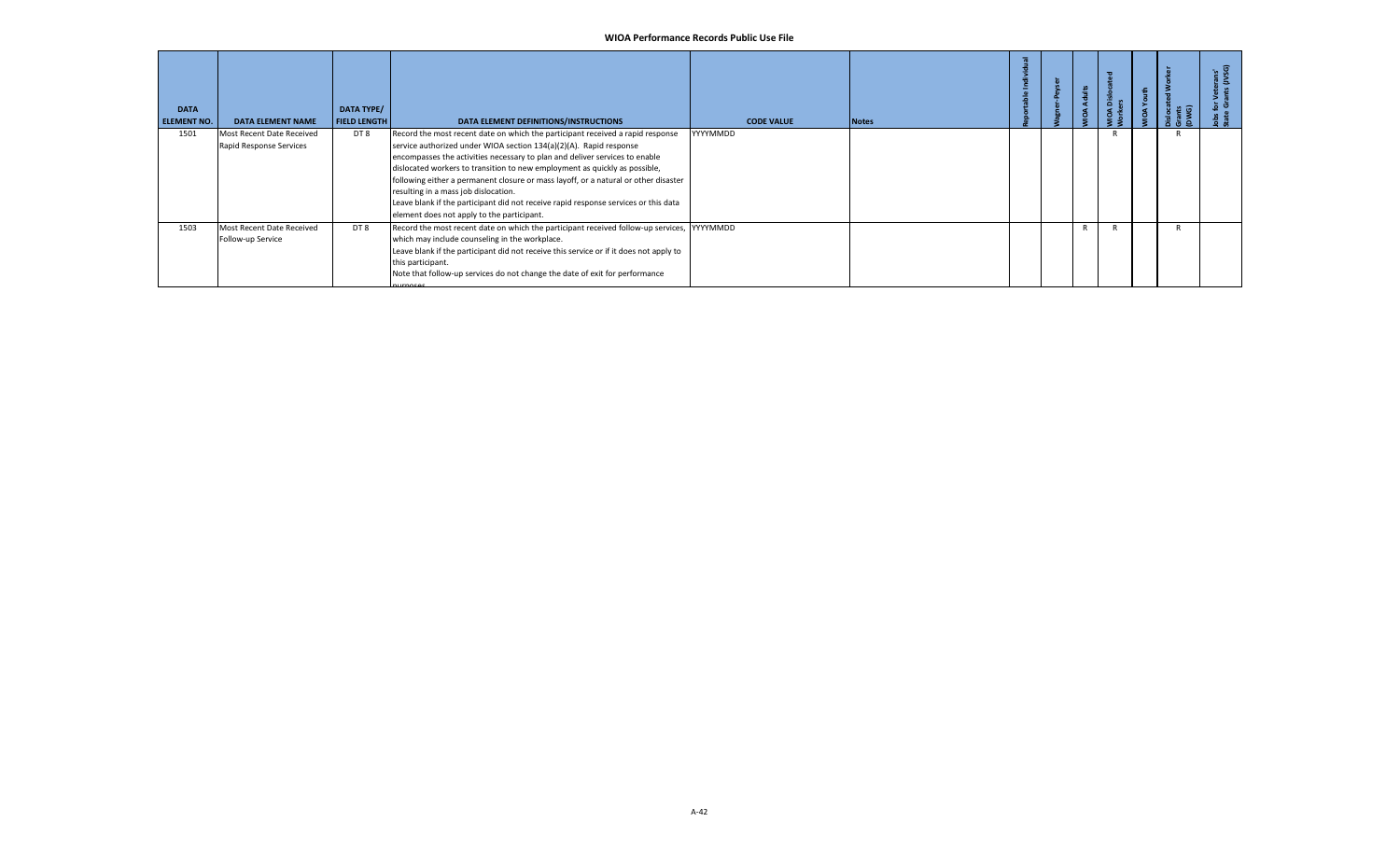| DATA ELEMENT NO. | DATA ELEMENT NAME | DATA TYPE/ FIELD LENGTH | DATA ELEMENT DEFINITIONS/INSTRUCTIONS | CODE VALUE | Notes | Reportable Individual | Wagner-Peyser | WIOA Adults | WIOA Dislocated Workers | WIOA Youth | Dislocated Worker Grants (DWG) | Jobs for Veterans' State Grants (JVSG) |
|---|---|---|---|---|---|---|---|---|---|---|---|---|
| 1501 | Most Recent Date Received Rapid Response Services | DT 8 | Record the most recent date on which the participant received a rapid response service authorized under WIOA section 134(a)(2)(A). Rapid response encompasses the activities necessary to plan and deliver services to enable dislocated workers to transition to new employment as quickly as possible, following either a permanent closure or mass layoff, or a natural or other disaster resulting in a mass job dislocation.<br>Leave blank if the participant did not receive rapid response services or this data element does not apply to the participant. | YYYYMMDD | | | | | R | | R | |
| 1503 | Most Recent Date Received Follow-up Service | DT 8 | Record the most recent date on which the participant received follow-up services, which may include counseling in the workplace.<br>Leave blank if the participant did not receive this service or if it does not apply to this participant.<br>Note that follow-up services do not change the date of exit for performance purposes. | YYYYMMDD | | | | R | R | | R | |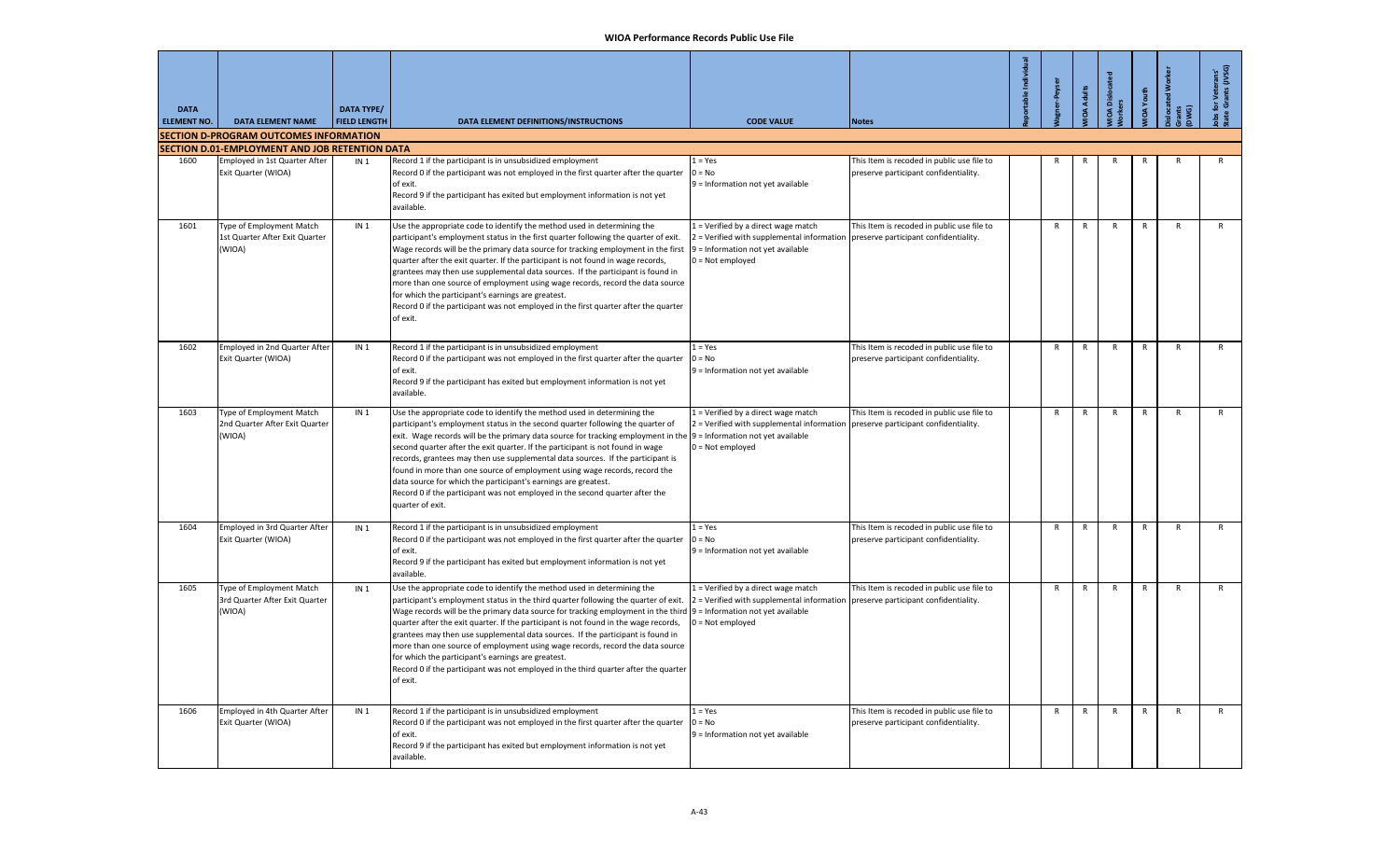# WIOA Performance Records Public Use File

| DATA ELEMENT NO. | DATA ELEMENT NAME | DATA TYPE/ FIELD LENGTH | DATA ELEMENT DEFINITIONS/INSTRUCTIONS | CODE VALUE | Notes | Reportable Individual | Wagner-Peyser | WIOA Adults | WIOA Dislocated Workers | WIOA Youth | Dislocated Worker Grants (DWG) | Jobs for Veterans' State Grants (JVSG) |
|---|---|---|---|---|---|---|---|---|---|---|---|---|
| **SECTION D-PROGRAM OUTCOMES INFORMATION** | | | | | | | | | | | | |
| **SECTION D.01-EMPLOYMENT AND JOB RETENTION DATA** | | | | | | | | | | | | |
| 1600 | Employed in 1st Quarter After Exit Quarter (WIOA) | IN 1 | Record 1 if the participant is in unsubsidized employment<br>Record 0 if the participant was not employed in the first quarter after the quarter of exit.<br>Record 9 if the participant has exited but employment information is not yet available. | 1 = Yes<br>0 = No<br>9 = Information not yet available | This Item is recoded in public use file to preserve participant confidentiality. | | R | R | R | R | R | R |
| 1601 | Type of Employment Match 1st Quarter After Exit Quarter (WIOA) | IN 1 | Use the appropriate code to identify the method used in determining the participant's employment status in the first quarter following the quarter of exit. Wage records will be the primary data source for tracking employment in the first quarter after the exit quarter. If the participant is not found in wage records, grantees may then use supplemental data sources. If the participant is found in more than one source of employment using wage records, record the data source for which the participant's earnings are greatest.<br>Record 0 if the participant was not employed in the first quarter after the quarter of exit. | 1 = Verified by a direct wage match<br>2 = Verified with supplemental information<br>9 = Information not yet available<br>0 = Not employed | This Item is recoded in public use file to preserve participant confidentiality. | | R | R | R | R | R | R |
| 1602 | Employed in 2nd Quarter After Exit Quarter (WIOA) | IN 1 | Record 1 if the participant is in unsubsidized employment<br>Record 0 if the participant was not employed in the first quarter after the quarter of exit.<br>Record 9 if the participant has exited but employment information is not yet available. | 1 = Yes<br>0 = No<br>9 = Information not yet available | This Item is recoded in public use file to preserve participant confidentiality. | | R | R | R | R | R | R |
| 1603 | Type of Employment Match 2nd Quarter After Exit Quarter (WIOA) | IN 1 | Use the appropriate code to identify the method used in determining the participant's employment status in the second quarter following the quarter of exit. Wage records will be the primary data source for tracking employment in the second quarter after the exit quarter. If the participant is not found in wage records, grantees may then use supplemental data sources. If the participant is found in more than one source of employment using wage records, record the data source for which the participant's earnings are greatest.<br>Record 0 if the participant was not employed in the second quarter after the quarter of exit. | 1 = Verified by a direct wage match<br>2 = Verified with supplemental information<br>9 = Information not yet available<br>0 = Not employed | This Item is recoded in public use file to preserve participant confidentiality. | | R | R | R | R | R | R |
| 1604 | Employed in 3rd Quarter After Exit Quarter (WIOA) | IN 1 | Record 1 if the participant is in unsubsidized employment<br>Record 0 if the participant was not employed in the first quarter after the quarter of exit.<br>Record 9 if the participant has exited but employment information is not yet available. | 1 = Yes<br>0 = No<br>9 = Information not yet available | This Item is recoded in public use file to preserve participant confidentiality. | | R | R | R | R | R | R |
| 1605 | Type of Employment Match 3rd Quarter After Exit Quarter (WIOA) | IN 1 | Use the appropriate code to identify the method used in determining the participant's employment status in the third quarter following the quarter of exit. Wage records will be the primary data source for tracking employment in the third quarter after the exit quarter. If the participant is not found in the wage records, grantees may then use supplemental data sources. If the participant is found in more than one source of employment using wage records, record the data source for which the participant's earnings are greatest.<br>Record 0 if the participant was not employed in the third quarter after the quarter of exit. | 1 = Verified by a direct wage match<br>2 = Verified with supplemental information<br>9 = Information not yet available<br>0 = Not employed | This Item is recoded in public use file to preserve participant confidentiality. | | R | R | R | R | R | R |
| 1606 | Employed in 4th Quarter After Exit Quarter (WIOA) | IN 1 | Record 1 if the participant is in unsubsidized employment<br>Record 0 if the participant was not employed in the first quarter after the quarter of exit.<br>Record 9 if the participant has exited but employment information is not yet available. | 1 = Yes<br>0 = No<br>9 = Information not yet available | This Item is recoded in public use file to preserve participant confidentiality. | | R | R | R | R | R | R |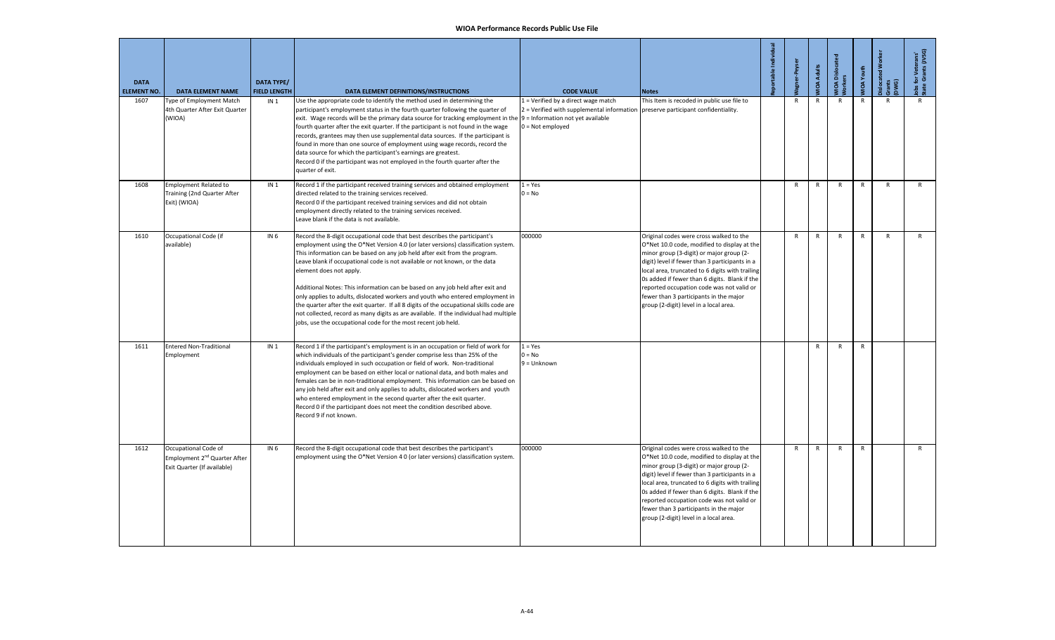| DATA ELEMENT NO. | DATA ELEMENT NAME | DATA TYPE/ FIELD LENGTH | DATA ELEMENT DEFINITIONS/INSTRUCTIONS | CODE VALUE | Notes | Reportable Individual | Wagner-Peyser | WIOA Adults | WIOA Dislocated Workers | WIOA Youth | Dislocated Worker Grants (DWG) | Jobs for Veterans' State Grants (JVSG) |
|---|---|---|---|---|---|---|---|---|---|---|---|---|
| 1607 | Type of Employment Match 4th Quarter After Exit Quarter (WIOA) | IN 1 | Use the appropriate code to identify the method used in determining the participant's employment status in the fourth quarter following the quarter of exit. Wage records will be the primary data source for tracking employment in the fourth quarter after the exit quarter. If the participant is not found in the wage records, grantees may then use supplemental data sources. If the participant is found in more than one source of employment using wage records, record the data source for which the participant's earnings are greatest.<br>Record 0 if the participant was not employed in the fourth quarter after the quarter of exit. | 1 = Verified by a direct wage match<br>2 = Verified with supplemental information<br>9 = Information not yet available<br>0 = Not employed | This Item is recoded in public use file to preserve participant confidentiality. | | R | R | R | R | R | R |
| 1608 | Employment Related to Training (2nd Quarter After Exit) (WIOA) | IN 1 | Record 1 if the participant received training services and obtained employment directed related to the training services received.<br>Record 0 if the participant received training services and did not obtain employment directly related to the training services received.<br>Leave blank if the data is not available. | 1 = Yes<br>0 = No | | | R | R | R | R | R | R |
| 1610 | Occupational Code (if available) | IN 6 | Record the 8-digit occupational code that best describes the participant's employment using the O*Net Version 4.0 (or later versions) classification system. This information can be based on any job held after exit from the program. Leave blank if occupational code is not available or not known, or the data element does not apply.<br><br>Additional Notes: This information can be based on any job held after exit and only applies to adults, dislocated workers and youth who entered employment in the quarter after the exit quarter. If all 8 digits of the occupational skills code are not collected, record as many digits as are available. If the individual had multiple jobs, use the occupational code for the most recent job held. | 000000 | Original codes were cross walked to the O*Net 10.0 code, modified to display at the minor group (3-digit) or major group (2-digit) level if fewer than 3 participants in a local area, truncated to 6 digits with trailing 0s added if fewer than 6 digits. Blank if the reported occupation code was not valid or fewer than 3 participants in the major group (2-digit) level in a local area. | | R | R | R | R | R | R |
| 1611 | Entered Non-Traditional Employment | IN 1 | Record 1 if the participant's employment is in an occupation or field of work for which individuals of the participant's gender comprise less than 25% of the individuals employed in such occupation or field of work. Non-traditional employment can be based on either local or national data, and both males and females can be in non-traditional employment. This information can be based on any job held after exit and only applies to adults, dislocated workers and youth who entered employment in the second quarter after the exit quarter.<br>Record 0 if the participant does not meet the condition described above.<br>Record 9 if not known. | 1 = Yes<br>0 = No<br>9 = Unknown | | | | R | R | R | | |
| 1612 | Occupational Code of Employment 2nd Quarter After Exit Quarter (If available) | IN 6 | Record the 8-digit occupational code that best describes the participant's employment using the O*Net Version 4 0 (or later versions) classification system. | 000000 | Original codes were cross walked to the O*Net 10.0 code, modified to display at the minor group (3-digit) or major group (2-digit) level if fewer than 3 participants in a local area, truncated to 6 digits with trailing 0s added if fewer than 6 digits. Blank if the reported occupation code was not valid or fewer than 3 participants in the major group (2-digit) level in a local area. | | R | R | R | R | | R |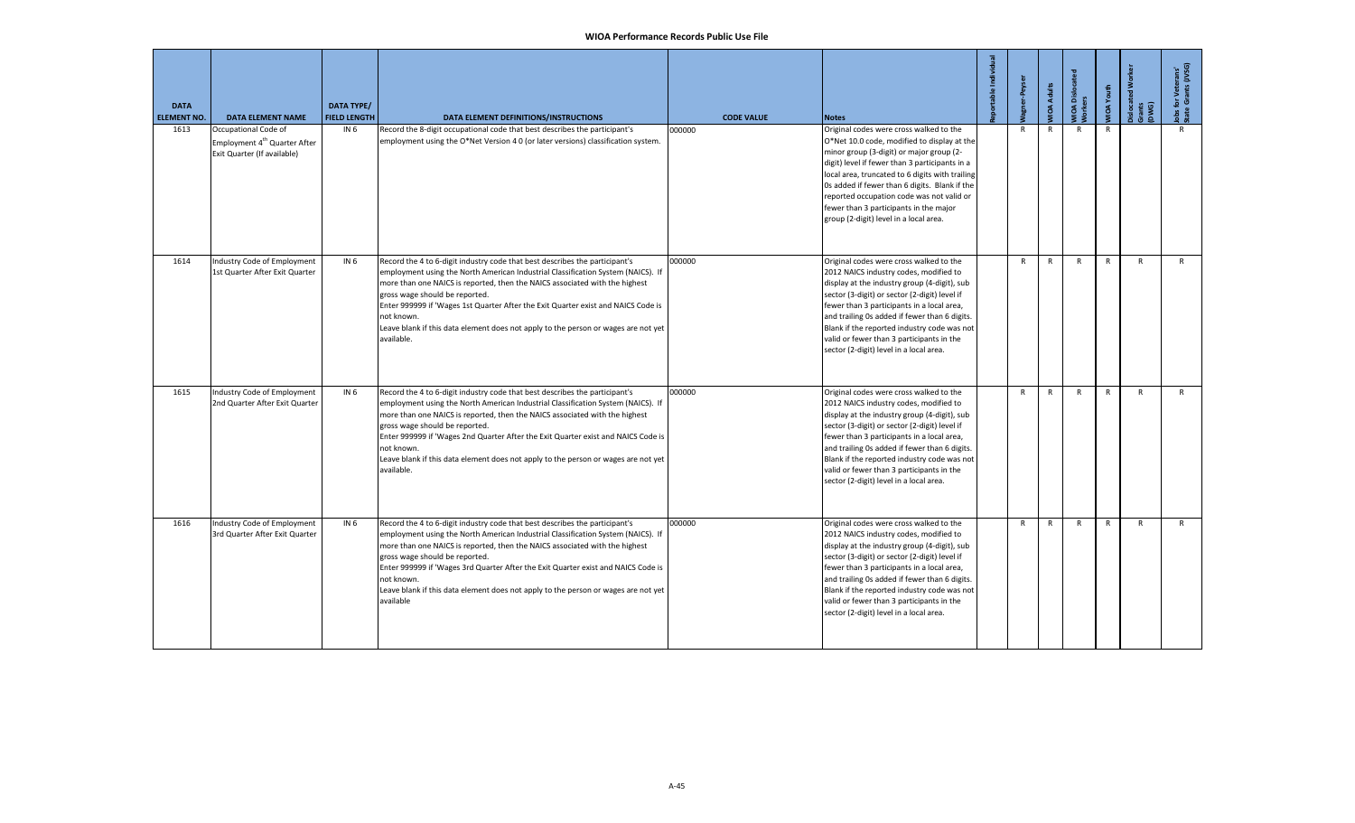| DATA ELEMENT NO. | DATA ELEMENT NAME | DATA TYPE/ FIELD LENGTH | DATA ELEMENT DEFINITIONS/INSTRUCTIONS | CODE VALUE | Notes | Reportable Individual | Wagner-Peyser | WIOA Adults | WIOA Dislocated Workers | WIOA Youth | Dislocated Worker Grants (DWG) | Jobs for Veterans' State Grants (JVSG) |
|---|---|---|---|---|---|---|---|---|---|---|---|---|
| 1613 | Occupational Code of Employment 4th Quarter After Exit Quarter (If available) | IN 6 | Record the 8-digit occupational code that best describes the participant's employment using the O*Net Version 4 0 (or later versions) classification system. | 000000 | Original codes were cross walked to the O*Net 10.0 code, modified to display at the minor group (3-digit) or major group (2-digit) level if fewer than 3 participants in a local area, truncated to 6 digits with trailing 0s added if fewer than 6 digits. Blank if the reported occupation code was not valid or fewer than 3 participants in the major group (2-digit) level in a local area. | | R | R | R | R | | R |
| 1614 | Industry Code of Employment 1st Quarter After Exit Quarter | IN 6 | Record the 4 to 6-digit industry code that best describes the participant's employment using the North American Industrial Classification System (NAICS). If more than one NAICS is reported, then the NAICS associated with the highest gross wage should be reported.<br>Enter 999999 if 'Wages 1st Quarter After the Exit Quarter exist and NAICS Code is not known.<br>Leave blank if this data element does not apply to the person or wages are not yet available. | 000000 | Original codes were cross walked to the 2012 NAICS industry codes, modified to display at the industry group (4-digit), sub sector (3-digit) or sector (2-digit) level if fewer than 3 participants in a local area, and trailing 0s added if fewer than 6 digits. Blank if the reported industry code was not valid or fewer than 3 participants in the sector (2-digit) level in a local area. | | R | R | R | R | R | R |
| 1615 | Industry Code of Employment 2nd Quarter After Exit Quarter | IN 6 | Record the 4 to 6-digit industry code that best describes the participant's employment using the North American Industrial Classification System (NAICS). If more than one NAICS is reported, then the NAICS associated with the highest gross wage should be reported.<br>Enter 999999 if 'Wages 2nd Quarter After the Exit Quarter exist and NAICS Code is not known.<br>Leave blank if this data element does not apply to the person or wages are not yet available. | 000000 | Original codes were cross walked to the 2012 NAICS industry codes, modified to display at the industry group (4-digit), sub sector (3-digit) or sector (2-digit) level if fewer than 3 participants in a local area, and trailing 0s added if fewer than 6 digits. Blank if the reported industry code was not valid or fewer than 3 participants in the sector (2-digit) level in a local area. | | R | R | R | R | R | R |
| 1616 | Industry Code of Employment 3rd Quarter After Exit Quarter | IN 6 | Record the 4 to 6-digit industry code that best describes the participant's employment using the North American Industrial Classification System (NAICS). If more than one NAICS is reported, then the NAICS associated with the highest gross wage should be reported.<br>Enter 999999 if 'Wages 3rd Quarter After the Exit Quarter exist and NAICS Code is not known.<br>Leave blank if this data element does not apply to the person or wages are not yet available | 000000 | Original codes were cross walked to the 2012 NAICS industry codes, modified to display at the industry group (4-digit), sub sector (3-digit) or sector (2-digit) level if fewer than 3 participants in a local area, and trailing 0s added if fewer than 6 digits. Blank if the reported industry code was not valid or fewer than 3 participants in the sector (2-digit) level in a local area. | | R | R | R | R | R | R |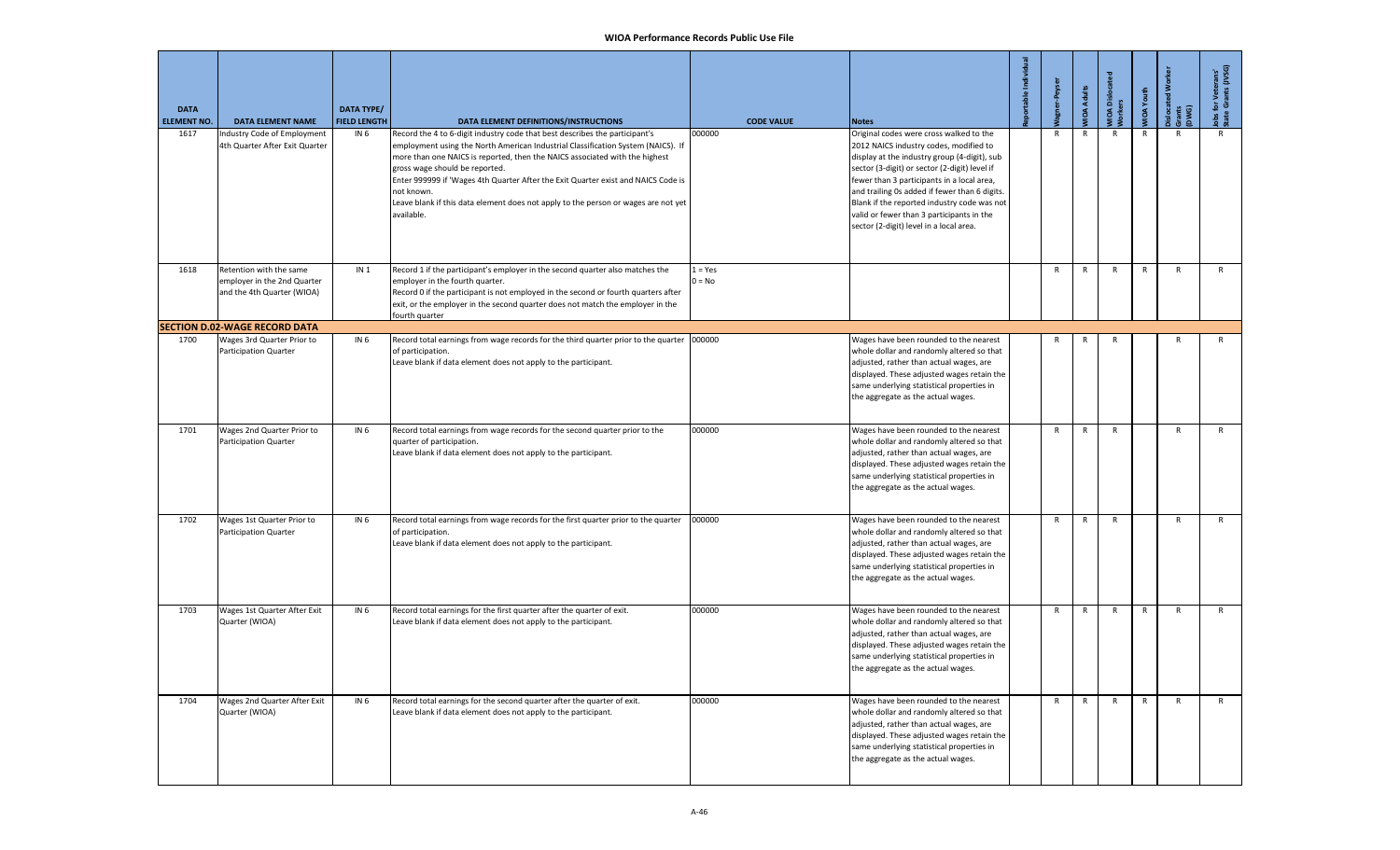| DATA ELEMENT NO. | DATA ELEMENT NAME | DATA TYPE/ FIELD LENGTH | DATA ELEMENT DEFINITIONS/INSTRUCTIONS | CODE VALUE | Notes | Reportable Individual | Wagner-Peyser | WIOA Adults | WIOA Dislocated Workers | WIOA Youth | Dislocated Worker Grants (DWG) | Jobs for Veterans' State Grants (JVSG) |
|---|---|---|---|---|---|---|---|---|---|---|---|---|
| 1617 | Industry Code of Employment 4th Quarter After Exit Quarter | IN 6 | Record the 4 to 6-digit industry code that best describes the participant's employment using the North American Industrial Classification System (NAICS). If more than one NAICS is reported, then the NAICS associated with the highest gross wage should be reported.<br>Enter 999999 if 'Wages 4th Quarter After the Exit Quarter exist and NAICS Code is not known.<br>Leave blank if this data element does not apply to the person or wages are not yet available. | 000000 | Original codes were cross walked to the 2012 NAICS industry codes, modified to display at the industry group (4-digit), sub sector (3-digit) or sector (2-digit) level if fewer than 3 participants in a local area, and trailing 0s added if fewer than 6 digits. Blank if the reported industry code was not valid or fewer than 3 participants in the sector (2-digit) level in a local area. | | R | R | R | R | R | R |
| 1618 | Retention with the same employer in the 2nd Quarter and the 4th Quarter (WIOA) | IN 1 | Record 1 if the participant's employer in the second quarter also matches the employer in the fourth quarter.<br>Record 0 if the participant is not employed in the second or fourth quarters after exit, or the employer in the second quarter does not match the employer in the fourth quarter | 1 = Yes<br>0 = No | | | R | R | R | R | R | R |
| **SECTION D.02-WAGE RECORD DATA** | | | | | | | | | | | | |
| 1700 | Wages 3rd Quarter Prior to Participation Quarter | IN 6 | Record total earnings from wage records for the third quarter prior to the quarter of participation.<br>Leave blank if data element does not apply to the participant. | 000000 | Wages have been rounded to the nearest whole dollar and randomly altered so that adjusted, rather than actual wages, are displayed. These adjusted wages retain the same underlying statistical properties in the aggregate as the actual wages. | | R | R | R | | R | R |
| 1701 | Wages 2nd Quarter Prior to Participation Quarter | IN 6 | Record total earnings from wage records for the second quarter prior to the quarter of participation.<br>Leave blank if data element does not apply to the participant. | 000000 | Wages have been rounded to the nearest whole dollar and randomly altered so that adjusted, rather than actual wages, are displayed. These adjusted wages retain the same underlying statistical properties in the aggregate as the actual wages. | | R | R | R | | R | R |
| 1702 | Wages 1st Quarter Prior to Participation Quarter | IN 6 | Record total earnings from wage records for the first quarter prior to the quarter of participation.<br>Leave blank if data element does not apply to the participant. | 000000 | Wages have been rounded to the nearest whole dollar and randomly altered so that adjusted, rather than actual wages, are displayed. These adjusted wages retain the same underlying statistical properties in the aggregate as the actual wages. | | R | R | R | | R | R |
| 1703 | Wages 1st Quarter After Exit Quarter (WIOA) | IN 6 | Record total earnings for the first quarter after the quarter of exit.<br>Leave blank if data element does not apply to the participant. | 000000 | Wages have been rounded to the nearest whole dollar and randomly altered so that adjusted, rather than actual wages, are displayed. These adjusted wages retain the same underlying statistical properties in the aggregate as the actual wages. | | R | R | R | R | R | R |
| 1704 | Wages 2nd Quarter After Exit Quarter (WIOA) | IN 6 | Record total earnings for the second quarter after the quarter of exit.<br>Leave blank if data element does not apply to the participant. | 000000 | Wages have been rounded to the nearest whole dollar and randomly altered so that adjusted, rather than actual wages, are displayed. These adjusted wages retain the same underlying statistical properties in the aggregate as the actual wages. | | R | R | R | R | R | R |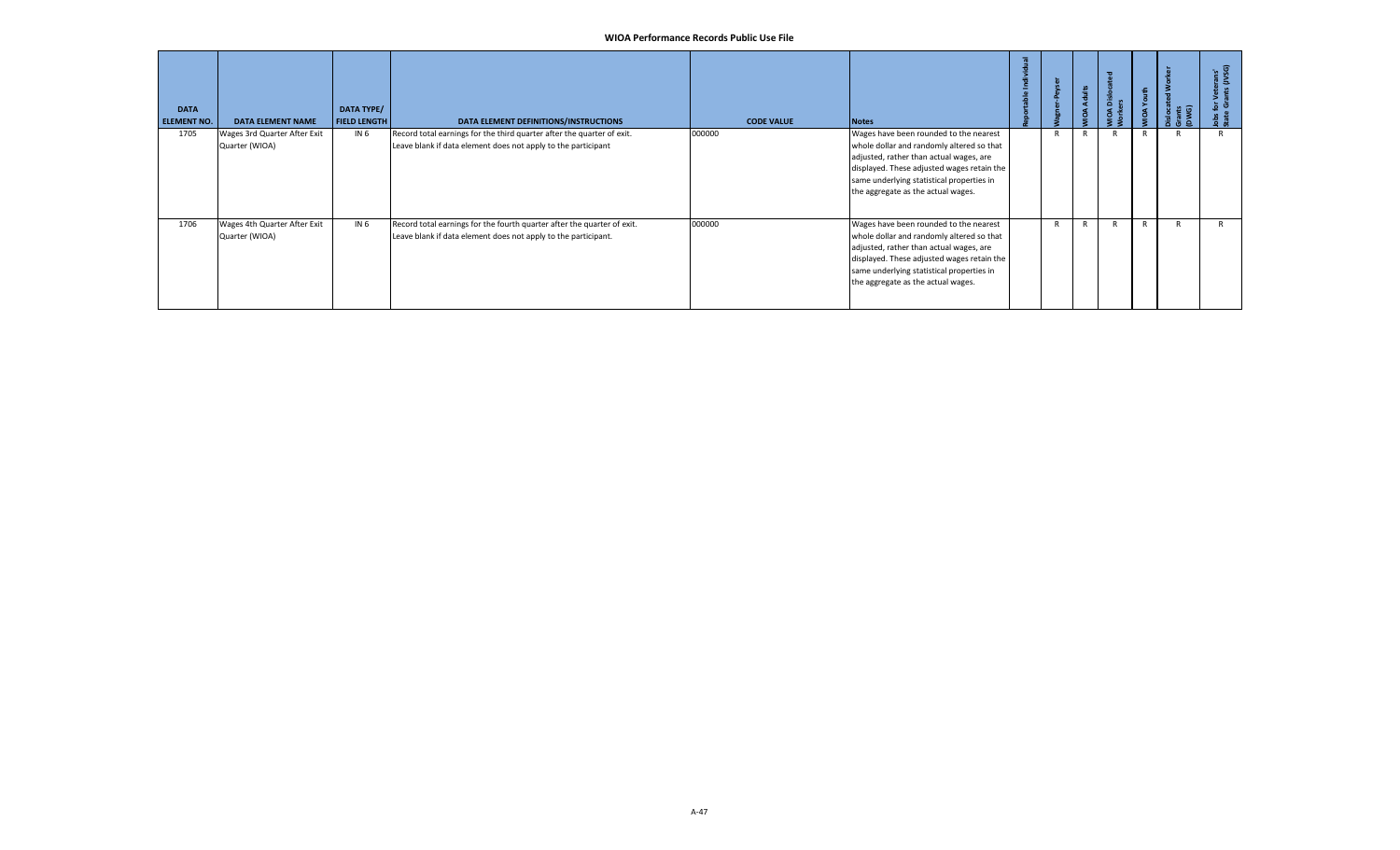**WIOA Performance Records Public Use File**

| DATA ELEMENT NO. | DATA ELEMENT NAME | DATA TYPE/ FIELD LENGTH | DATA ELEMENT DEFINITIONS/INSTRUCTIONS | CODE VALUE | Notes | Reportable Individual | Wagner-Peyser | WIOA Adults | WIOA Dislocated Workers | WIOA Youth | Dislocated Worker Grants (DWG) | Jobs for Veterans' State Grants (JVSG) |
|---|---|---|---|---|---|---|---|---|---|---|---|---|
| 1705 | Wages 3rd Quarter After Exit Quarter (WIOA) | IN 6 | Record total earnings for the third quarter after the quarter of exit. Leave blank if data element does not apply to the participant | 000000 | Wages have been rounded to the nearest whole dollar and randomly altered so that adjusted, rather than actual wages, are displayed. These adjusted wages retain the same underlying statistical properties in the aggregate as the actual wages. | | R | R | R | R | R | R |
| 1706 | Wages 4th Quarter After Exit Quarter (WIOA) | IN 6 | Record total earnings for the fourth quarter after the quarter of exit. Leave blank if data element does not apply to the participant. | 000000 | Wages have been rounded to the nearest whole dollar and randomly altered so that adjusted, rather than actual wages, are displayed. These adjusted wages retain the same underlying statistical properties in the aggregate as the actual wages. | | R | R | R | R | R | R |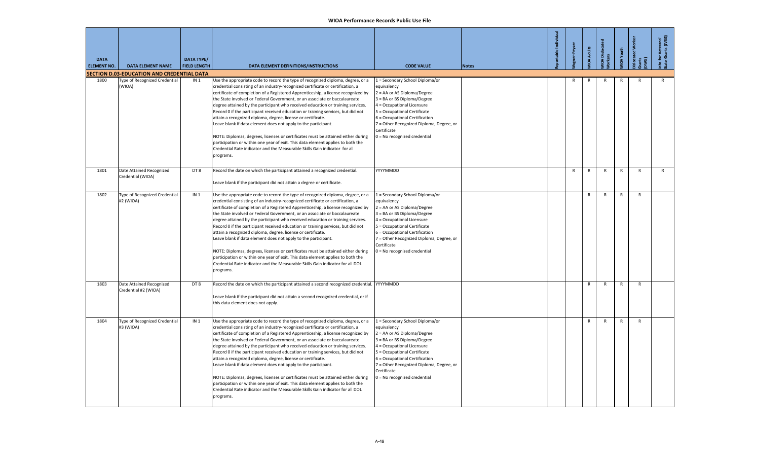# WIOA Performance Records Public Use File

| DATA ELEMENT NO. | DATA ELEMENT NAME | DATA TYPE/ FIELD LENGTH | DATA ELEMENT DEFINITIONS/INSTRUCTIONS | CODE VALUE | Notes | Reportable Individual | Wagner-Peyser | WIOA Adults | WIOA Dislocated Workers | WIOA Youth | Dislocated Worker Grants (DWG) | Jobs for Veterans' State Grants (JVSG) |
|---|---|---|---|---|---|---|---|---|---|---|---|---|
| **SECTION D.03-EDUCATION AND CREDENTIAL DATA** | | | | | | | | | | | | |
| 1800 | Type of Recognized Credential (WIOA) | IN 1 | Use the appropriate code to record the type of recognized diploma, degree, or a credential consisting of an industry-recognized certificate or certification, a certificate of completion of a Registered Apprenticeship, a license recognized by the State involved or Federal Government, or an associate or baccalaureate degree attained by the participant who received education or training services. Record 0 if the participant received education or training services, but did not attain a recognized diploma, degree, license or certificate.<br>Leave blank if data element does not apply to the participant.<br><br>NOTE: Diplomas, degrees, licenses or certificates must be attained either during participation or within one year of exit. This data element applies to both the Credential Rate indicator and the Measurable Skills Gain indicator for all programs. | 1 = Secondary School Diploma/or equivalency<br>2 = AA or AS Diploma/Degree<br>3 = BA or BS Diploma/Degree<br>4 = Occupational Licensure<br>5 = Occupational Certificate<br>6 = Occupational Certification<br>7 = Other Recognized Diploma, Degree, or Certificate<br>0 = No recognized credential | | | R | R | R | R | R | R |
| 1801 | Date Attained Recognized Credential (WIOA) | DT 8 | Record the date on which the participant attained a recognized credential.<br><br>Leave blank if the participant did not attain a degree or certificate. | YYYYMMDD | | | R | R | R | R | R | R |
| 1802 | Type of Recognized Credential #2 (WIOA) | IN 1 | Use the appropriate code to record the type of recognized diploma, degree, or a credential consisting of an industry-recognized certificate or certification, a certificate of completion of a Registered Apprenticeship, a license recognized by the State involved or Federal Government, or an associate or baccalaureate degree attained by the participant who received education or training services. Record 0 if the participant received education or training services, but did not attain a recognized diploma, degree, license or certificate.<br>Leave blank if data element does not apply to the participant.<br><br>NOTE: Diplomas, degrees, licenses or certificates must be attained either during participation or within one year of exit. This data element applies to both the Credential Rate indicator and the Measurable Skills Gain indicator for all DOL programs. | 1 = Secondary School Diploma/or equivalency<br>2 = AA or AS Diploma/Degree<br>3 = BA or BS Diploma/Degree<br>4 = Occupational Licensure<br>5 = Occupational Certificate<br>6 = Occupational Certification<br>7 = Other Recognized Diploma, Degree, or Certificate<br>0 = No recognized credential | | | | R | R | R | R | |
| 1803 | Date Attained Recognized Credential #2 (WIOA) | DT 8 | Record the date on which the participant attained a second recognized credential.<br><br>Leave blank if the participant did not attain a second recognized credential, or if this data element does not apply. | YYYYMMDD | | | | R | R | R | R | |
| 1804 | Type of Recognized Credential #3 (WIOA) | IN 1 | Use the appropriate code to record the type of recognized diploma, degree, or a credential consisting of an industry-recognized certificate or certification, a certificate of completion of a Registered Apprenticeship, a license recognized by the State involved or Federal Government, or an associate or baccalaureate degree attained by the participant who received education or training services. Record 0 if the participant received education or training services, but did not attain a recognized diploma, degree, license or certificate.<br>Leave blank if data element does not apply to the participant.<br><br>NOTE: Diplomas, degrees, licenses or certificates must be attained either during participation or within one year of exit. This data element applies to both the Credential Rate indicator and the Measurable Skills Gain indicator for all DOL programs. | 1 = Secondary School Diploma/or equivalency<br>2 = AA or AS Diploma/Degree<br>3 = BA or BS Diploma/Degree<br>4 = Occupational Licensure<br>5 = Occupational Certificate<br>6 = Occupational Certification<br>7 = Other Recognized Diploma, Degree, or Certificate<br>0 = No recognized credential | | | | R | R | R | R | |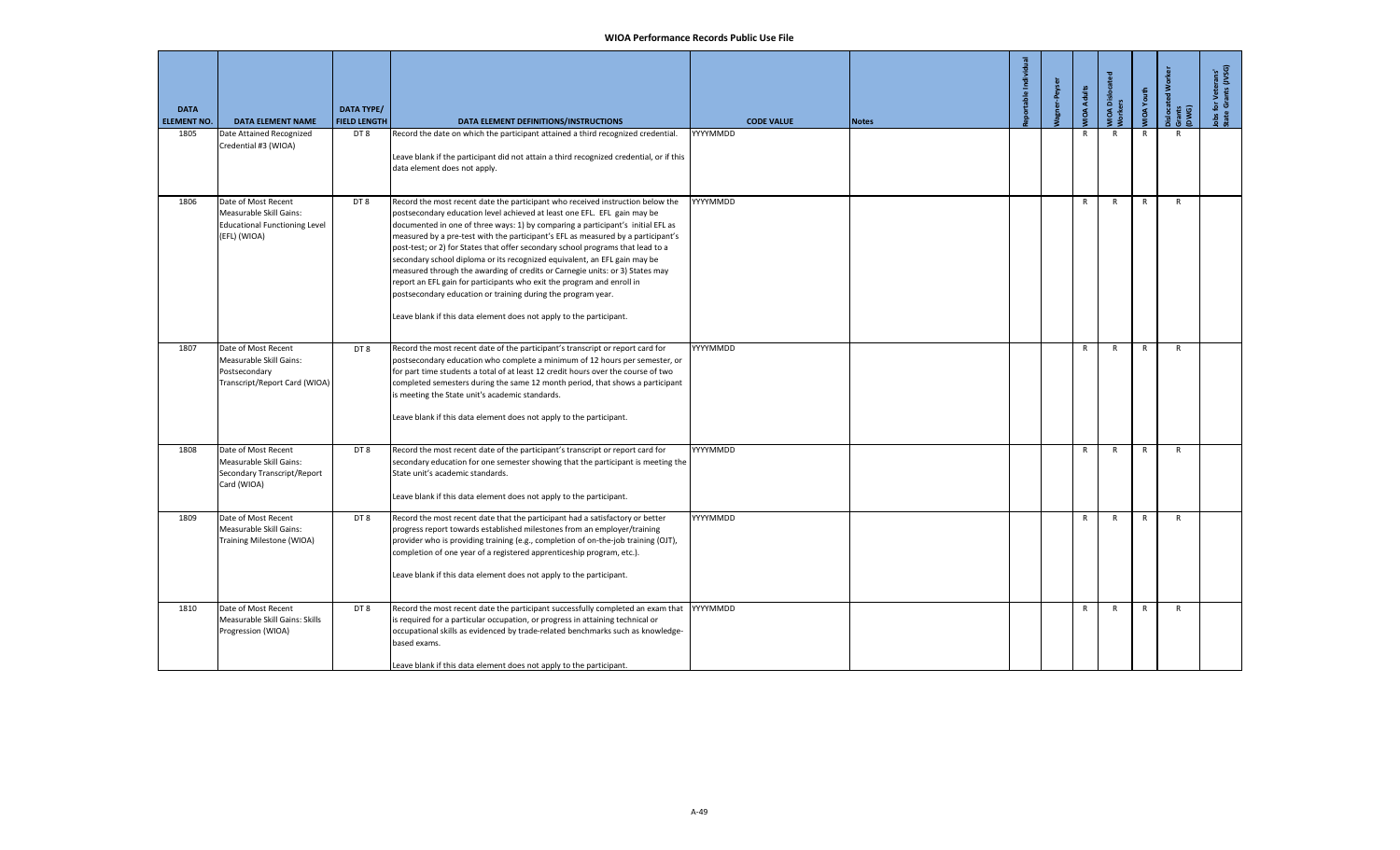# WIOA Performance Records Public Use File

| DATA ELEMENT NO. | DATA ELEMENT NAME | DATA TYPE/ FIELD LENGTH | DATA ELEMENT DEFINITIONS/INSTRUCTIONS | CODE VALUE | Notes | Reportable Individual | Wagner-Peyser | WIOA Adults | WIOA Dislocated Workers | WIOA Youth | Dislocated Worker Grants (DWG) | Jobs for Veterans' State Grants (JVSG) |
|---|---|---|---|---|---|---|---|---|---|---|---|---|
| 1805 | Date Attained Recognized Credential #3 (WIOA) | DT 8 | Record the date on which the participant attained a third recognized credential.<br><br>Leave blank if the participant did not attain a third recognized credential, or if this data element does not apply. | YYYYMMDD | | | | R | R | R | R | |
| 1806 | Date of Most Recent Measurable Skill Gains: Educational Functioning Level (EFL) (WIOA) | DT 8 | Record the most recent date the participant who received instruction below the postsecondary education level achieved at least one EFL. EFL gain may be documented in one of three ways: 1) by comparing a participant's initial EFL as measured by a pre-test with the participant's EFL as measured by a participant's post-test; or 2) for States that offer secondary school programs that lead to a secondary school diploma or its recognized equivalent, an EFL gain may be measured through the awarding of credits or Carnegie units: or 3) States may report an EFL gain for participants who exit the program and enroll in postsecondary education or training during the program year.<br><br>Leave blank if this data element does not apply to the participant. | YYYYMMDD | | | | R | R | R | R | |
| 1807 | Date of Most Recent Measurable Skill Gains: Postsecondary Transcript/Report Card (WIOA) | DT 8 | Record the most recent date of the participant's transcript or report card for postsecondary education who complete a minimum of 12 hours per semester, or for part time students a total of at least 12 credit hours over the course of two completed semesters during the same 12 month period, that shows a participant is meeting the State unit's academic standards.<br><br>Leave blank if this data element does not apply to the participant. | YYYYMMDD | | | | R | R | R | R | |
| 1808 | Date of Most Recent Measurable Skill Gains: Secondary Transcript/Report Card (WIOA) | DT 8 | Record the most recent date of the participant's transcript or report card for secondary education for one semester showing that the participant is meeting the State unit's academic standards.<br><br>Leave blank if this data element does not apply to the participant. | YYYYMMDD | | | | R | R | R | R | |
| 1809 | Date of Most Recent Measurable Skill Gains: Training Milestone (WIOA) | DT 8 | Record the most recent date that the participant had a satisfactory or better progress report towards established milestones from an employer/training provider who is providing training (e.g., completion of on-the-job training (OJT), completion of one year of a registered apprenticeship program, etc.).<br><br>Leave blank if this data element does not apply to the participant. | YYYYMMDD | | | | R | R | R | R | |
| 1810 | Date of Most Recent Measurable Skill Gains: Skills Progression (WIOA) | DT 8 | Record the most recent date the participant successfully completed an exam that is required for a particular occupation, or progress in attaining technical or occupational skills as evidenced by trade-related benchmarks such as knowledge-based exams.<br><br>Leave blank if this data element does not apply to the participant. | YYYYMMDD | | | | R | R | R | R | |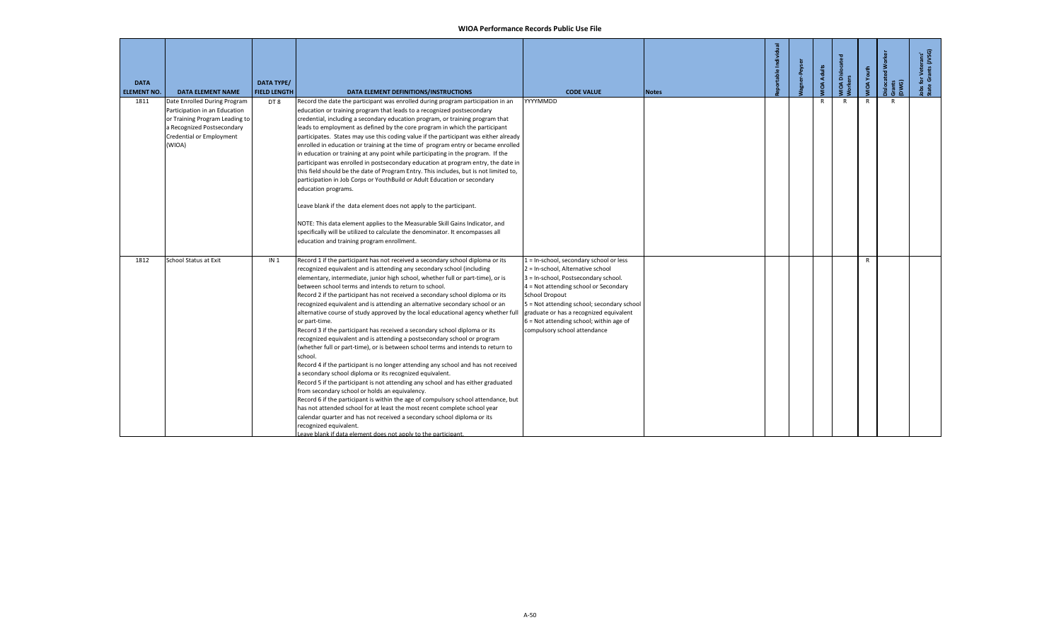# WIOA Performance Records Public Use File

| DATA ELEMENT NO. | DATA ELEMENT NAME | DATA TYPE/ FIELD LENGTH | DATA ELEMENT DEFINITIONS/INSTRUCTIONS | CODE VALUE | Notes | Reportable Individual | Wagner-Peyser | WIOA Adults | WIOA Dislocated Workers | WIOA Youth | Dislocated Worker Grants (DWG) | Jobs for Veterans' State Grants (JVSG) |
|---|---|---|---|---|---|---|---|---|---|---|---|---|
| 1811 | Date Enrolled During Program Participation in an Education or Training Program Leading to a Recognized Postsecondary Credential or Employment (WIOA) | DT 8 | Record the date the participant was enrolled during program participation in an education or training program that leads to a recognized postsecondary credential, including a secondary education program, or training program that leads to employment as defined by the core program in which the participant participates. States may use this coding value if the participant was either already enrolled in education or training at the time of program entry or became enrolled in education or training at any point while participating in the program. If the participant was enrolled in postsecondary education at program entry, the date in this field should be the date of Program Entry. This includes, but is not limited to, participation in Job Corps or YouthBuild or Adult Education or secondary education programs.<br><br>Leave blank if the data element does not apply to the participant.<br><br>NOTE: This data element applies to the Measurable Skill Gains Indicator, and specifically will be utilized to calculate the denominator. It encompasses all education and training program enrollment. | YYYYMMDD | | | | R | R | R | R | |
| 1812 | School Status at Exit | IN 1 | Record 1 if the participant has not received a secondary school diploma or its recognized equivalent and is attending any secondary school (including elementary, intermediate, junior high school, whether full or part-time), or is between school terms and intends to return to school.<br>Record 2 if the participant has not received a secondary school diploma or its recognized equivalent and is attending an alternative secondary school or an alternative course of study approved by the local educational agency whether full or part-time.<br>Record 3 if the participant has received a secondary school diploma or its recognized equivalent and is attending a postsecondary school or program (whether full or part-time), or is between school terms and intends to return to school.<br>Record 4 if the participant is no longer attending any school and has not received a secondary school diploma or its recognized equivalent.<br>Record 5 if the participant is not attending any school and has either graduated from secondary school or holds an equivalency.<br>Record 6 if the participant is within the age of compulsory school attendance, but has not attended school for at least the most recent complete school year calendar quarter and has not received a secondary school diploma or its recognized equivalent.<br>Leave blank if data element does not apply to the participant. | 1 = In-school, secondary school or less<br>2 = In-school, Alternative school<br>3 = In-school, Postsecondary school.<br>4 = Not attending school or Secondary School Dropout<br>5 = Not attending school; secondary school graduate or has a recognized equivalent<br>6 = Not attending school; within age of compulsory school attendance | | | | | | R | | |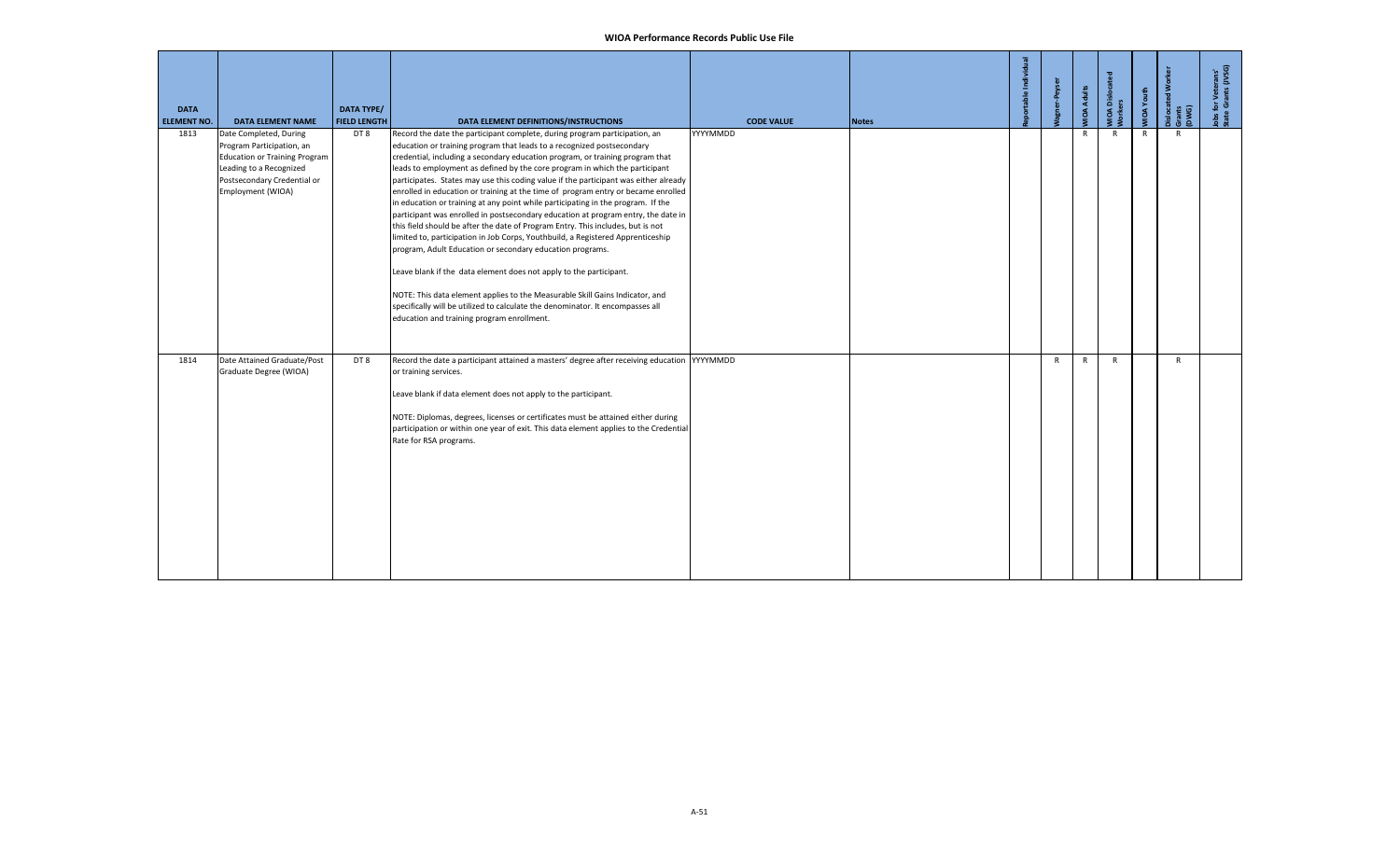| DATA ELEMENT NO. | DATA ELEMENT NAME | DATA TYPE/ FIELD LENGTH | DATA ELEMENT DEFINITIONS/INSTRUCTIONS | CODE VALUE | Notes | Reportable Individual | Wagner-Peyser | WIOA Adults | WIOA Dislocated Workers | WIOA Youth | Dislocated Worker Grants (DWG) | Jobs for Veterans' State Grants (JVSG) |
|---|---|---|---|---|---|---|---|---|---|---|---|---|
| 1813 | Date Completed, During Program Participation, an Education or Training Program Leading to a Recognized Postsecondary Credential or Employment (WIOA) | DT 8 | Record the date the participant complete, during program participation, an education or training program that leads to a recognized postsecondary credential, including a secondary education program, or training program that leads to employment as defined by the core program in which the participant participates. States may use this coding value if the participant was either already enrolled in education or training at the time of program entry or became enrolled in education or training at any point while participating in the program. If the participant was enrolled in postsecondary education at program entry, the date in this field should be after the date of Program Entry. This includes, but is not limited to, participation in Job Corps, Youthbuild, a Registered Apprenticeship program, Adult Education or secondary education programs.<br><br>Leave blank if the data element does not apply to the participant.<br><br>NOTE: This data element applies to the Measurable Skill Gains Indicator, and specifically will be utilized to calculate the denominator. It encompasses all education and training program enrollment. | YYYYMMDD | | | | R | R | R | R | |
| 1814 | Date Attained Graduate/Post Graduate Degree (WIOA) | DT 8 | Record the date a participant attained a masters' degree after receiving education or training services.<br><br>Leave blank if data element does not apply to the participant.<br><br>NOTE: Diplomas, degrees, licenses or certificates must be attained either during participation or within one year of exit. This data element applies to the Credential Rate for RSA programs. | YYYYMMDD | | | R | R | R | | R | |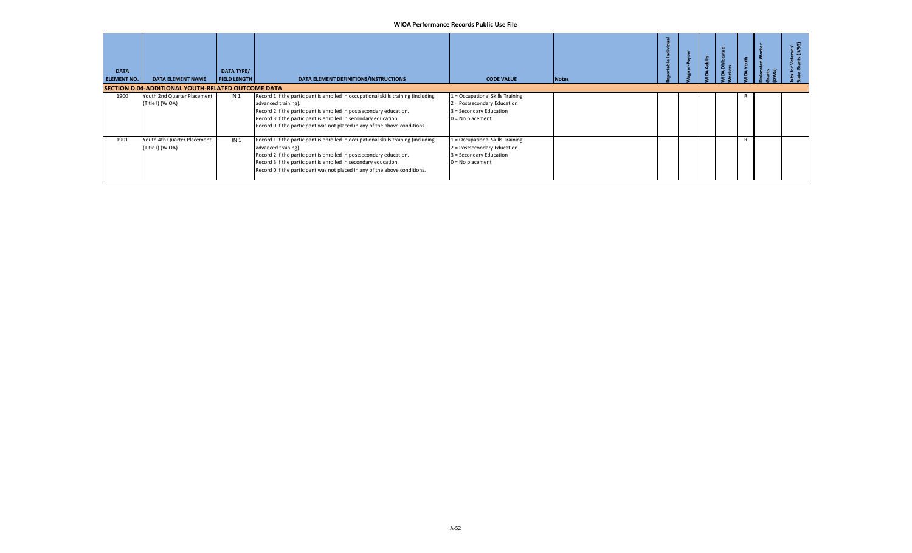# WIOA Performance Records Public Use File

| DATA ELEMENT NO. | DATA ELEMENT NAME | DATA TYPE/ FIELD LENGTH | DATA ELEMENT DEFINITIONS/INSTRUCTIONS | CODE VALUE | Notes | Reportable Individual | Wagner-Peyser | WIOA Adults | WIOA Dislocated Workers | WIOA Youth | Dislocated Worker Grants (DWG) | Jobs for Veterans' State Grants (JVSG) |
|---|---|---|---|---|---|---|---|---|---|---|---|---|
| **SECTION D.04-ADDITIONAL YOUTH-RELATED OUTCOME DATA** | | | | | | | | | | | | |
| 1900 | Youth 2nd Quarter Placement (Title I) (WIOA) | IN 1 | Record 1 if the participant is enrolled in occupational skills training (including advanced training).<br>Record 2 if the participant is enrolled in postsecondary education.<br>Record 3 if the participant is enrolled in secondary education.<br>Record 0 if the participant was not placed in any of the above conditions. | 1 = Occupational Skills Training<br>2 = Postsecondary Education<br>3 = Secondary Education<br>0 = No placement | | | | | | R | | |
| 1901 | Youth 4th Quarter Placement (Title I) (WIOA) | IN 1 | Record 1 if the participant is enrolled in occupational skills training (including advanced training).<br>Record 2 if the participant is enrolled in postsecondary education.<br>Record 3 if the participant is enrolled in secondary education.<br>Record 0 if the participant was not placed in any of the above conditions. | 1 = Occupational Skills Training<br>2 = Postsecondary Education<br>3 = Secondary Education<br>0 = No placement | | | | | | R | | |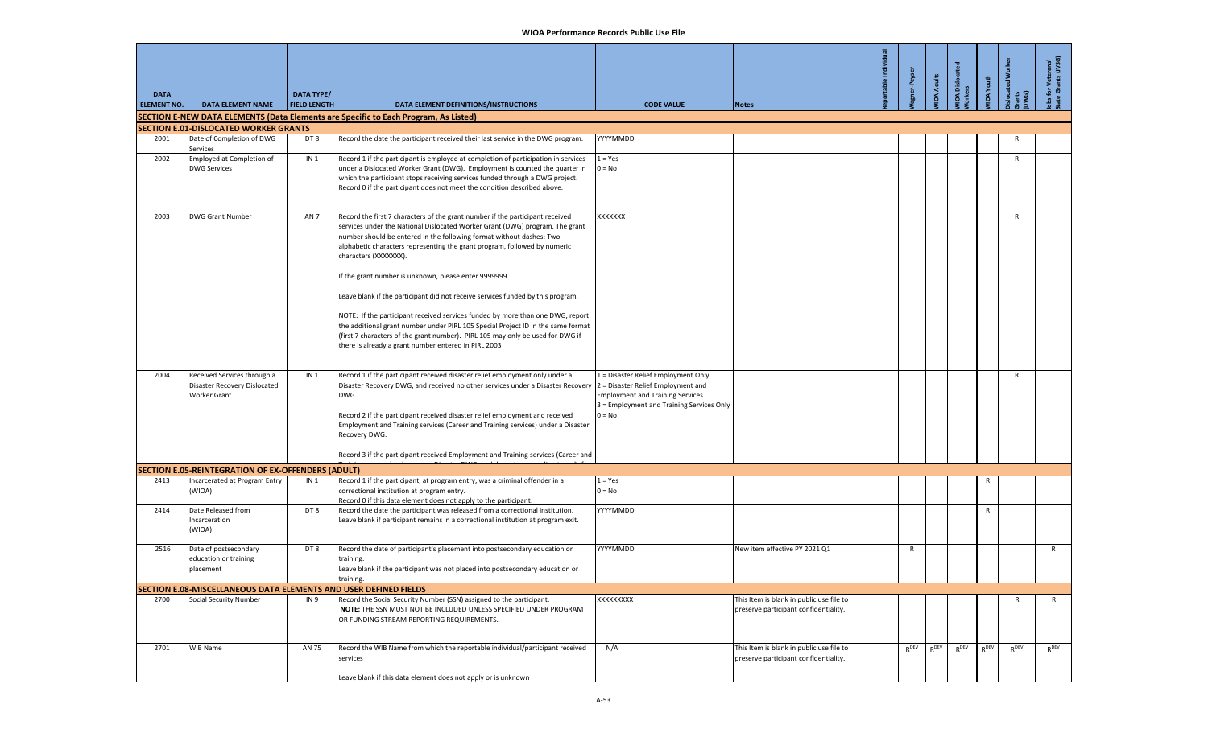| DATA ELEMENT NO. | DATA ELEMENT NAME | DATA TYPE/ FIELD LENGTH | DATA ELEMENT DEFINITIONS/INSTRUCTIONS | CODE VALUE | Notes | Reportable Individual | Wagner-Peyser | WIOA Adults | WIOA Dislocated Workers | WIOA Youth | Dislocated Worker Grants (DWG) | Jobs for Veterans' State Grants (JVSG) |
|---|---|---|---|---|---|---|---|---|---|---|---|---|
| **SECTION E-NEW DATA ELEMENTS (Data Elements are Specific to Each Program, As Listed)** | | | | | | | | | | | | |
| **SECTION E.01-DISLOCATED WORKER GRANTS** | | | | | | | | | | | | |
| 2001 | Date of Completion of DWG Services | DT 8 | Record the date the participant received their last service in the DWG program. | YYYYMMDD | | | | | | | R | |
| 2002 | Employed at Completion of DWG Services | IN 1 | Record 1 if the participant is employed at completion of participation in services under a Dislocated Worker Grant (DWG). Employment is counted the quarter in which the participant stops receiving services funded through a DWG project. Record 0 if the participant does not meet the condition described above. | 1 = Yes<br>0 = No | | | | | | | R | |
| 2003 | DWG Grant Number | AN 7 | Record the first 7 characters of the grant number if the participant received services under the National Dislocated Worker Grant (DWG) program. The grant number should be entered in the following format without dashes: Two alphabetic characters representing the grant program, followed by numeric characters (XXXXXXX).<br><br>If the grant number is unknown, please enter 9999999.<br><br>Leave blank if the participant did not receive services funded by this program.<br><br>NOTE: If the participant received services funded by more than one DWG, report the additional grant number under PIRL 105 Special Project ID in the same format (first 7 characters of the grant number). PIRL 105 may only be used for DWG if there is already a grant number entered in PIRL 2003 | XXXXXXX | | | | | | | R | |
| 2004 | Received Services through a Disaster Recovery Dislocated Worker Grant | IN 1 | Record 1 if the participant received disaster relief employment only under a Disaster Recovery DWG, and received no other services under a Disaster Recovery DWG.<br><br>Record 2 if the participant received disaster relief employment and received Employment and Training services (Career and Training services) under a Disaster Recovery DWG.<br><br>Record 3 if the participant received Employment and Training services (Career and | 1 = Disaster Relief Employment Only<br>2 = Disaster Relief Employment and Employment and Training Services<br>3 = Employment and Training Services Only<br>0 = No | | | | | | | R | |
| **SECTION E.05-REINTEGRATION OF EX-OFFENDERS (ADULT)** | | | | | | | | | | | | |
| 2413 | Incarcerated at Program Entry (WIOA) | IN 1 | Record 1 if the participant, at program entry, was a criminal offender in a correctional institution at program entry.<br>Record 0 if this data element does not apply to the participant. | 1 = Yes<br>0 = No | | | | | | R | | |
| 2414 | Date Released from Incarceration (WIOA) | DT 8 | Record the date the participant was released from a correctional institution.<br>Leave blank if participant remains in a correctional institution at program exit. | YYYYMMDD | | | | | | R | | |
| 2516 | Date of postsecondary education or training placement | DT 8 | Record the date of participant's placement into postsecondary education or training.<br>Leave blank if the participant was not placed into postsecondary education or training. | YYYYMMDD | New item effective PY 2021 Q1 | | R | | | | | R |
| **SECTION E.08-MISCELLANEOUS DATA ELEMENTS AND USER DEFINED FIELDS** | | | | | | | | | | | | |
| 2700 | Social Security Number | IN 9 | Record the Social Security Number (SSN) assigned to the participant.<br>**NOTE:** THE SSN MUST NOT BE INCLUDED UNLESS SPECIFIED UNDER PROGRAM OR FUNDING STREAM REPORTING REQUIREMENTS. | XXXXXXXXX | This Item is blank in public use file to preserve participant confidentiality. | | | | | | R | R |
| 2701 | WIB Name | AN 75 | Record the WIB Name from which the reportable individual/participant received services<br><br>Leave blank if this data element does not apply or is unknown | N/A | This Item is blank in public use file to preserve participant confidentiality. | | $R^{DEV}$ | $R^{DEV}$ | $R^{DEV}$ | $R^{DEV}$ | $R^{DEV}$ | $R^{DEV}$ |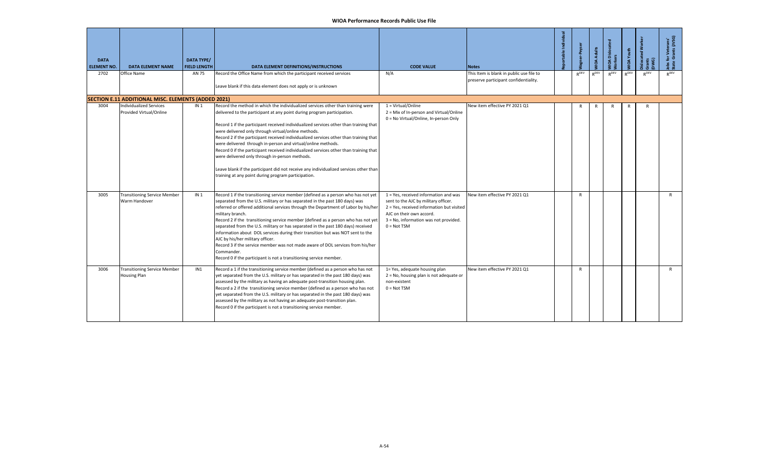# WIOA Performance Records Public Use File

| DATA ELEMENT NO. | DATA ELEMENT NAME | DATA TYPE/ FIELD LENGTH | DATA ELEMENT DEFINITIONS/INSTRUCTIONS | CODE VALUE | Notes | Reportable Individual | Wagner-Peyser | WIOA Adults | WIOA Dislocated Workers | WIOA Youth | Dislocated Worker Grants (DWG) | Jobs for Veterans' State Grants (JVSG) |
|---|---|---|---|---|---|---|---|---|---|---|---|---|
| 2702 | Office Name | AN 75 | Record the Office Name from which the participant received services<br><br>Leave blank if this data element does not apply or is unknown | N/A | This Item is blank in public use file to preserve participant confidentiality. | | R^DEV | R^DEV | R^DEV | R^DEV | R^DEV | R^DEV |
| **SECTION E.11 ADDITIONAL MISC. ELEMENTS (ADDED 2021)** | | | | | | | | | | | | |
| 3004 | Individualized Services Provided Virtual/Online | IN 1 | Record the method in which the individualized services other than training were delivered to the participant at any point during program participation.<br><br>Record 1 if the participant received individualized services other than training that were delivered only through virtual/online methods.<br>Record 2 if the participant received individualized services other than training that were delivered through in-person and virtual/online methods.<br>Record 0 if the participant received individualized services other than training that were delivered only through in-person methods.<br><br>Leave blank if the participant did not receive any individualized services other than training at any point during program participation. | 1 = Virtual/Online<br>2 = Mix of In-person and Virtual/Online<br>0 = No Virtual/Online, In-person Only | New item effective PY 2021 Q1 | | R | R | R | R | R | |
| 3005 | Transitioning Service Member Warm Handover | IN 1 | Record 1 if the transitioning service member (defined as a person who has not yet separated from the U.S. military or has separated in the past 180 days) was referred or offered additional services through the Department of Labor by his/her military branch.<br>Record 2 if the transitioning service member (defined as a person who has not yet separated from the U.S. military or has separated in the past 180 days) received information about DOL services during their transition but was NOT sent to the AJC by his/her military officer.<br>Record 3 if the service member was not made aware of DOL services from his/her Commander.<br>Record 0 if the participant is not a transitioning service member. | 1 = Yes, received information and was sent to the AJC by military officer.<br>2 = Yes, received information but visited AJC on their own accord.<br>3 = No, information was not provided.<br>0 = Not TSM | New item effective PY 2021 Q1 | | R | | | | | R |
| 3006 | Transitioning Service Member Housing Plan | IN1 | Record a 1 if the transitioning service member (defined as a person who has not yet separated from the U.S. military or has separated in the past 180 days) was assessed by the military as having an adequate post-transition housing plan.<br>Record a 2 if the transitioning service member (defined as a person who has not yet separated from the U.S. military or has separated in the past 180 days) was assessed by the military as not having an adequate post-transition plan.<br>Record 0 if the participant is not a transitioning service member. | 1= Yes, adequate housing plan<br>2 = No, housing plan is not adequate or non-existent<br>0 = Not TSM | New item effective PY 2021 Q1 | | R | | | | | R |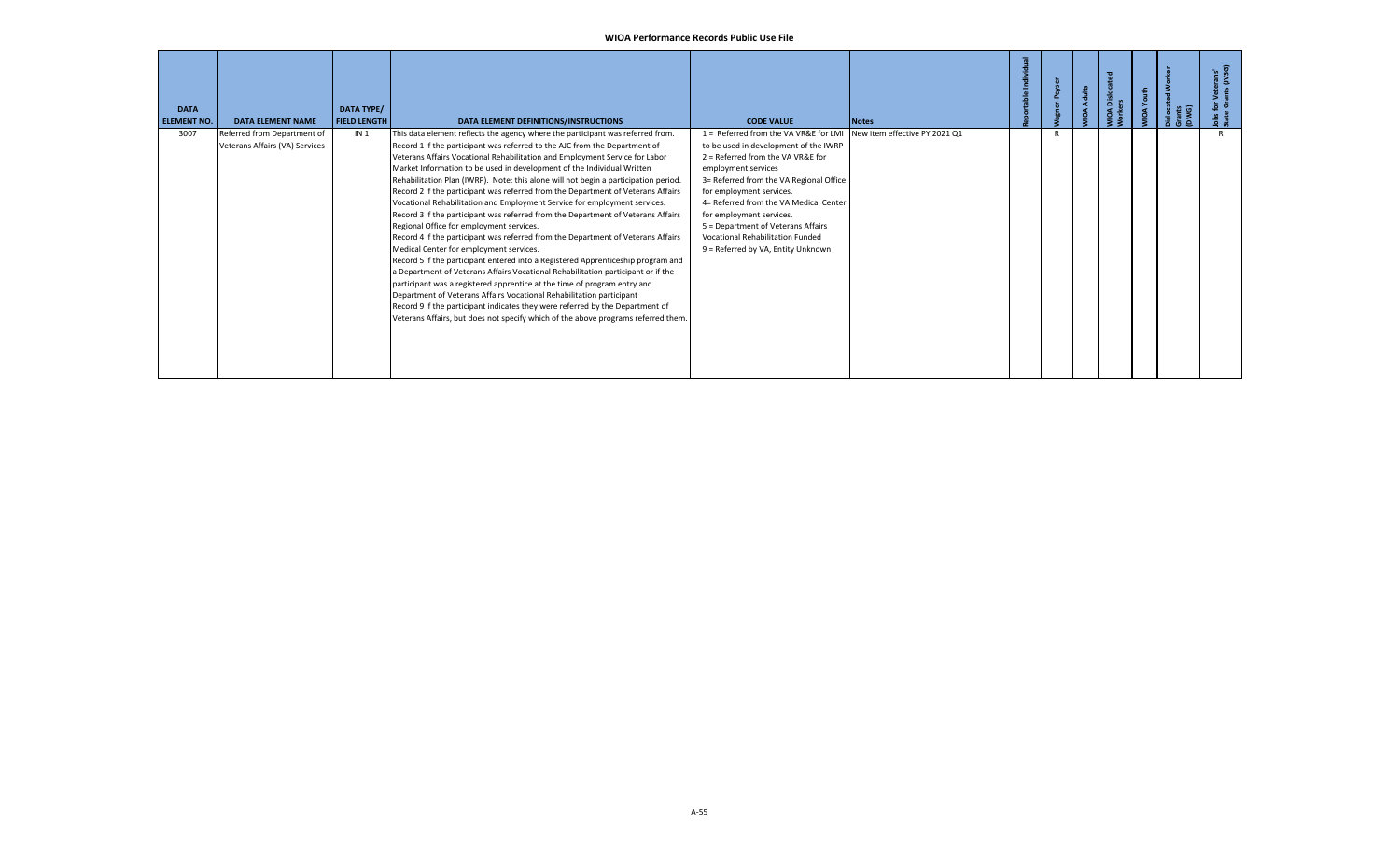# WIOA Performance Records Public Use File

| DATA ELEMENT NO. | DATA ELEMENT NAME | DATA TYPE/ FIELD LENGTH | DATA ELEMENT DEFINITIONS/INSTRUCTIONS | CODE VALUE | Notes | Reportable Individual | Wagner-Peyser | WIOA Adults | WIOA Dislocated Workers | WIOA Youth | Dislocated Worker Grants (DWG) | Jobs for Veterans' State Grants (JVSG) |
|---|---|---|---|---|---|---|---|---|---|---|---|---|
| 3007 | Referred from Department of Veterans Affairs (VA) Services | IN 1 | This data element reflects the agency where the participant was referred from. Record 1 if the participant was referred to the AJC from the Department of Veterans Affairs Vocational Rehabilitation and Employment Service for Labor Market Information to be used in development of the Individual Written Rehabilitation Plan (IWRP). Note: this alone will not begin a participation period. Record 2 if the participant was referred from the Department of Veterans Affairs Vocational Rehabilitation and Employment Service for employment services. Record 3 if the participant was referred from the Department of Veterans Affairs Regional Office for employment services. Record 4 if the participant was referred from the Department of Veterans Affairs Medical Center for employment services. Record 5 if the participant entered into a Registered Apprenticeship program and a Department of Veterans Affairs Vocational Rehabilitation participant or if the participant was a registered apprentice at the time of program entry and Department of Veterans Affairs Vocational Rehabilitation participant Record 9 if the participant indicates they were referred by the Department of Veterans Affairs, but does not specify which of the above programs referred them. | 1 = Referred from the VA VR&E for LMI to be used in development of the IWRP<br>2 = Referred from the VA VR&E for employment services<br>3= Referred from the VA Regional Office for employment services.<br>4= Referred from the VA Medical Center for employment services.<br>5 = Department of Veterans Affairs Vocational Rehabilitation Funded<br>9 = Referred by VA, Entity Unknown | New item effective PY 2021 Q1 | | R | | | | | R |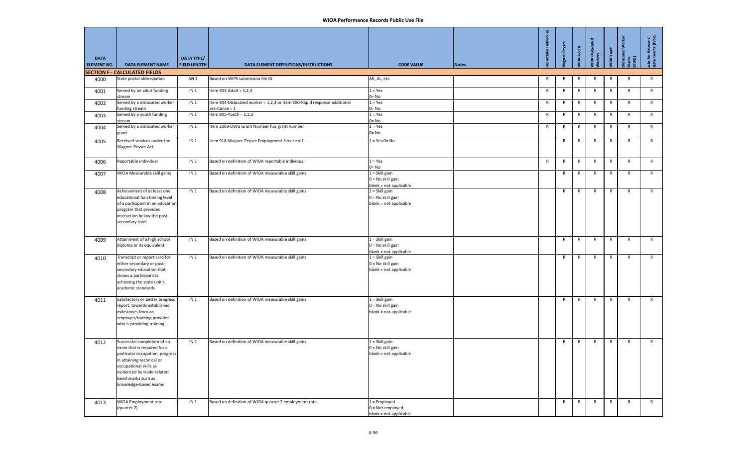# WIOA Performance Records Public Use File

| DATA ELEMENT NO. | DATA ELEMENT NAME | DATA TYPE/ FIELD LENGTH | DATA ELEMENT DEFINITIONS/INSTRUCTIONS | CODE VALUE | Notes | Reportable Individual | Wagner-Peyser | WIOA Adults | WIOA Dislocated Workers | WIOA Youth | Dislocated Worker Grants (DWG) | Jobs for Veterans' State Grants (JVSG) |
|---|---|---|---|---|---|---|---|---|---|---|---|---|
| **SECTION F - CALCULATED FIELDS** | | | | | | | | | | | | |
| 4000 | State postal abbreviation | AN 2 | Based on WIPS submission file ID | AK, AL, etc. | | R | R | R | R | R | R | R |
| 4001 | Served by an adult funding stream | IN 1 | Item 903-Adult = 1,2,3 | 1 = Yes<br>0= No | | R | R | R | R | R | R | R |
| 4002 | Served by a dislocated worker funding stream | IN 1 | Item 904-Dislocated worker = 1,2,3 or Item 900-Rapid response additional assistance = 1 | 1 = Yes<br>0= No | | R | R | R | R | R | R | R |
| 4003 | Served by a youth funding stream | IN 1 | Item 905-Youth = 1,2,3 | 1 = Yes<br>0= No | | R | R | R | R | R | R | R |
| 4004 | Served by a dislocated worker grant | IN 1 | Item 2003-DWG Grant Number has grant number | 1 = Yes<br>0= No | | R | R | R | R | R | R | R |
| 4005 | Received services under the Wagner-Peyser Act | IN 1 | Item 918-Wagner-Peyser Employment Service = 1 | 1 = Yes 0= No | | | R | R | R | R | R | R |
| 4006 | Reportable individual | IN 1 | Based on definition of WIOA reportable individual | 1 = Yes<br>0= No | | R | R | R | R | R | R | R |
| 4007 | WIOA Measurable skill gains | IN 1 | Based on definition of WIOA measurable skill gains | 1 = Skill gain<br>0 = No skill gain<br>blank = not applicable | | | R | R | R | R | R | R |
| 4008 | Achievement of at least one educational functioning level of a participant in an education program that provides instruction below the post-secondary level | IN 1 | Based on definition of WIOA measurable skill gains | 1 = Skill gain<br>0 = No skill gain<br>blank = not applicable | | | R | R | R | R | R | R |
| 4009 | Attainment of a high school diploma or its equivalent | IN 1 | Based on definition of WIOA measurable skill gains | 1 = Skill gain<br>0 = No skill gain<br>blank = not applicable | | | R | R | R | R | R | R |
| 4010 | Transcript or report card for either secondary or post-secondary education that shows a participant is achieving the state unit's academic standards | IN 1 | Based on definition of WIOA measurable skill gains | 1 = Skill gain<br>0 = No skill gain<br>blank = not applicable | | | R | R | R | R | R | R |
| 4011 | Satisfactory or better progress report, towards established milestones from an employer/training provider who is providing training | IN 1 | Based on definition of WIOA measurable skill gains | 1 = Skill gain<br>0 = No skill gain<br>blank = not applicable | | | R | R | R | R | R | R |
| 4012 | Successful completion of an exam that is required for a particular occupation, progress in attaining technical or occupational skills as evidenced by trade-related benchmarks such as knowledge-based exams | IN 1 | Based on definition of WIOA measurable skill gains | 1 = Skill gain<br>0 = No skill gain<br>blank = not applicable | | | R | R | R | R | R | R |
| 4013 | WIOA Employment rate (quarter 2) | IN 1 | Based on definition of WIOA quarter 2 employment rate | 1 = Employed<br>0 = Not employed<br>blank = not applicable | | | R | R | R | R | R | R |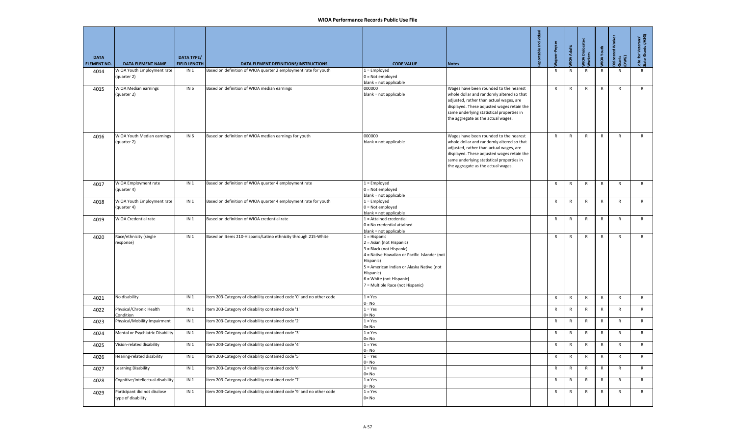# WIOA Performance Records Public Use File

| DATA ELEMENT NO. | DATA ELEMENT NAME | DATA TYPE/ FIELD LENGTH | DATA ELEMENT DEFINITIONS/INSTRUCTIONS | CODE VALUE | Notes | Reportable Individual | Wagner-Peyser | WIOA Adults | WIOA Dislocated Workers | WIOA Youth | Dislocated Worker Grants (DWG) | Jobs for Veterans' State Grants (JVSG) |
|---|---|---|---|---|---|---|---|---|---|---|---|---|
| 4014 | WIOA Youth Employment rate (quarter 2) | IN 1 | Based on definition of WIOA quarter 2 employment rate for youth | 1 = Employed<br>0 = Not employed<br>blank = not applicable | | | R | R | R | R | R | R |
| 4015 | WIOA Median earnings (quarter 2) | IN 6 | Based on definition of WIOA median earnings | 000000<br>blank = not applicable | Wages have been rounded to the nearest whole dollar and randomly altered so that adjusted, rather than actual wages, are displayed. These adjusted wages retain the same underlying statistical properties in the aggregate as the actual wages. | | R | R | R | R | R | R |
| 4016 | WIOA Youth Median earnings (quarter 2) | IN 6 | Based on definition of WIOA median earnings for youth | 000000<br>blank = not applicable | Wages have been rounded to the nearest whole dollar and randomly altered so that adjusted, rather than actual wages, are displayed. These adjusted wages retain the same underlying statistical properties in the aggregate as the actual wages. | | R | R | R | R | R | R |
| 4017 | WIOA Employment rate (quarter 4) | IN 1 | Based on definition of WIOA quarter 4 employment rate | 1 = Employed<br>0 = Not employed<br>blank = not applicable | | | R | R | R | R | R | R |
| 4018 | WIOA Youth Employment rate (quarter 4) | IN 1 | Based on definition of WIOA quarter 4 employment rate for youth | 1 = Employed<br>0 = Not employed<br>blank = not applicable | | | R | R | R | R | R | R |
| 4019 | WIOA Credential rate | IN 1 | Based on definition of WIOA credential rate | 1 = Attained credential<br>0 = No credential attained<br>blank = not applicable | | | R | R | R | R | R | R |
| 4020 | Race/ethnicity (single response) | IN 1 | Based on Items 210-Hispanic/Latino ethnicity through 215-White | 1 = Hispanic<br>2 = Asian (not Hispanic)<br>3 = Black (not Hispanic)<br>4 = Native Hawaiian or Pacific Islander (not Hispanic)<br>5 = American Indian or Alaska Native (not Hispanic)<br>6 = White (not Hispanic)<br>7 = Multiple Race (not Hispanic) | | | R | R | R | R | R | R |
| 4021 | No disability | IN 1 | Item 203-Category of disability contained code '0' and no other code | 1 = Yes<br>0= No | | | R | R | R | R | R | R |
| 4022 | Physical/Chronic Health Condition | IN 1 | Item 203-Category of disability contained code '1' | 1 = Yes<br>0= No | | | R | R | R | R | R | R |
| 4023 | Physical/Mobility Impairment | IN 1 | Item 203-Category of disability contained code '2' | 1 = Yes<br>0= No | | | R | R | R | R | R | R |
| 4024 | Mental or Psychiatric Disability | IN 1 | Item 203-Category of disability contained code '3' | 1 = Yes<br>0= No | | | R | R | R | R | R | R |
| 4025 | Vision-related disability | IN 1 | Item 203-Category of disability contained code '4' | 1 = Yes<br>0= No | | | R | R | R | R | R | R |
| 4026 | Hearing-related disability | IN 1 | Item 203-Category of disability contained code '5' | 1 = Yes<br>0= No | | | R | R | R | R | R | R |
| 4027 | Learning Disability | IN 1 | Item 203-Category of disability contained code '6' | 1 = Yes<br>0= No | | | R | R | R | R | R | R |
| 4028 | Cognitive/Intellectual disability | IN 1 | Item 203-Category of disability contained code '7' | 1 = Yes<br>0= No | | | R | R | R | R | R | R |
| 4029 | Participant did not disclose type of disability | IN 1 | Item 203-Category of disability contained code '9' and no other code | 1 = Yes<br>0= No | | | R | R | R | R | R | R |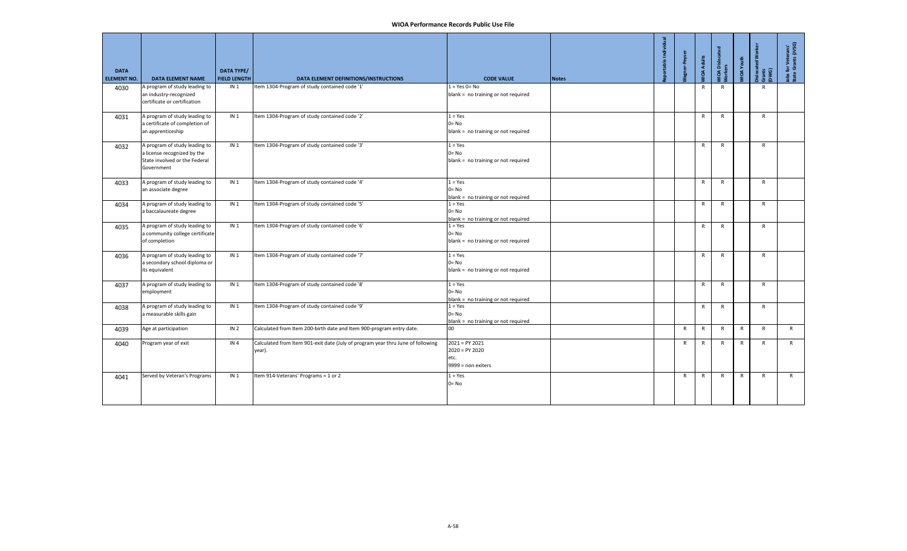# WIOA Performance Records Public Use File

| DATA ELEMENT NO. | DATA ELEMENT NAME | DATA TYPE/ FIELD LENGTH | DATA ELEMENT DEFINITIONS/INSTRUCTIONS | CODE VALUE | Notes | Reportable Individual | Wagner-Peyser | WIOA Adults | WIOA Dislocated Workers | WIOA Youth | Dislocated Worker Grants (DWG) | Jobs for Veterans' State Grants (JVSG) |
|---|---|---|---|---|---|---|---|---|---|---|---|---|
| 4030 | A program of study leading to an industry-recognized certificate or certification | IN 1 | Item 1304-Program of study contained code '1' | 1 = Yes 0= No<br>blank = no training or not required | | | | R | R | | R | |
| 4031 | A program of study leading to a certificate of completion of an apprenticeship | IN 1 | Item 1304-Program of study contained code '2' | 1 = Yes<br>0= No<br>blank = no training or not required | | | | R | R | | R | |
| 4032 | A program of study leading to a license recognized by the State involved or the Federal Government | IN 1 | Item 1304-Program of study contained code '3' | 1 = Yes<br>0= No<br>blank = no training or not required | | | | R | R | | R | |
| 4033 | A program of study leading to an associate degree | IN 1 | Item 1304-Program of study contained code '4' | 1 = Yes<br>0= No<br>blank = no training or not required | | | | R | R | | R | |
| 4034 | A program of study leading to a baccalaureate degree | IN 1 | Item 1304-Program of study contained code '5' | 1 = Yes<br>0= No<br>blank = no training or not required | | | | R | R | | R | |
| 4035 | A program of study leading to a community college certificate of completion | IN 1 | Item 1304-Program of study contained code '6' | 1 = Yes<br>0= No<br>blank = no training or not required | | | | R | R | | R | |
| 4036 | A program of study leading to a secondary school diploma or its equivalent | IN 1 | Item 1304-Program of study contained code '7' | 1 = Yes<br>0= No<br>blank = no training or not required | | | | R | R | | R | |
| 4037 | A program of study leading to employment | IN 1 | Item 1304-Program of study contained code '8' | 1 = Yes<br>0= No<br>blank = no training or not required | | | | R | R | | R | |
| 4038 | A program of study leading to a measurable skills gain | IN 1 | Item 1304-Program of study contained code '9' | 1 = Yes<br>0= No<br>blank = no training or not required | | | | R | R | | R | |
| 4039 | Age at participation | IN 2 | Calculated from Item 200-birth date and Item 900-program entry date. | 00 | | | R | R | R | R | R | R |
| 4040 | Program year of exit | IN 4 | Calculated from Item 901-exit date (July of program year thru June of following year). | 2021 = PY 2021<br>2020 = PY 2020<br>etc.<br>9999 = non exiters | | | R | R | R | R | R | R |
| 4041 | Served by Veteran's Programs | IN 1 | Item 914-Veterans' Programs = 1 or 2 | 1 = Yes<br>0= No | | | R | R | R | R | R | R |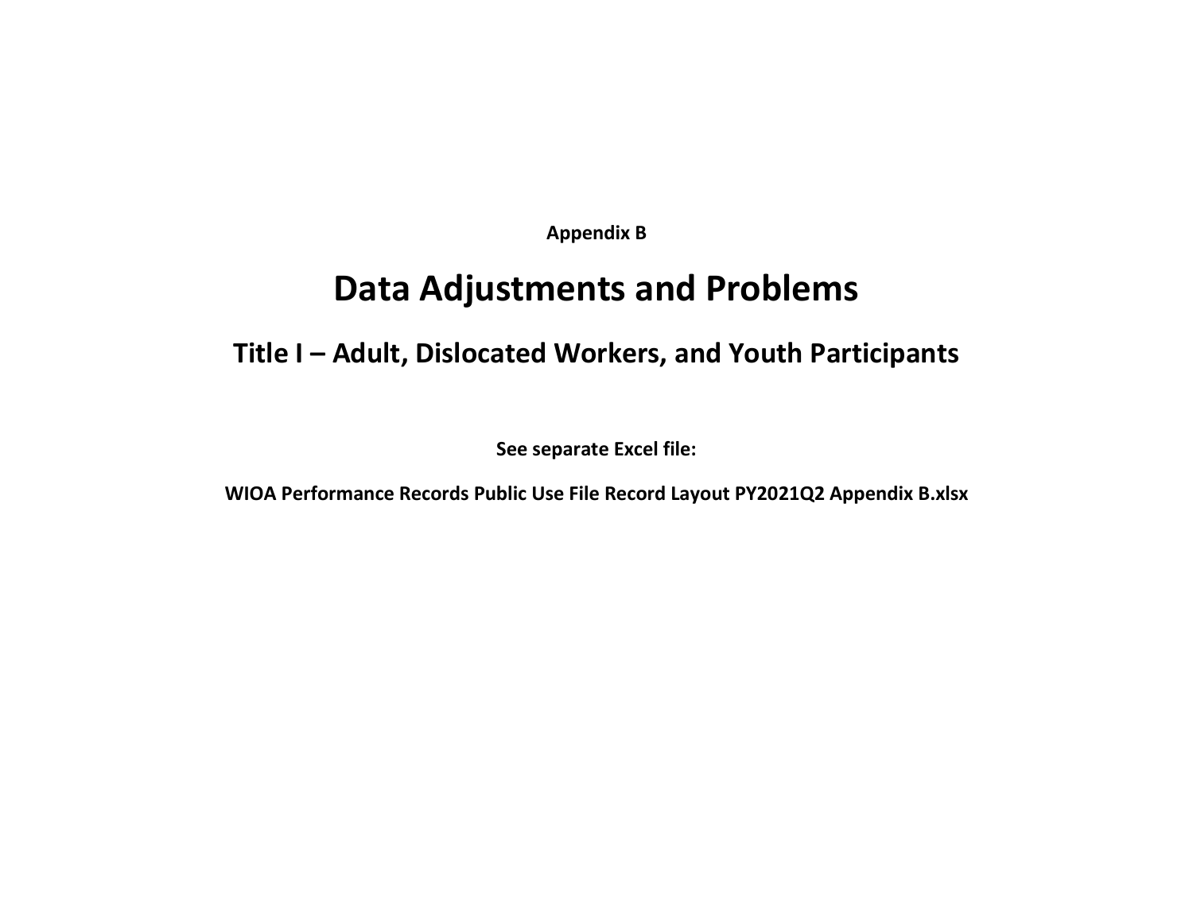**Appendix B**

# Data Adjustments and Problems

## Title I – Adult, Dislocated Workers, and Youth Participants

**See separate Excel file:**

**WIOA Performance Records Public Use File Record Layout PY2021Q2 Appendix B.xlsx**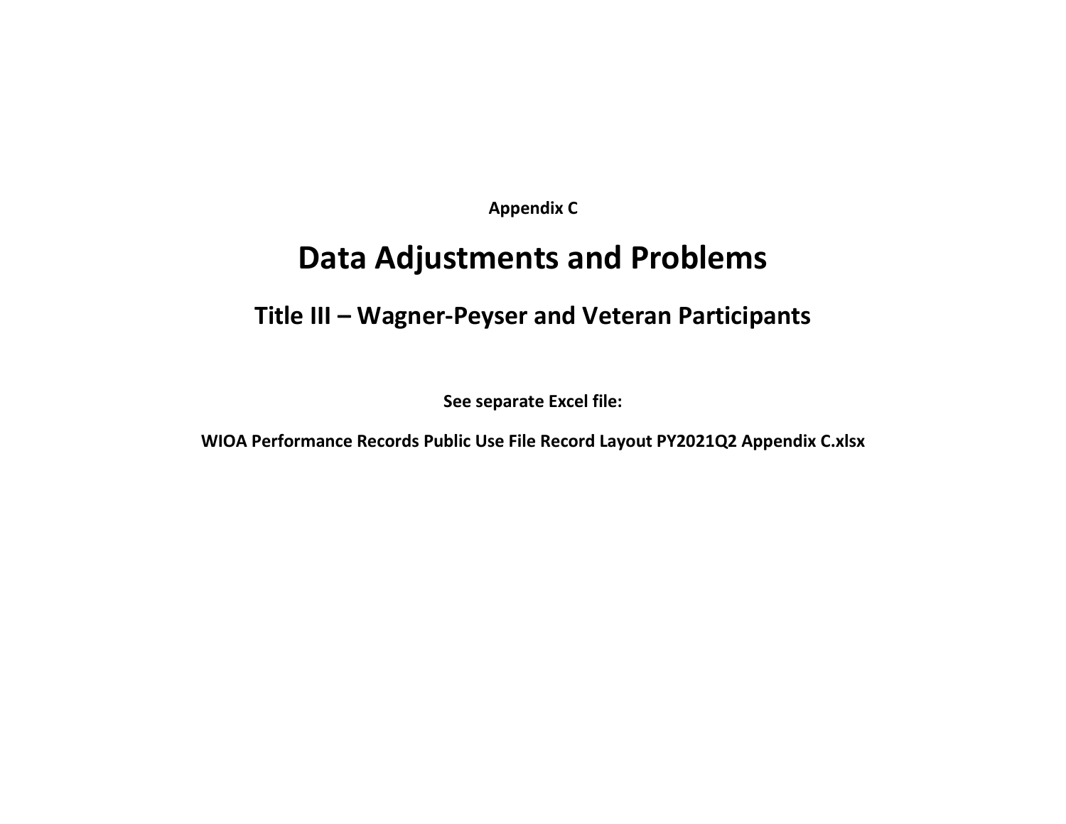**Appendix C**

# Data Adjustments and Problems

## Title III – Wagner-Peyser and Veteran Participants

**See separate Excel file:**

**WIOA Performance Records Public Use File Record Layout PY2021Q2 Appendix C.xlsx**